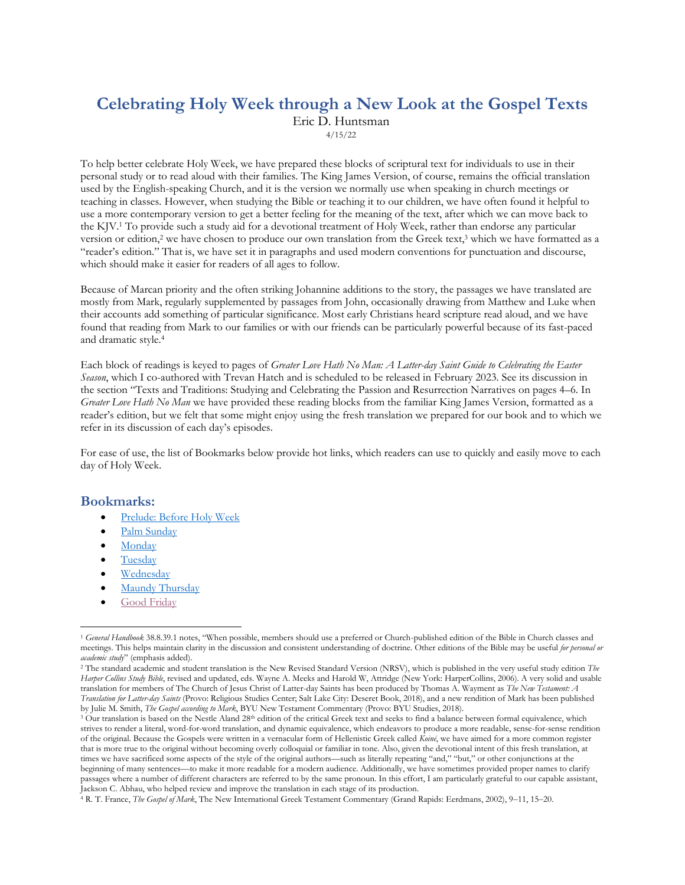# Celebrating Holy Week through a New Look at the Gospel Texts

Eric D. Huntsman

4/15/22

To help better celebrate Holy Week, we have prepared these blocks of scriptural text for individuals to use in their personal study or to read aloud with their families. The King James Version, of course, remains the official translation used by the English-speaking Church, and it is the version we normally use when speaking in church meetings or teaching in classes. However, when studying the Bible or teaching it to our children, we have often found it helpful to use a more contemporary version to get a better feeling for the meaning of the text, after which we can move back to the KJV.[1] To provide such a study aid for a devotional treatment of Holy Week, rather than endorse any particular version or edition,[2] we have chosen to produce our own translation from the Greek text,[3] which we have formatted as a "reader's edition." That is, we have set it in paragraphs and used modern conventions for punctuation and discourse, which should make it easier for readers of all ages to follow.

Because of Marcan priority and the often striking Johannine additions to the story, the passages we have translated are mostly from Mark, regularly supplemented by passages from John, occasionally drawing from Matthew and Luke when their accounts add something of particular significance. Most early Christians heard scripture read aloud, and we have found that reading from Mark to our families or with our friends can be particularly powerful because of its fast-paced and dramatic style.[4]

Each block of readings is keyed to pages of *Greater Love Hath No Man: A Latter-day Saint Guide to Celebrating the Easter Season*, which I co-authored with Trevan Hatch and is scheduled to be released in February 2023. See its discussion in the section "Texts and Traditions: Studying and Celebrating the Passion and Resurrection Narratives on pages 4–6. In *Greater Love Hath No Man* we have provided these reading blocks from the familiar King James Version, formatted as a reader's edition, but we felt that some might enjoy using the fresh translation we prepared for our book and to which we refer in its discussion of each day's episodes.

For ease of use, the list of Bookmarks below provide hot links, which readers can use to quickly and easily move to each day of Holy Week.

## Bookmarks:

- Prelude: Before Holy Week
- Palm Sunday
- Monday
- Tuesday
- Wednesday
- Maundy Thursday
- Good Friday

---

[1] *General Handbook* 38.8.39.1 notes, "When possible, members should use a preferred or Church-published edition of the Bible in Church classes and meetings. This helps maintain clarity in the discussion and consistent understanding of doctrine. Other editions of the Bible may be useful *for personal or academic study*" (emphasis added).

[2] The standard academic and student translation is the New Revised Standard Version (NRSV), which is published in the very useful study edition *The Harper Collins Study Bible*, revised and updated, eds. Wayne A. Meeks and Harold W, Attridge (New York: HarperCollins, 2006). A very solid and usable translation for members of The Church of Jesus Christ of Latter-day Saints has been produced by Thomas A. Wayment as *The New Testament: A Translation for Latter-day Saints* (Provo: Religious Studies Center; Salt Lake City: Deseret Book, 2018), and a new rendition of Mark has been published by Julie M. Smith, *The Gospel according to Mark*, BYU New Testament Commentary (Provo: BYU Studies, 2018).

[3] Our translation is based on the Nestle Aland 28th edition of the critical Greek text and seeks to find a balance between formal equivalence, which strives to render a literal, word-for-word translation, and dynamic equivalence, which endeavors to produce a more readable, sense-for-sense rendition of the original. Because the Gospels were written in a vernacular form of Hellenistic Greek called *Koinē*, we have aimed for a more common register that is more true to the original without becoming overly colloquial or familiar in tone. Also, given the devotional intent of this fresh translation, at times we have sacrificed some aspects of the style of the original authors—such as literally repeating "and," "but," or other conjunctions at the beginning of many sentences—to make it more readable for a modern audience. Additionally, we have sometimes provided proper names to clarify passages where a number of different characters are referred to by the same pronoun. In this effort, I am particularly grateful to our capable assistant, Jackson C. Abhau, who helped review and improve the translation in each stage of its production.

[4] R. T. France, *The Gospel of Mark*, The New International Greek Testament Commentary (Grand Rapids: Eerdmans, 2002), 9–11, 15–20.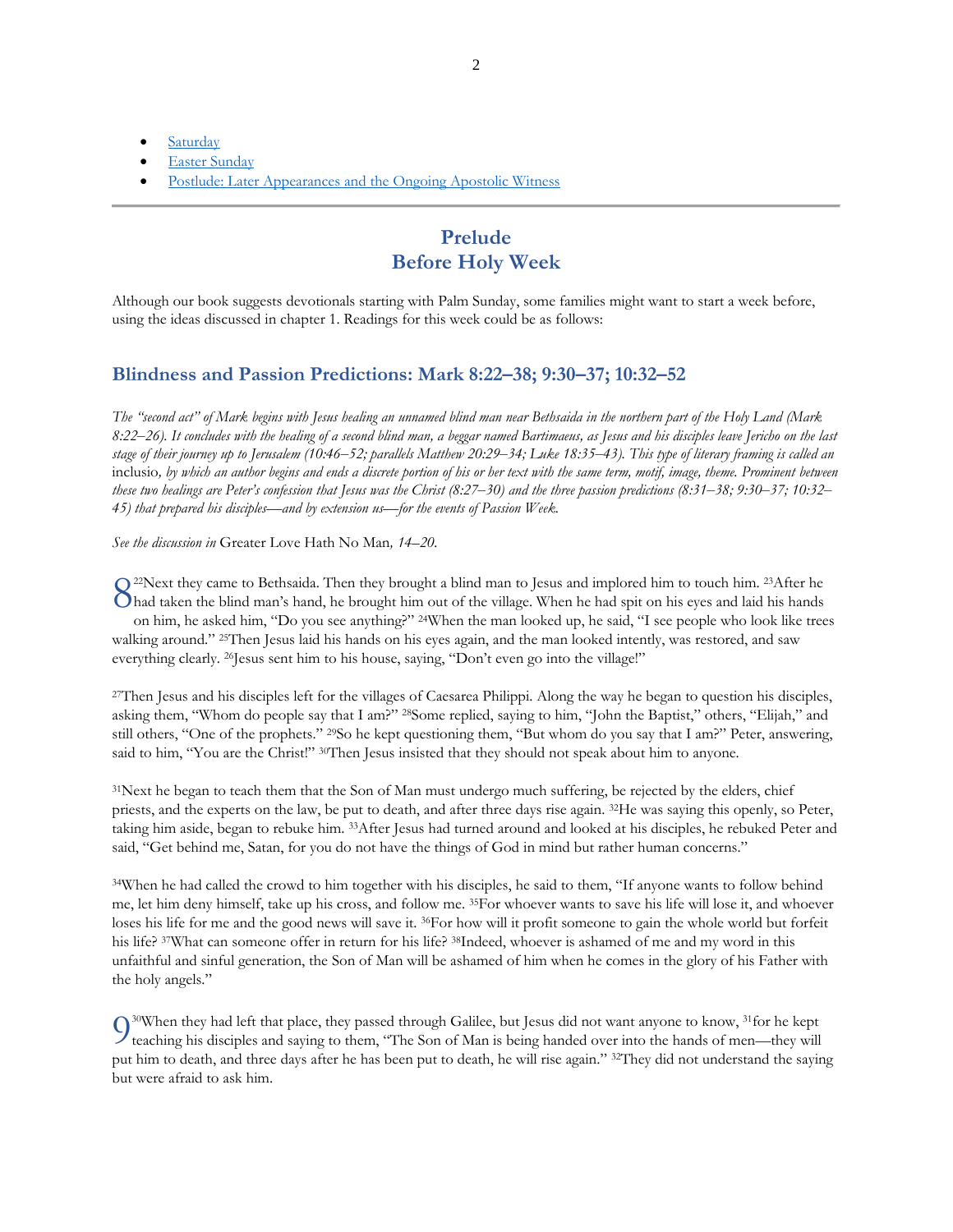- Saturday
- Easter Sunday
- Postlude: Later Appearances and the Ongoing Apostolic Witness

---

# Prelude
# Before Holy Week

Although our book suggests devotionals starting with Palm Sunday, some families might want to start a week before, using the ideas discussed in chapter 1. Readings for this week could be as follows:

## Blindness and Passion Predictions: Mark 8:22–38; 9:30–37; 10:32–52

*The "second act" of Mark begins with Jesus healing an unnamed blind man near Bethsaida in the northern part of the Holy Land (Mark 8:22–26). It concludes with the healing of a second blind man, a beggar named Bartimaeus, as Jesus and his disciples leave Jericho on the last stage of their journey up to Jerusalem (10:46–52; parallels Matthew 20:29–34; Luke 18:35–43). This type of literary framing is called an* inclusio*, by which an author begins and ends a discrete portion of his or her text with the same term, motif, image, theme. Prominent between these two healings are Peter's confession that Jesus was the Christ (8:27–30) and the three passion predictions (8:31–38; 9:30–37; 10:32–45) that prepared his disciples—and by extension us—for the events of Passion Week.*

*See the discussion in* Greater Love Hath No Man*, 14–20.*

8 [22]Next they came to Bethsaida. Then they brought a blind man to Jesus and implored him to touch him. [23]After he had taken the blind man's hand, he brought him out of the village. When he had spit on his eyes and laid his hands on him, he asked him, "Do you see anything?" [24]When the man looked up, he said, "I see people who look like trees walking around." [25]Then Jesus laid his hands on his eyes again, and the man looked intently, was restored, and saw everything clearly. [26]Jesus sent him to his house, saying, "Don't even go into the village!"

[27]Then Jesus and his disciples left for the villages of Caesarea Philippi. Along the way he began to question his disciples, asking them, "Whom do people say that I am?" [28]Some replied, saying to him, "John the Baptist," others, "Elijah," and still others, "One of the prophets." [29]So he kept questioning them, "But whom do you say that I am?" Peter, answering, said to him, "You are the Christ!" [30]Then Jesus insisted that they should not speak about him to anyone.

[31]Next he began to teach them that the Son of Man must undergo much suffering, be rejected by the elders, chief priests, and the experts on the law, be put to death, and after three days rise again. [32]He was saying this openly, so Peter, taking him aside, began to rebuke him. [33]After Jesus had turned around and looked at his disciples, he rebuked Peter and said, "Get behind me, Satan, for you do not have the things of God in mind but rather human concerns."

[34]When he had called the crowd to him together with his disciples, he said to them, "If anyone wants to follow behind me, let him deny himself, take up his cross, and follow me. [35]For whoever wants to save his life will lose it, and whoever loses his life for me and the good news will save it. [36]For how will it profit someone to gain the whole world but forfeit his life? [37]What can someone offer in return for his life? [38]Indeed, whoever is ashamed of me and my word in this unfaithful and sinful generation, the Son of Man will be ashamed of him when he comes in the glory of his Father with the holy angels."

9 [30]When they had left that place, they passed through Galilee, but Jesus did not want anyone to know, [31]for he kept teaching his disciples and saying to them, "The Son of Man is being handed over into the hands of men—they will put him to death, and three days after he has been put to death, he will rise again." [32]They did not understand the saying but were afraid to ask him.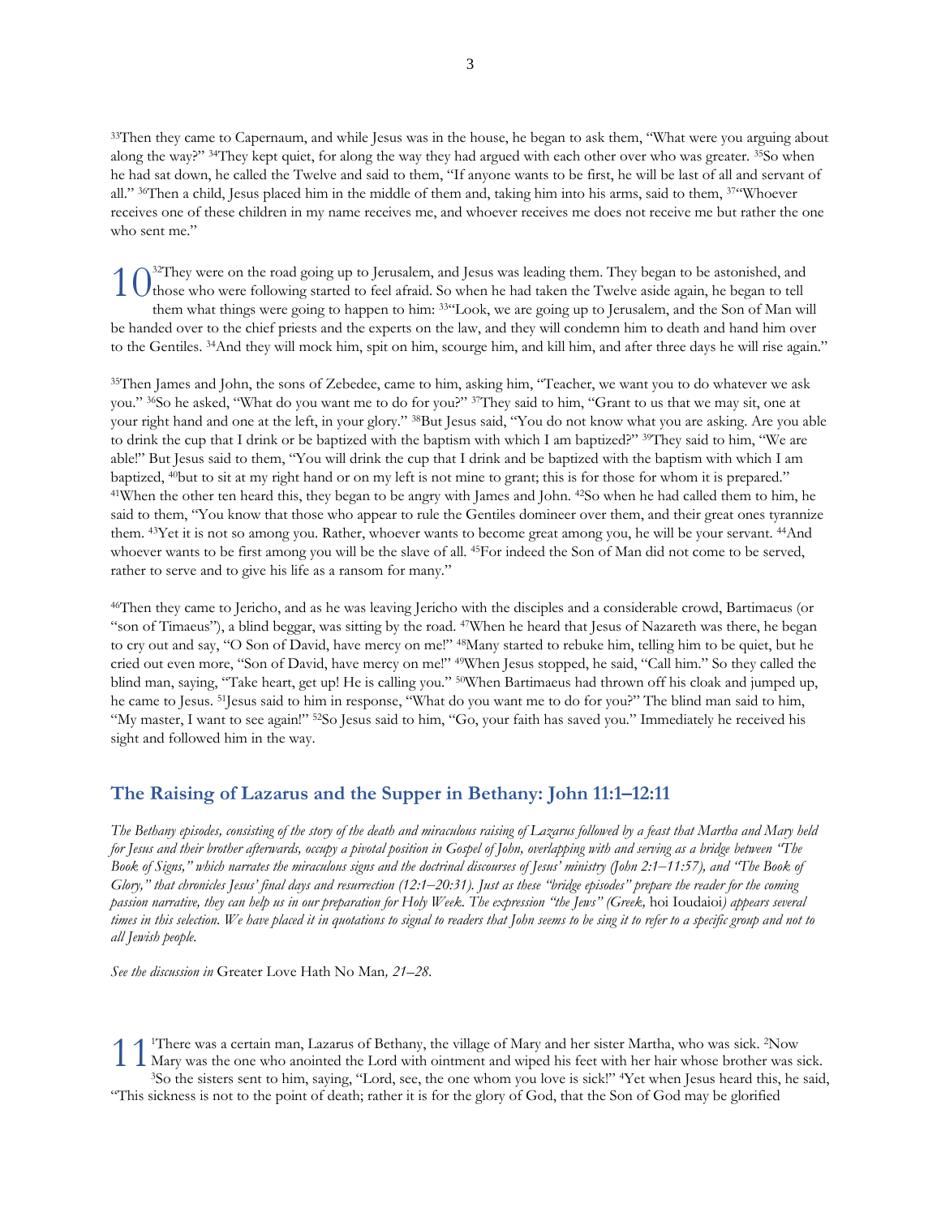[33]Then they came to Capernaum, and while Jesus was in the house, he began to ask them, "What were you arguing about along the way?" [34]They kept quiet, for along the way they had argued with each other over who was greater. [35]So when he had sat down, he called the Twelve and said to them, "If anyone wants to be first, he will be last of all and servant of all." [36]Then a child, Jesus placed him in the middle of them and, taking him into his arms, said to them, [37]"Whoever receives one of these children in my name receives me, and whoever receives me does not receive me but rather the one who sent me."

10 [32]They were on the road going up to Jerusalem, and Jesus was leading them. They began to be astonished, and those who were following started to feel afraid. So when he had taken the Twelve aside again, he began to tell them what things were going to happen to him: [33]"Look, we are going up to Jerusalem, and the Son of Man will be handed over to the chief priests and the experts on the law, and they will condemn him to death and hand him over to the Gentiles. [34]And they will mock him, spit on him, scourge him, and kill him, and after three days he will rise again."

[35]Then James and John, the sons of Zebedee, came to him, asking him, "Teacher, we want you to do whatever we ask you." [36]So he asked, "What do you want me to do for you?" [37]They said to him, "Grant to us that we may sit, one at your right hand and one at the left, in your glory." [38]But Jesus said, "You do not know what you are asking. Are you able to drink the cup that I drink or be baptized with the baptism with which I am baptized?" [39]They said to him, "We are able!" But Jesus said to them, "You will drink the cup that I drink and be baptized with the baptism with which I am baptized, [40]but to sit at my right hand or on my left is not mine to grant; this is for those for whom it is prepared." [41]When the other ten heard this, they began to be angry with James and John. [42]So when he had called them to him, he said to them, "You know that those who appear to rule the Gentiles domineer over them, and their great ones tyrannize them. [43]Yet it is not so among you. Rather, whoever wants to become great among you, he will be your servant. [44]And whoever wants to be first among you will be the slave of all. [45]For indeed the Son of Man did not come to be served, rather to serve and to give his life as a ransom for many."

[46]Then they came to Jericho, and as he was leaving Jericho with the disciples and a considerable crowd, Bartimaeus (or "son of Timaeus"), a blind beggar, was sitting by the road. [47]When he heard that Jesus of Nazareth was there, he began to cry out and say, "O Son of David, have mercy on me!" [48]Many started to rebuke him, telling him to be quiet, but he cried out even more, "Son of David, have mercy on me!" [49]When Jesus stopped, he said, "Call him." So they called the blind man, saying, "Take heart, get up! He is calling you." [50]When Bartimaeus had thrown off his cloak and jumped up, he came to Jesus. [51]Jesus said to him in response, "What do you want me to do for you?" The blind man said to him, "My master, I want to see again!" [52]So Jesus said to him, "Go, your faith has saved you." Immediately he received his sight and followed him in the way.

## The Raising of Lazarus and the Supper in Bethany: John 11:1–12:11

*The Bethany episodes, consisting of the story of the death and miraculous raising of Lazarus followed by a feast that Martha and Mary held for Jesus and their brother afterwards, occupy a pivotal position in Gospel of John, overlapping with and serving as a bridge between "The Book of Signs," which narrates the miraculous signs and the doctrinal discourses of Jesus' ministry (John 2:1–11:57), and "The Book of Glory," that chronicles Jesus' final days and resurrection (12:1–20:31). Just as these "bridge episodes" prepare the reader for the coming passion narrative, they can help us in our preparation for Holy Week. The expression "the Jews" (Greek,* hoi Ioudaioi*) appears several times in this selection. We have placed it in quotations to signal to readers that John seems to be sing it to refer to a specific group and not to all Jewish people.*

*See the discussion in* Greater Love Hath No Man*, 21–28.*

11 [1]There was a certain man, Lazarus of Bethany, the village of Mary and her sister Martha, who was sick. [2]Now Mary was the one who anointed the Lord with ointment and wiped his feet with her hair whose brother was sick. [3]So the sisters sent to him, saying, "Lord, see, the one whom you love is sick!" [4]Yet when Jesus heard this, he said, "This sickness is not to the point of death; rather it is for the glory of God, that the Son of God may be glorified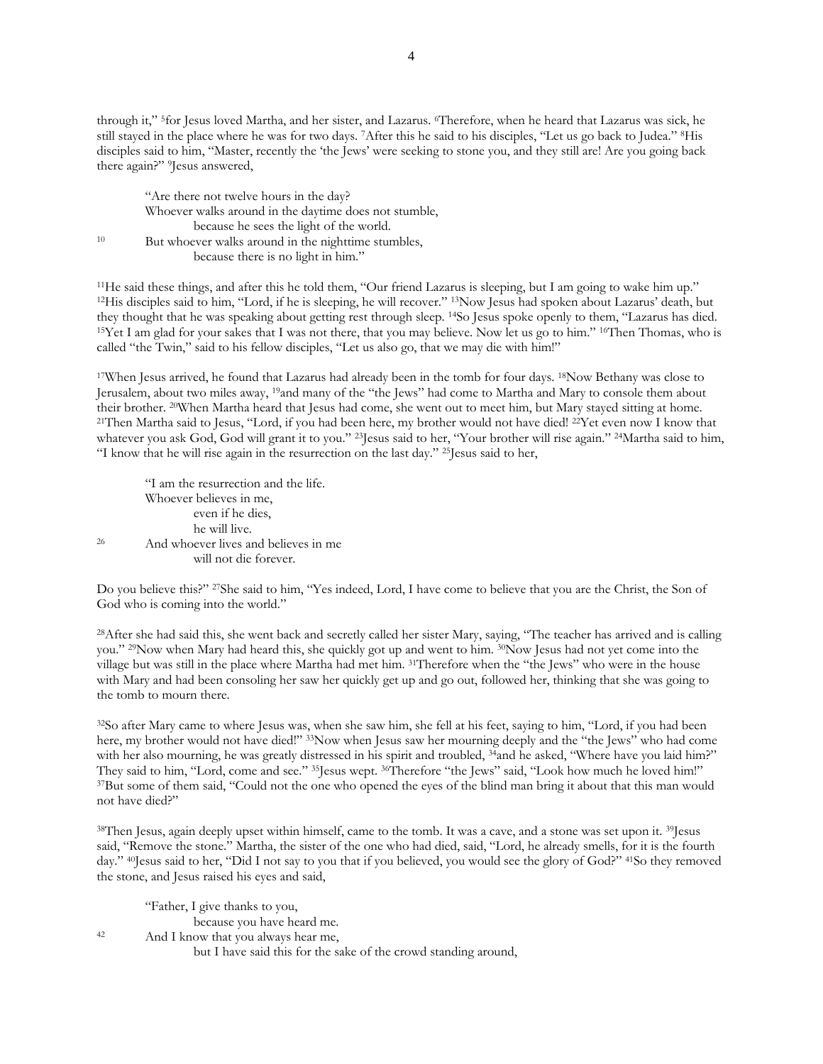through it,"[5]for Jesus loved Martha, and her sister, and Lazarus. [6]Therefore, when he heard that Lazarus was sick, he still stayed in the place where he was for two days. [7]After this he said to his disciples, "Let us go back to Judea." [8]His disciples said to him, "Master, recently the 'the Jews' were seeking to stone you, and they still are! Are you going back there again?" [9]Jesus answered,

> "Are there not twelve hours in the day?
> Whoever walks around in the daytime does not stumble,
> because he sees the light of the world.
> [10] But whoever walks around in the nighttime stumbles,
> because there is no light in him."

[11]He said these things, and after this he told them, "Our friend Lazarus is sleeping, but I am going to wake him up." [12]His disciples said to him, "Lord, if he is sleeping, he will recover." [13]Now Jesus had spoken about Lazarus' death, but they thought that he was speaking about getting rest through sleep. [14]So Jesus spoke openly to them, "Lazarus has died. [15]Yet I am glad for your sakes that I was not there, that you may believe. Now let us go to him." [16]Then Thomas, who is called "the Twin," said to his fellow disciples, "Let us also go, that we may die with him!"

[17]When Jesus arrived, he found that Lazarus had already been in the tomb for four days. [18]Now Bethany was close to Jerusalem, about two miles away, [19]and many of the "the Jews" had come to Martha and Mary to console them about their brother. [20]When Martha heard that Jesus had come, she went out to meet him, but Mary stayed sitting at home. [21]Then Martha said to Jesus, "Lord, if you had been here, my brother would not have died! [22]Yet even now I know that whatever you ask God, God will grant it to you." [23]Jesus said to her, "Your brother will rise again." [24]Martha said to him, "I know that he will rise again in the resurrection on the last day." [25]Jesus said to her,

> "I am the resurrection and the life.
> Whoever believes in me,
> even if he dies,
> he will live.
> [26] And whoever lives and believes in me
> will not die forever.

Do you believe this?" [27]She said to him, "Yes indeed, Lord, I have come to believe that you are the Christ, the Son of God who is coming into the world."

[28]After she had said this, she went back and secretly called her sister Mary, saying, "The teacher has arrived and is calling you." [29]Now when Mary had heard this, she quickly got up and went to him. [30]Now Jesus had not yet come into the village but was still in the place where Martha had met him. [31]Therefore when the "the Jews" who were in the house with Mary and had been consoling her saw her quickly get up and go out, followed her, thinking that she was going to the tomb to mourn there.

[32]So after Mary came to where Jesus was, when she saw him, she fell at his feet, saying to him, "Lord, if you had been here, my brother would not have died!" [33]Now when Jesus saw her mourning deeply and the "the Jews" who had come with her also mourning, he was greatly distressed in his spirit and troubled, [34]and he asked, "Where have you laid him?" They said to him, "Lord, come and see." [35]Jesus wept. [36]Therefore "the Jews" said, "Look how much he loved him!" [37]But some of them said, "Could not the one who opened the eyes of the blind man bring it about that this man would not have died?"

[38]Then Jesus, again deeply upset within himself, came to the tomb. It was a cave, and a stone was set upon it. [39]Jesus said, "Remove the stone." Martha, the sister of the one who had died, said, "Lord, he already smells, for it is the fourth day." [40]Jesus said to her, "Did I not say to you that if you believed, you would see the glory of God?" [41]So they removed the stone, and Jesus raised his eyes and said,

> "Father, I give thanks to you,
> because you have heard me.
> [42] And I know that you always hear me,
> but I have said this for the sake of the crowd standing around,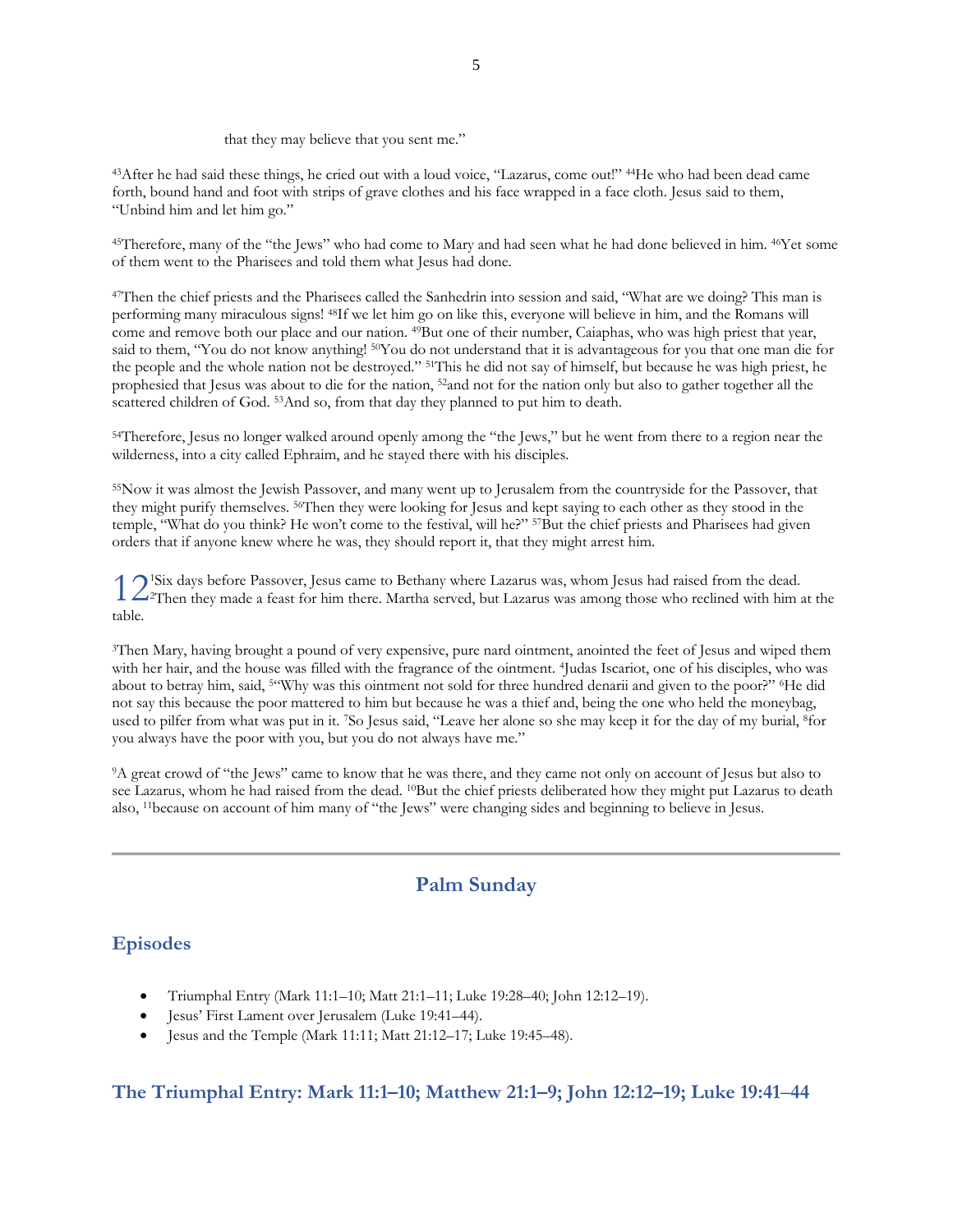that they may believe that you sent me."

[43]After he had said these things, he cried out with a loud voice, "Lazarus, come out!" [44]He who had been dead came forth, bound hand and foot with strips of grave clothes and his face wrapped in a face cloth. Jesus said to them, "Unbind him and let him go."

[45]Therefore, many of the "the Jews" who had come to Mary and had seen what he had done believed in him. [46]Yet some of them went to the Pharisees and told them what Jesus had done.

[47]Then the chief priests and the Pharisees called the Sanhedrin into session and said, "What are we doing? This man is performing many miraculous signs! [48]If we let him go on like this, everyone will believe in him, and the Romans will come and remove both our place and our nation. [49]But one of their number, Caiaphas, who was high priest that year, said to them, "You do not know anything! [50]You do not understand that it is advantageous for you that one man die for the people and the whole nation not be destroyed." [51]This he did not say of himself, but because he was high priest, he prophesied that Jesus was about to die for the nation, [52]and not for the nation only but also to gather together all the scattered children of God. [53]And so, from that day they planned to put him to death.

[54]Therefore, Jesus no longer walked around openly among the "the Jews," but he went from there to a region near the wilderness, into a city called Ephraim, and he stayed there with his disciples.

[55]Now it was almost the Jewish Passover, and many went up to Jerusalem from the countryside for the Passover, that they might purify themselves. [56]Then they were looking for Jesus and kept saying to each other as they stood in the temple, "What do you think? He won't come to the festival, will he?" [57]But the chief priests and Pharisees had given orders that if anyone knew where he was, they should report it, that they might arrest him.

12 [1]Six days before Passover, Jesus came to Bethany where Lazarus was, whom Jesus had raised from the dead. [2]Then they made a feast for him there. Martha served, but Lazarus was among those who reclined with him at the table.

[3]Then Mary, having brought a pound of very expensive, pure nard ointment, anointed the feet of Jesus and wiped them with her hair, and the house was filled with the fragrance of the ointment. [4]Judas Iscariot, one of his disciples, who was about to betray him, said, [5]"Why was this ointment not sold for three hundred denarii and given to the poor?" [6]He did not say this because the poor mattered to him but because he was a thief and, being the one who held the moneybag, used to pilfer from what was put in it. [7]So Jesus said, "Leave her alone so she may keep it for the day of my burial, [8]for you always have the poor with you, but you do not always have me."

[9]A great crowd of "the Jews" came to know that he was there, and they came not only on account of Jesus but also to see Lazarus, whom he had raised from the dead. [10]But the chief priests deliberated how they might put Lazarus to death also, [11]because on account of him many of "the Jews" were changing sides and beginning to believe in Jesus.

---

## Palm Sunday

### Episodes

- Triumphal Entry (Mark 11:1–10; Matt 21:1–11; Luke 19:28–40; John 12:12–19).
- Jesus' First Lament over Jerusalem (Luke 19:41–44).
- Jesus and the Temple (Mark 11:11; Matt 21:12–17; Luke 19:45–48).

### The Triumphal Entry: Mark 11:1–10; Matthew 21:1–9; John 12:12–19; Luke 19:41–44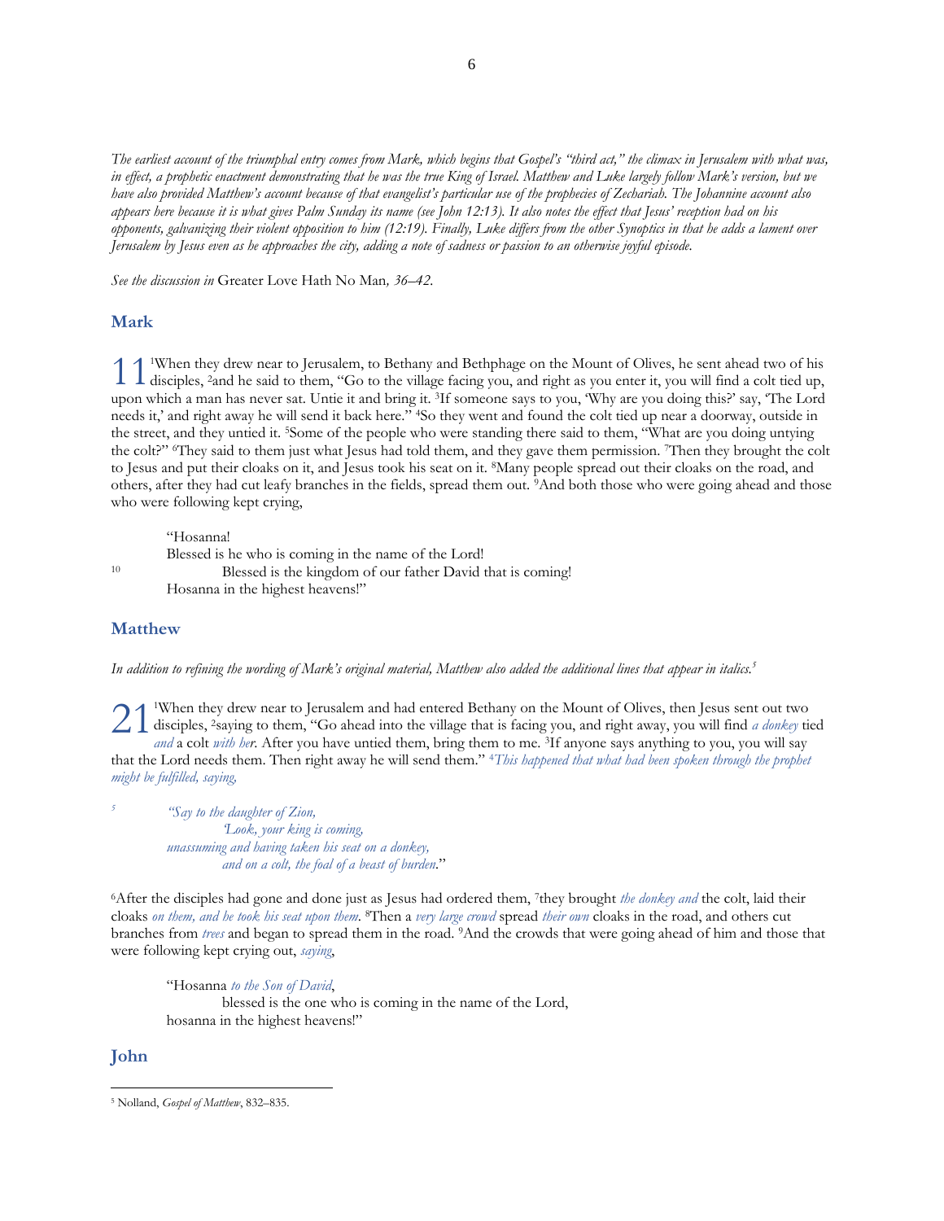*The earliest account of the triumphal entry comes from Mark, which begins that Gospel's "third act," the climax in Jerusalem with what was, in effect, a prophetic enactment demonstrating that he was the true King of Israel. Matthew and Luke largely follow Mark's version, but we have also provided Matthew's account because of that evangelist's particular use of the prophecies of Zechariah. The Johannine account also appears here because it is what gives Palm Sunday its name (see John 12:13). It also notes the effect that Jesus' reception had on his opponents, galvanizing their violent opposition to him (12:19). Finally, Luke differs from the other Synoptics in that he adds a lament over Jerusalem by Jesus even as he approaches the city, adding a note of sadness or passion to an otherwise joyful episode.*

*See the discussion in* Greater Love Hath No Man*, 36–42.*

## Mark

11 [1]When they drew near to Jerusalem, to Bethany and Bethphage on the Mount of Olives, he sent ahead two of his disciples, [2]and he said to them, "Go to the village facing you, and right as you enter it, you will find a colt tied up, upon which a man has never sat. Untie it and bring it. [3]If someone says to you, 'Why are you doing this?' say, 'The Lord needs it,' and right away he will send it back here." [4]So they went and found the colt tied up near a doorway, outside in the street, and they untied it. [5]Some of the people who were standing there said to them, "What are you doing untying the colt?" [6]They said to them just what Jesus had told them, and they gave them permission. [7]Then they brought the colt to Jesus and put their cloaks on it, and Jesus took his seat on it. [8]Many people spread out their cloaks on the road, and others, after they had cut leafy branches in the fields, spread them out. [9]And both those who were going ahead and those who were following kept crying,

> "Hosanna!
> Blessed is he who is coming in the name of the Lord!
> [10] Blessed is the kingdom of our father David that is coming!
> Hosanna in the highest heavens!"

## Matthew

*In addition to refining the wording of Mark's original material, Matthew also added the additional lines that appear in italics.*[5]

21 [1]When they drew near to Jerusalem and had entered Bethany on the Mount of Olives, then Jesus sent out two disciples, [2]saying to them, "Go ahead into the village that is facing you, and right away, you will find *a donkey* tied *and* a colt *with her*. After you have untied them, bring them to me. [3]If anyone says anything to you, you will say that the Lord needs them. Then right away he will send them." [4]*This happened that what had been spoken through the prophet might be fulfilled, saying,*

> [5] *"Say to the daughter of Zion,*
> *'Look, your king is coming,*
> *unassuming and having taken his seat on a donkey,*
> *and on a colt, the foal of a beast of burden.*"

[6]After the disciples had gone and done just as Jesus had ordered them, [7]they brought *the donkey and* the colt, laid their cloaks *on them, and he took his seat upon them*. [8]Then a *very large crowd* spread *their own* cloaks in the road, and others cut branches from *trees* and began to spread them in the road. [9]And the crowds that were going ahead of him and those that were following kept crying out, *saying*,

> "Hosanna *to the Son of David*,
> blessed is the one who is coming in the name of the Lord,
> hosanna in the highest heavens!"

## John

[5] Nolland, *Gospel of Matthew*, 832–835.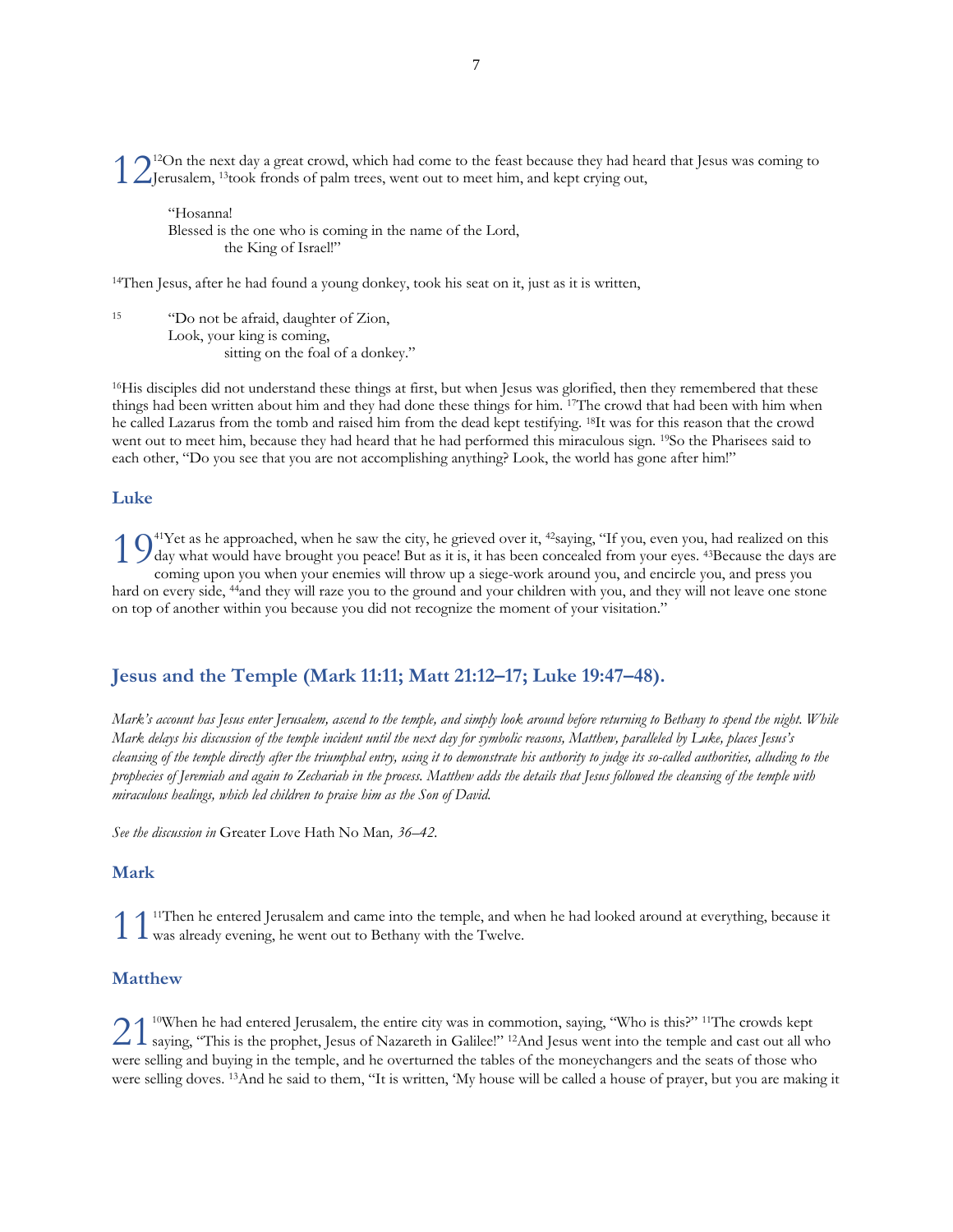12 [12]On the next day a great crowd, which had come to the feast because they had heard that Jesus was coming to Jerusalem, [13]took fronds of palm trees, went out to meet him, and kept crying out,

> "Hosanna!
> Blessed is the one who is coming in the name of the Lord,
> the King of Israel!"

[14]Then Jesus, after he had found a young donkey, took his seat on it, just as it is written,

> [15] "Do not be afraid, daughter of Zion,
> Look, your king is coming,
> sitting on the foal of a donkey."

[16]His disciples did not understand these things at first, but when Jesus was glorified, then they remembered that these things had been written about him and they had done these things for him. [17]The crowd that had been with him when he called Lazarus from the tomb and raised him from the dead kept testifying. [18]It was for this reason that the crowd went out to meet him, because they had heard that he had performed this miraculous sign. [19]So the Pharisees said to each other, "Do you see that you are not accomplishing anything? Look, the world has gone after him!"

### Luke

19 [41]Yet as he approached, when he saw the city, he grieved over it, [42]saying, "If you, even you, had realized on this day what would have brought you peace! But as it is, it has been concealed from your eyes. [43]Because the days are coming upon you when your enemies will throw up a siege-work around you, and encircle you, and press you hard on every side, [44]and they will raze you to the ground and your children with you, and they will not leave one stone on top of another within you because you did not recognize the moment of your visitation."

## Jesus and the Temple (Mark 11:11; Matt 21:12–17; Luke 19:47–48).

*Mark's account has Jesus enter Jerusalem, ascend to the temple, and simply look around before returning to Bethany to spend the night. While Mark delays his discussion of the temple incident until the next day for symbolic reasons, Matthew, paralleled by Luke, places Jesus's cleansing of the temple directly after the triumphal entry, using it to demonstrate his authority to judge its so-called authorities, alluding to the prophecies of Jeremiah and again to Zechariah in the process. Matthew adds the details that Jesus followed the cleansing of the temple with miraculous healings, which led children to praise him as the Son of David.*

*See the discussion in* Greater Love Hath No Man*, 36–42.*

### Mark

11 [11]Then he entered Jerusalem and came into the temple, and when he had looked around at everything, because it was already evening, he went out to Bethany with the Twelve.

### Matthew

21 [10]When he had entered Jerusalem, the entire city was in commotion, saying, "Who is this?" [11]The crowds kept saying, "This is the prophet, Jesus of Nazareth in Galilee!" [12]And Jesus went into the temple and cast out all who were selling and buying in the temple, and he overturned the tables of the moneychangers and the seats of those who were selling doves. [13]And he said to them, "It is written, 'My house will be called a house of prayer, but you are making it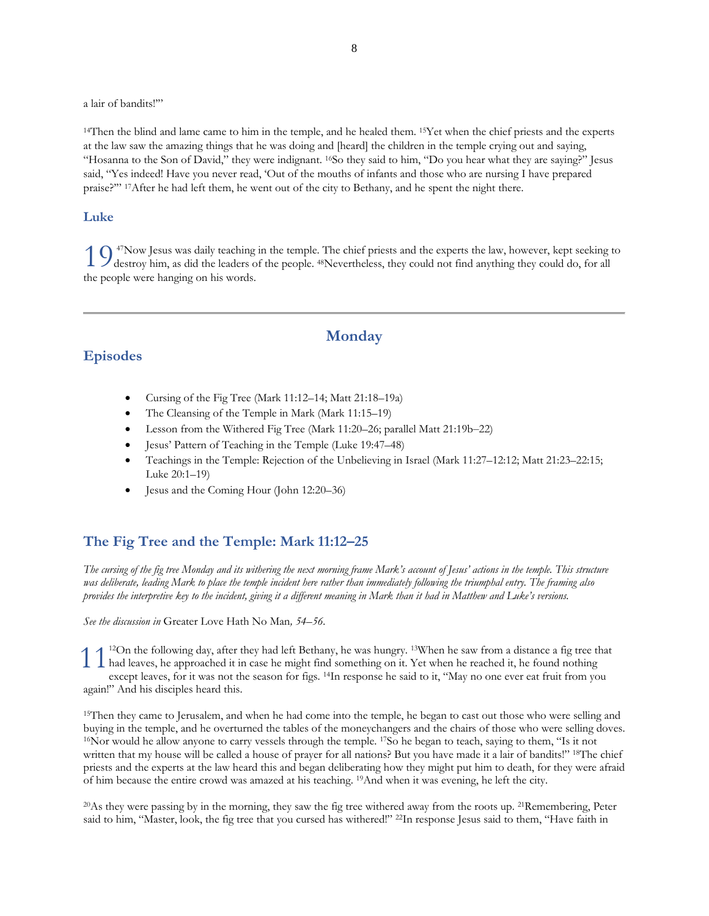a lair of bandits!'"

[14]Then the blind and lame came to him in the temple, and he healed them. [15]Yet when the chief priests and the experts at the law saw the amazing things that he was doing and [heard] the children in the temple crying out and saying, "Hosanna to the Son of David," they were indignant. [16]So they said to him, "Do you hear what they are saying?" Jesus said, "Yes indeed! Have you never read, 'Out of the mouths of infants and those who are nursing I have prepared praise?'" [17]After he had left them, he went out of the city to Bethany, and he spent the night there.

### Luke

19 [47]Now Jesus was daily teaching in the temple. The chief priests and the experts the law, however, kept seeking to destroy him, as did the leaders of the people. [48]Nevertheless, they could not find anything they could do, for all the people were hanging on his words.

---

## Monday

### Episodes

- Cursing of the Fig Tree (Mark 11:12–14; Matt 21:18–19a)
- The Cleansing of the Temple in Mark (Mark 11:15–19)
- Lesson from the Withered Fig Tree (Mark 11:20–26; parallel Matt 21:19b–22)
- Jesus' Pattern of Teaching in the Temple (Luke 19:47–48)
- Teachings in the Temple: Rejection of the Unbelieving in Israel (Mark 11:27–12:12; Matt 21:23–22:15; Luke 20:1–19)
- Jesus and the Coming Hour (John 12:20–36)

### The Fig Tree and the Temple: Mark 11:12–25

*The cursing of the fig tree Monday and its withering the next morning frame Mark's account of Jesus' actions in the temple. This structure was deliberate, leading Mark to place the temple incident here rather than immediately following the triumphal entry. The framing also provides the interpretive key to the incident, giving it a different meaning in Mark than it had in Matthew and Luke's versions.*

*See the discussion in* Greater Love Hath No Man*, 54–56.*

11 [12]On the following day, after they had left Bethany, he was hungry. [13]When he saw from a distance a fig tree that had leaves, he approached it in case he might find something on it. Yet when he reached it, he found nothing except leaves, for it was not the season for figs. [14]In response he said to it, "May no one ever eat fruit from you again!" And his disciples heard this.

[15]Then they came to Jerusalem, and when he had come into the temple, he began to cast out those who were selling and buying in the temple, and he overturned the tables of the moneychangers and the chairs of those who were selling doves. [16]Nor would he allow anyone to carry vessels through the temple. [17]So he began to teach, saying to them, "Is it not written that my house will be called a house of prayer for all nations? But you have made it a lair of bandits!" [18]The chief priests and the experts at the law heard this and began deliberating how they might put him to death, for they were afraid of him because the entire crowd was amazed at his teaching. [19]And when it was evening, he left the city.

[20]As they were passing by in the morning, they saw the fig tree withered away from the roots up. [21]Remembering, Peter said to him, "Master, look, the fig tree that you cursed has withered!" [22]In response Jesus said to them, "Have faith in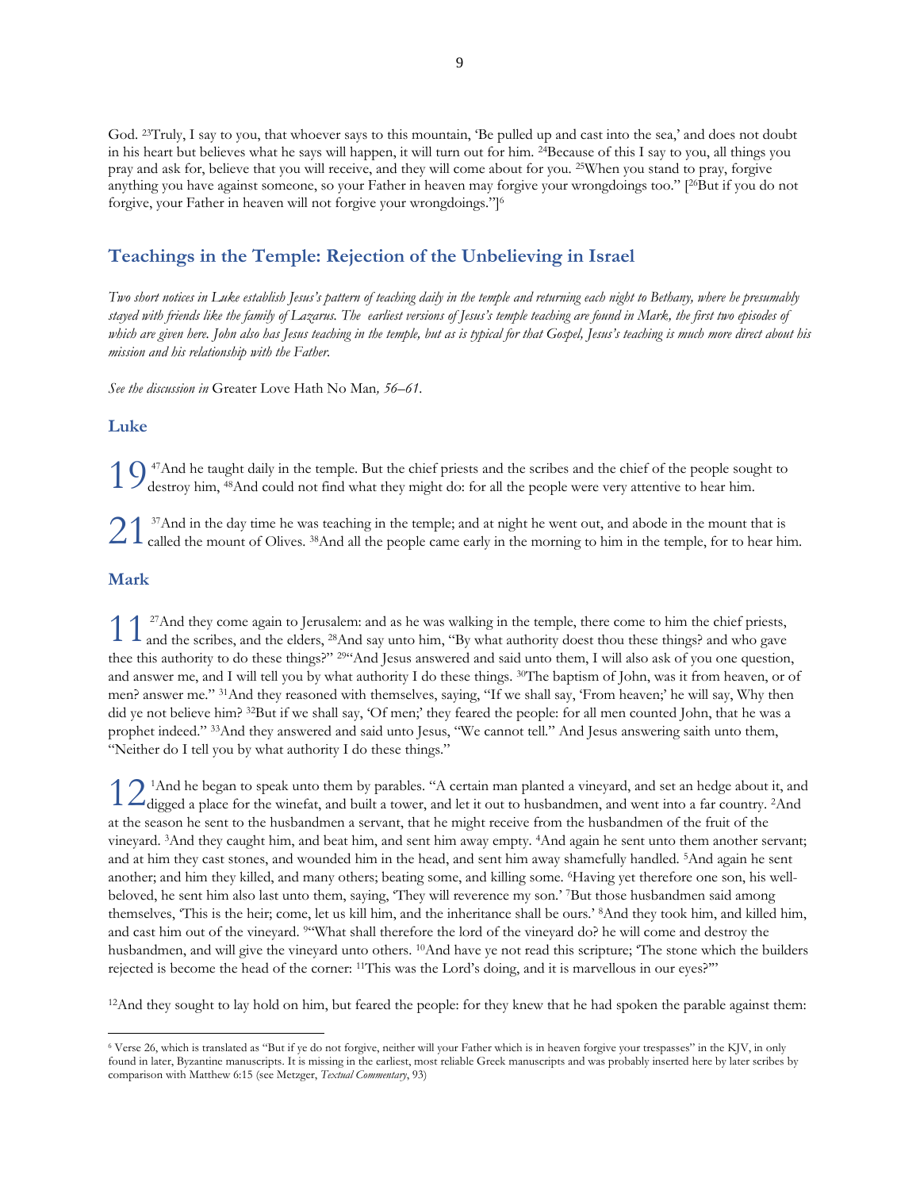God. [23]Truly, I say to you, that whoever says to this mountain, 'Be pulled up and cast into the sea,' and does not doubt in his heart but believes what he says will happen, it will turn out for him. [24]Because of this I say to you, all things you pray and ask for, believe that you will receive, and they will come about for you. [25]When you stand to pray, forgive anything you have against someone, so your Father in heaven may forgive your wrongdoings too." [[26]But if you do not forgive, your Father in heaven will not forgive your wrongdoings."][6]

## Teachings in the Temple: Rejection of the Unbelieving in Israel

*Two short notices in Luke establish Jesus's pattern of teaching daily in the temple and returning each night to Bethany, where he presumably stayed with friends like the family of Lazarus. The earliest versions of Jesus's temple teaching are found in Mark, the first two episodes of which are given here. John also has Jesus teaching in the temple, but as is typical for that Gospel, Jesus's teaching is much more direct about his mission and his relationship with the Father.*

*See the discussion in* Greater Love Hath No Man*, 56–61.*

### Luke

19 [47]And he taught daily in the temple. But the chief priests and the scribes and the chief of the people sought to destroy him, [48]And could not find what they might do: for all the people were very attentive to hear him.

21 [37]And in the day time he was teaching in the temple; and at night he went out, and abode in the mount that is called the mount of Olives. [38]And all the people came early in the morning to him in the temple, for to hear him.

### Mark

11 [27]And they come again to Jerusalem: and as he was walking in the temple, there come to him the chief priests, and the scribes, and the elders, [28]And say unto him, "By what authority doest thou these things? and who gave thee this authority to do these things?" [29]"And Jesus answered and said unto them, I will also ask of you one question, and answer me, and I will tell you by what authority I do these things. [30]The baptism of John, was it from heaven, or of men? answer me." [31]And they reasoned with themselves, saying, "If we shall say, 'From heaven;' he will say, Why then did ye not believe him? [32]But if we shall say, 'Of men;' they feared the people: for all men counted John, that he was a prophet indeed." [33]And they answered and said unto Jesus, "We cannot tell." And Jesus answering saith unto them, "Neither do I tell you by what authority I do these things."

12 [1]And he began to speak unto them by parables. "A certain man planted a vineyard, and set an hedge about it, and digged a place for the winefat, and built a tower, and let it out to husbandmen, and went into a far country. [2]And at the season he sent to the husbandmen a servant, that he might receive from the husbandmen of the fruit of the vineyard. [3]And they caught him, and beat him, and sent him away empty. [4]And again he sent unto them another servant; and at him they cast stones, and wounded him in the head, and sent him away shamefully handled. [5]And again he sent another; and him they killed, and many others; beating some, and killing some. [6]Having yet therefore one son, his well-beloved, he sent him also last unto them, saying, 'They will reverence my son.' [7]But those husbandmen said among themselves, 'This is the heir; come, let us kill him, and the inheritance shall be ours.' [8]And they took him, and killed him, and cast him out of the vineyard. [9]"What shall therefore the lord of the vineyard do? he will come and destroy the husbandmen, and will give the vineyard unto others. [10]And have ye not read this scripture; 'The stone which the builders rejected is become the head of the corner: [11]This was the Lord's doing, and it is marvellous in our eyes?'"

[12]And they sought to lay hold on him, but feared the people: for they knew that he had spoken the parable against them:

---

[6] Verse 26, which is translated as "But if ye do not forgive, neither will your Father which is in heaven forgive your trespasses" in the KJV, in only found in later, Byzantine manuscripts. It is missing in the earliest, most reliable Greek manuscripts and was probably inserted here by later scribes by comparison with Matthew 6:15 (see Metzger, *Textual Commentary*, 93)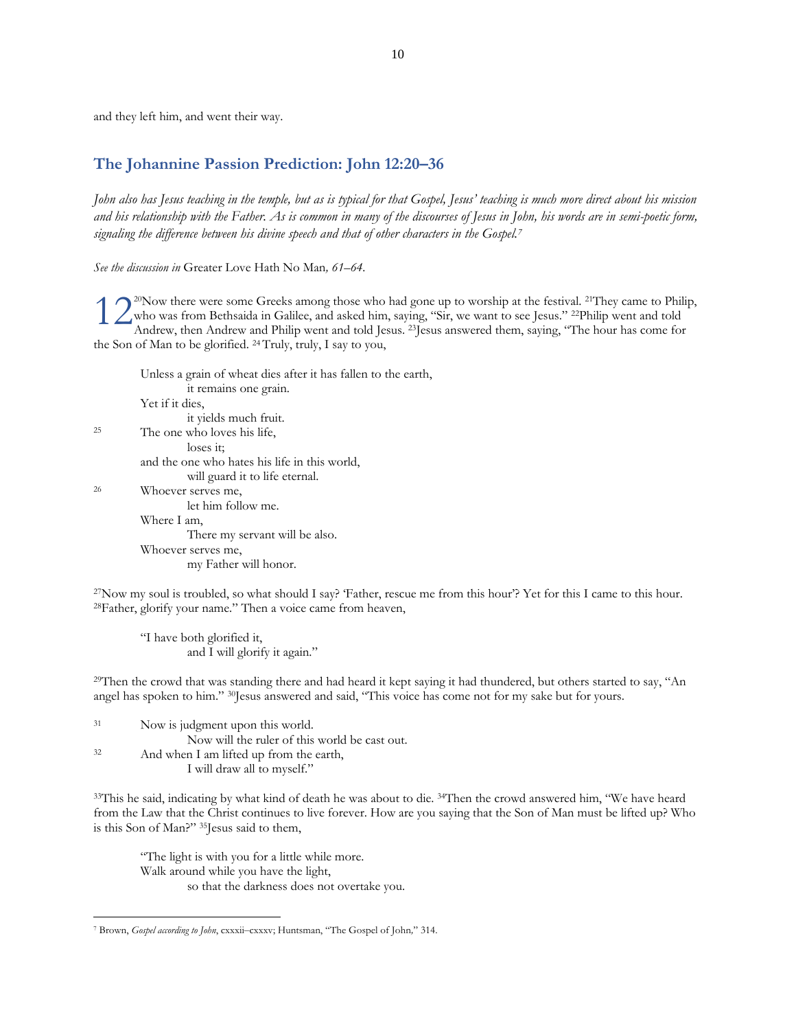and they left him, and went their way.

## The Johannine Passion Prediction: John 12:20–36

*John also has Jesus teaching in the temple, but as is typical for that Gospel, Jesus' teaching is much more direct about his mission and his relationship with the Father. As is common in many of the discourses of Jesus in John, his words are in semi-poetic form, signaling the difference between his divine speech and that of other characters in the Gospel.*[7]

*See the discussion in* Greater Love Hath No Man*, 61–64.*

12 [20]Now there were some Greeks among those who had gone up to worship at the festival. [21]They came to Philip, who was from Bethsaida in Galilee, and asked him, saying, "Sir, we want to see Jesus." [22]Philip went and told Andrew, then Andrew and Philip went and told Jesus. [23]Jesus answered them, saying, "The hour has come for the Son of Man to be glorified. [24] Truly, truly, I say to you,

Unless a grain of wheat dies after it has fallen to the earth,
  it remains one grain.
Yet if it dies,
  it yields much fruit.
[25] The one who loves his life,
  loses it;
and the one who hates his life in this world,
  will guard it to life eternal.
[26] Whoever serves me,
  let him follow me.
Where I am,
  There my servant will be also.
Whoever serves me,
  my Father will honor.

[27]Now my soul is troubled, so what should I say? 'Father, rescue me from this hour'? Yet for this I came to this hour. [28]Father, glorify your name." Then a voice came from heaven,

"I have both glorified it,
  and I will glorify it again."

[29]Then the crowd that was standing there and had heard it kept saying it had thundered, but others started to say, "An angel has spoken to him." [30]Jesus answered and said, "This voice has come not for my sake but for yours.

[31] Now is judgment upon this world.
  Now will the ruler of this world be cast out.
[32] And when I am lifted up from the earth,
  I will draw all to myself."

[33]This he said, indicating by what kind of death he was about to die. [34]Then the crowd answered him, "We have heard from the Law that the Christ continues to live forever. How are you saying that the Son of Man must be lifted up? Who is this Son of Man?" [35]Jesus said to them,

"The light is with you for a little while more.
Walk around while you have the light,
  so that the darkness does not overtake you.

---

[7] Brown, *Gospel according to John*, cxxxii–cxxxv; Huntsman, "The Gospel of John," 314.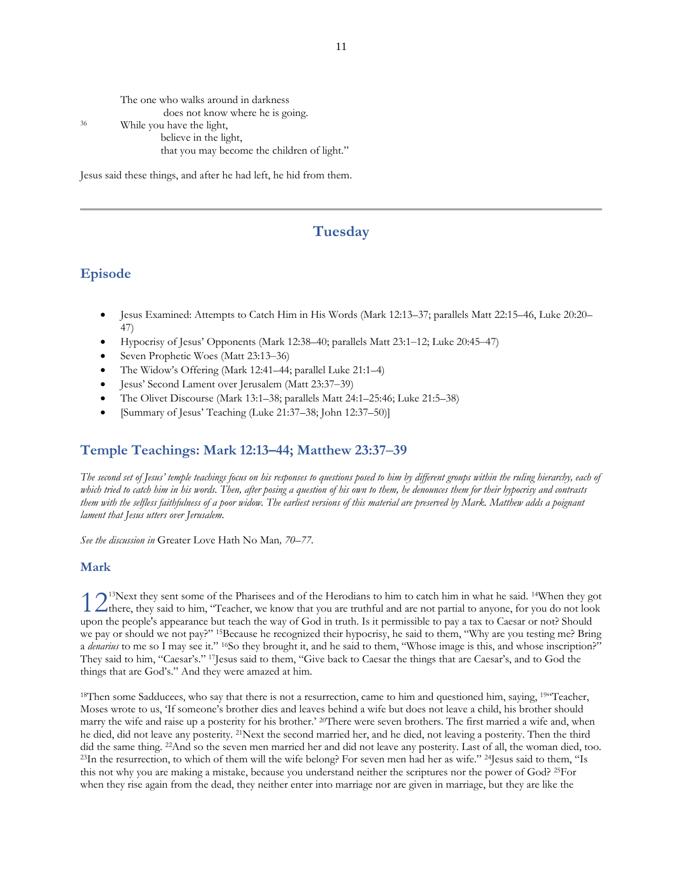The one who walks around in darkness
 does not know where he is going.
[36] While you have the light,
 believe in the light,
 that you may become the children of light."

Jesus said these things, and after he had left, he hid from them.

---

# Tuesday

## Episode

- Jesus Examined: Attempts to Catch Him in His Words (Mark 12:13–37; parallels Matt 22:15–46, Luke 20:20–47)
- Hypocrisy of Jesus' Opponents (Mark 12:38–40; parallels Matt 23:1–12; Luke 20:45–47)
- Seven Prophetic Woes (Matt 23:13–36)
- The Widow's Offering (Mark 12:41–44; parallel Luke 21:1–4)
- Jesus' Second Lament over Jerusalem (Matt 23:37–39)
- The Olivet Discourse (Mark 13:1–38; parallels Matt 24:1–25:46; Luke 21:5–38)
- [Summary of Jesus' Teaching (Luke 21:37–38; John 12:37–50)]

## Temple Teachings: Mark 12:13–44; Matthew 23:37–39

*The second set of Jesus' temple teachings focus on his responses to questions posed to him by different groups within the ruling hierarchy, each of which tried to catch him in his words. Then, after posing a question of his own to them, he denounces them for their hypocrisy and contrasts them with the selfless faithfulness of a poor widow. The earliest versions of this material are preserved by Mark. Matthew adds a poignant lament that Jesus utters over Jerusalem.*

*See the discussion in* Greater Love Hath No Man*, 70–77.*

### Mark

12 [13]Next they sent some of the Pharisees and of the Herodians to him to catch him in what he said. [14]When they got there, they said to him, "Teacher, we know that you are truthful and are not partial to anyone, for you do not look upon the people's appearance but teach the way of God in truth. Is it permissible to pay a tax to Caesar or not? Should we pay or should we not pay?" [15]Because he recognized their hypocrisy, he said to them, "Why are you testing me? Bring a *denarius* to me so I may see it." [16]So they brought it, and he said to them, "Whose image is this, and whose inscription?" They said to him, "Caesar's." [17]Jesus said to them, "Give back to Caesar the things that are Caesar's, and to God the things that are God's." And they were amazed at him.

[18]Then some Sadducees, who say that there is not a resurrection, came to him and questioned him, saying, [19]"Teacher, Moses wrote to us, 'If someone's brother dies and leaves behind a wife but does not leave a child, his brother should marry the wife and raise up a posterity for his brother.' [20]There were seven brothers. The first married a wife and, when he died, did not leave any posterity. [21]Next the second married her, and he died, not leaving a posterity. Then the third did the same thing. [22]And so the seven men married her and did not leave any posterity. Last of all, the woman died, too. [23]In the resurrection, to which of them will the wife belong? For seven men had her as wife." [24]Jesus said to them, "Is this not why you are making a mistake, because you understand neither the scriptures nor the power of God? [25]For when they rise again from the dead, they neither enter into marriage nor are given in marriage, but they are like the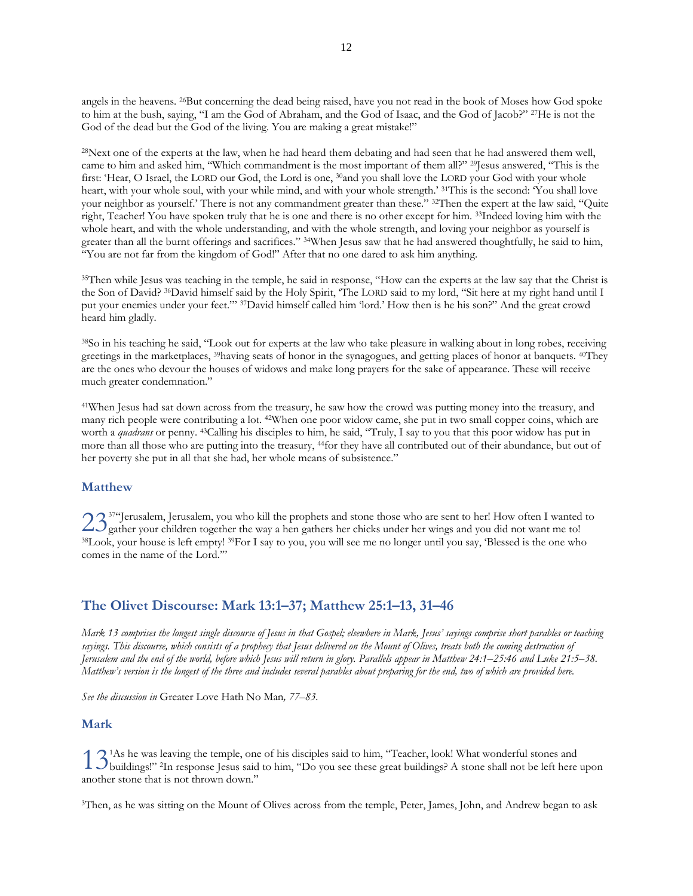angels in the heavens. [26]But concerning the dead being raised, have you not read in the book of Moses how God spoke to him at the bush, saying, "I am the God of Abraham, and the God of Isaac, and the God of Jacob?" [27]He is not the God of the dead but the God of the living. You are making a great mistake!"

[28]Next one of the experts at the law, when he had heard them debating and had seen that he had answered them well, came to him and asked him, "Which commandment is the most important of them all?" [29]Jesus answered, "This is the first: 'Hear, O Israel, the LORD our God, the Lord is one, [30]and you shall love the LORD your God with your whole heart, with your whole soul, with your while mind, and with your whole strength.' [31]This is the second: 'You shall love your neighbor as yourself.' There is not any commandment greater than these." [32]Then the expert at the law said, "Quite right, Teacher! You have spoken truly that he is one and there is no other except for him. [33]Indeed loving him with the whole heart, and with the whole understanding, and with the whole strength, and loving your neighbor as yourself is greater than all the burnt offerings and sacrifices." [34]When Jesus saw that he had answered thoughtfully, he said to him, "You are not far from the kingdom of God!" After that no one dared to ask him anything.

[35]Then while Jesus was teaching in the temple, he said in response, "How can the experts at the law say that the Christ is the Son of David? [36]David himself said by the Holy Spirit, 'The LORD said to my lord, "Sit here at my right hand until I put your enemies under your feet."' [37]David himself called him 'lord.' How then is he his son?" And the great crowd heard him gladly.

[38]So in his teaching he said, "Look out for experts at the law who take pleasure in walking about in long robes, receiving greetings in the marketplaces, [39]having seats of honor in the synagogues, and getting places of honor at banquets. [40]They are the ones who devour the houses of widows and make long prayers for the sake of appearance. These will receive much greater condemnation."

[41]When Jesus had sat down across from the treasury, he saw how the crowd was putting money into the treasury, and many rich people were contributing a lot. [42]When one poor widow came, she put in two small copper coins, which are worth a *quadrans* or penny. [43]Calling his disciples to him, he said, "Truly, I say to you that this poor widow has put in more than all those who are putting into the treasury, [44]for they have all contributed out of their abundance, but out of her poverty she put in all that she had, her whole means of subsistence."

### Matthew

23 [37]"Jerusalem, Jerusalem, you who kill the prophets and stone those who are sent to her! How often I wanted to gather your children together the way a hen gathers her chicks under her wings and you did not want me to! [38]Look, your house is left empty! [39]For I say to you, you will see me no longer until you say, 'Blessed is the one who comes in the name of the Lord.'"

## The Olivet Discourse: Mark 13:1–37; Matthew 25:1–13, 31–46

*Mark 13 comprises the longest single discourse of Jesus in that Gospel; elsewhere in Mark, Jesus' sayings comprise short parables or teaching sayings. This discourse, which consists of a prophecy that Jesus delivered on the Mount of Olives, treats both the coming destruction of Jerusalem and the end of the world, before which Jesus will return in glory. Parallels appear in Matthew 24:1–25:46 and Luke 21:5–38. Matthew's version is the longest of the three and includes several parables about preparing for the end, two of which are provided here.*

*See the discussion in* Greater Love Hath No Man*, 77–83.*

### Mark

13 [1]As he was leaving the temple, one of his disciples said to him, "Teacher, look! What wonderful stones and buildings!" [2]In response Jesus said to him, "Do you see these great buildings? A stone shall not be left here upon another stone that is not thrown down."

[3]Then, as he was sitting on the Mount of Olives across from the temple, Peter, James, John, and Andrew began to ask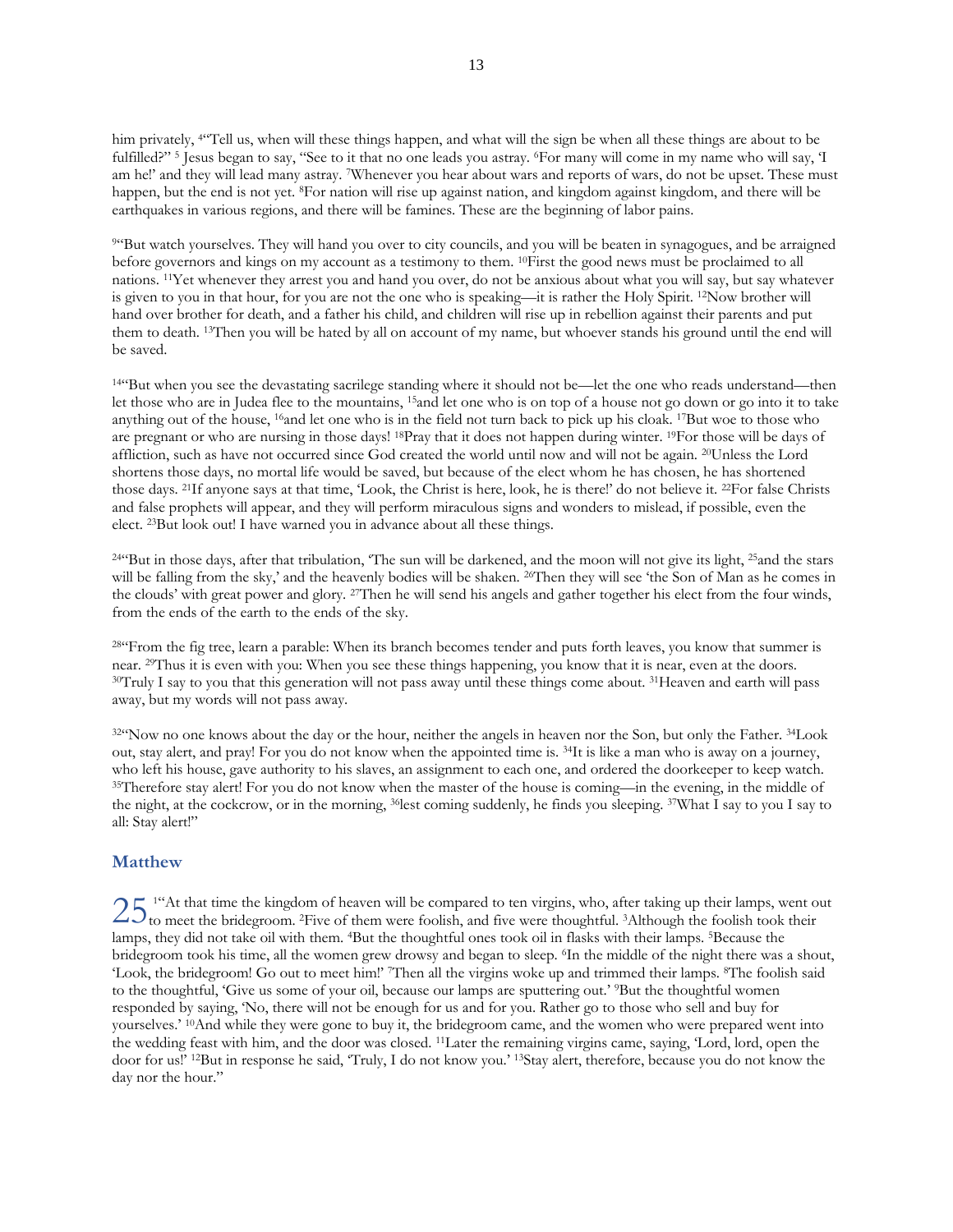him privately, [4]"Tell us, when will these things happen, and what will the sign be when all these things are about to be fulfilled?" [5] Jesus began to say, "See to it that no one leads you astray. [6]For many will come in my name who will say, 'I am he!' and they will lead many astray. [7]Whenever you hear about wars and reports of wars, do not be upset. These must happen, but the end is not yet. [8]For nation will rise up against nation, and kingdom against kingdom, and there will be earthquakes in various regions, and there will be famines. These are the beginning of labor pains.

[9]"But watch yourselves. They will hand you over to city councils, and you will be beaten in synagogues, and be arraigned before governors and kings on my account as a testimony to them. [10]First the good news must be proclaimed to all nations. [11]Yet whenever they arrest you and hand you over, do not be anxious about what you will say, but say whatever is given to you in that hour, for you are not the one who is speaking—it is rather the Holy Spirit. [12]Now brother will hand over brother for death, and a father his child, and children will rise up in rebellion against their parents and put them to death. [13]Then you will be hated by all on account of my name, but whoever stands his ground until the end will be saved.

[14]"But when you see the devastating sacrilege standing where it should not be—let the one who reads understand—then let those who are in Judea flee to the mountains, [15]and let one who is on top of a house not go down or go into it to take anything out of the house, [16]and let one who is in the field not turn back to pick up his cloak. [17]But woe to those who are pregnant or who are nursing in those days! [18]Pray that it does not happen during winter. [19]For those will be days of affliction, such as have not occurred since God created the world until now and will not be again. [20]Unless the Lord shortens those days, no mortal life would be saved, but because of the elect whom he has chosen, he has shortened those days. [21]If anyone says at that time, 'Look, the Christ is here, look, he is there!' do not believe it. [22]For false Christs and false prophets will appear, and they will perform miraculous signs and wonders to mislead, if possible, even the elect. [23]But look out! I have warned you in advance about all these things.

[24]"But in those days, after that tribulation, 'The sun will be darkened, and the moon will not give its light, [25]and the stars will be falling from the sky,' and the heavenly bodies will be shaken. [26]Then they will see 'the Son of Man as he comes in the clouds' with great power and glory. [27]Then he will send his angels and gather together his elect from the four winds, from the ends of the earth to the ends of the sky.

[28]"From the fig tree, learn a parable: When its branch becomes tender and puts forth leaves, you know that summer is near. [29]Thus it is even with you: When you see these things happening, you know that it is near, even at the doors. [30]Truly I say to you that this generation will not pass away until these things come about. [31]Heaven and earth will pass away, but my words will not pass away.

[32]"Now no one knows about the day or the hour, neither the angels in heaven nor the Son, but only the Father. [34]Look out, stay alert, and pray! For you do not know when the appointed time is. [34]It is like a man who is away on a journey, who left his house, gave authority to his slaves, an assignment to each one, and ordered the doorkeeper to keep watch. [35]Therefore stay alert! For you do not know when the master of the house is coming—in the evening, in the middle of the night, at the cockcrow, or in the morning, [36]lest coming suddenly, he finds you sleeping. [37]What I say to you I say to all: Stay alert!"

## Matthew

25 [1]"At that time the kingdom of heaven will be compared to ten virgins, who, after taking up their lamps, went out to meet the bridegroom. [2]Five of them were foolish, and five were thoughtful. [3]Although the foolish took their lamps, they did not take oil with them. [4]But the thoughtful ones took oil in flasks with their lamps. [5]Because the bridegroom took his time, all the women grew drowsy and began to sleep. [6]In the middle of the night there was a shout, 'Look, the bridegroom! Go out to meet him!' [7]Then all the virgins woke up and trimmed their lamps. [8]The foolish said to the thoughtful, 'Give us some of your oil, because our lamps are sputtering out.' [9]But the thoughtful women responded by saying, 'No, there will not be enough for us and for you. Rather go to those who sell and buy for yourselves.' [10]And while they were gone to buy it, the bridegroom came, and the women who were prepared went into the wedding feast with him, and the door was closed. [11]Later the remaining virgins came, saying, 'Lord, lord, open the door for us!' [12]But in response he said, 'Truly, I do not know you.' [13]Stay alert, therefore, because you do not know the day nor the hour."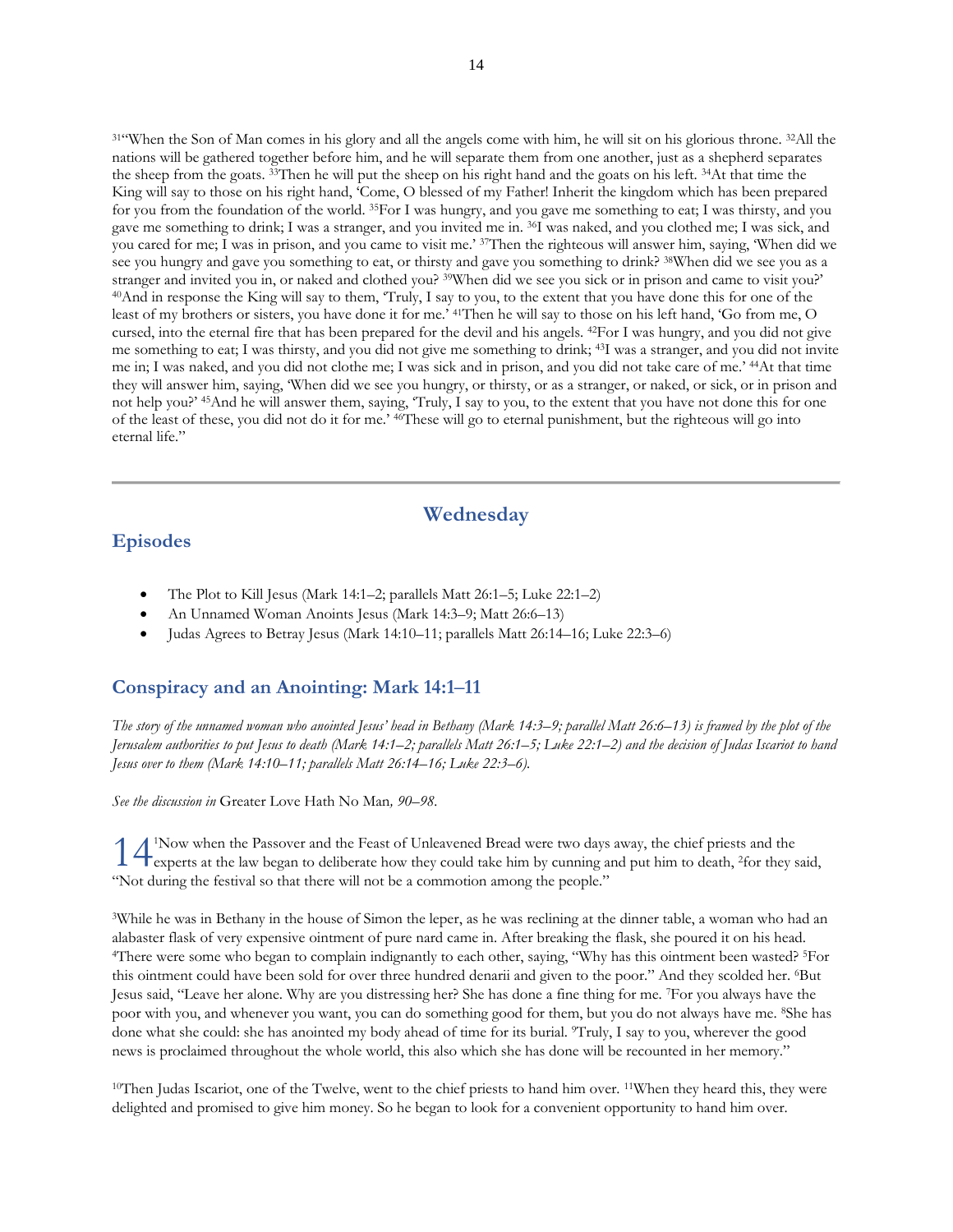[31]"When the Son of Man comes in his glory and all the angels come with him, he will sit on his glorious throne. [32]All the nations will be gathered together before him, and he will separate them from one another, just as a shepherd separates the sheep from the goats. [33]Then he will put the sheep on his right hand and the goats on his left. [34]At that time the King will say to those on his right hand, 'Come, O blessed of my Father! Inherit the kingdom which has been prepared for you from the foundation of the world. [35]For I was hungry, and you gave me something to eat; I was thirsty, and you gave me something to drink; I was a stranger, and you invited me in. [36]I was naked, and you clothed me; I was sick, and you cared for me; I was in prison, and you came to visit me.' [37]Then the righteous will answer him, saying, 'When did we see you hungry and gave you something to eat, or thirsty and gave you something to drink? [38]When did we see you as a stranger and invited you in, or naked and clothed you? [39]When did we see you sick or in prison and came to visit you?' [40]And in response the King will say to them, 'Truly, I say to you, to the extent that you have done this for one of the least of my brothers or sisters, you have done it for me.' [41]Then he will say to those on his left hand, 'Go from me, O cursed, into the eternal fire that has been prepared for the devil and his angels. [42]For I was hungry, and you did not give me something to eat; I was thirsty, and you did not give me something to drink; [43]I was a stranger, and you did not invite me in; I was naked, and you did not clothe me; I was sick and in prison, and you did not take care of me.' [44]At that time they will answer him, saying, 'When did we see you hungry, or thirsty, or as a stranger, or naked, or sick, or in prison and not help you?' [45]And he will answer them, saying, 'Truly, I say to you, to the extent that you have not done this for one of the least of these, you did not do it for me.' [46]These will go to eternal punishment, but the righteous will go into eternal life."

---

# Wednesday

## Episodes

- The Plot to Kill Jesus (Mark 14:1–2; parallels Matt 26:1–5; Luke 22:1–2)
- An Unnamed Woman Anoints Jesus (Mark 14:3–9; Matt 26:6–13)
- Judas Agrees to Betray Jesus (Mark 14:10–11; parallels Matt 26:14–16; Luke 22:3–6)

## Conspiracy and an Anointing: Mark 14:1–11

*The story of the unnamed woman who anointed Jesus' head in Bethany (Mark 14:3–9; parallel Matt 26:6–13) is framed by the plot of the Jerusalem authorities to put Jesus to death (Mark 14:1–2; parallels Matt 26:1–5; Luke 22:1–2) and the decision of Judas Iscariot to hand Jesus over to them (Mark 14:10–11; parallels Matt 26:14–16; Luke 22:3–6).*

*See the discussion in* Greater Love Hath No Man*, 90–98.*

14 [1]Now when the Passover and the Feast of Unleavened Bread were two days away, the chief priests and the experts at the law began to deliberate how they could take him by cunning and put him to death, [2]for they said, "Not during the festival so that there will not be a commotion among the people."

[3]While he was in Bethany in the house of Simon the leper, as he was reclining at the dinner table, a woman who had an alabaster flask of very expensive ointment of pure nard came in. After breaking the flask, she poured it on his head. [4]There were some who began to complain indignantly to each other, saying, "Why has this ointment been wasted? [5]For this ointment could have been sold for over three hundred denarii and given to the poor." And they scolded her. [6]But Jesus said, "Leave her alone. Why are you distressing her? She has done a fine thing for me. [7]For you always have the poor with you, and whenever you want, you can do something good for them, but you do not always have me. [8]She has done what she could: she has anointed my body ahead of time for its burial. [9]Truly, I say to you, wherever the good news is proclaimed throughout the whole world, this also which she has done will be recounted in her memory."

[10]Then Judas Iscariot, one of the Twelve, went to the chief priests to hand him over. [11]When they heard this, they were delighted and promised to give him money. So he began to look for a convenient opportunity to hand him over.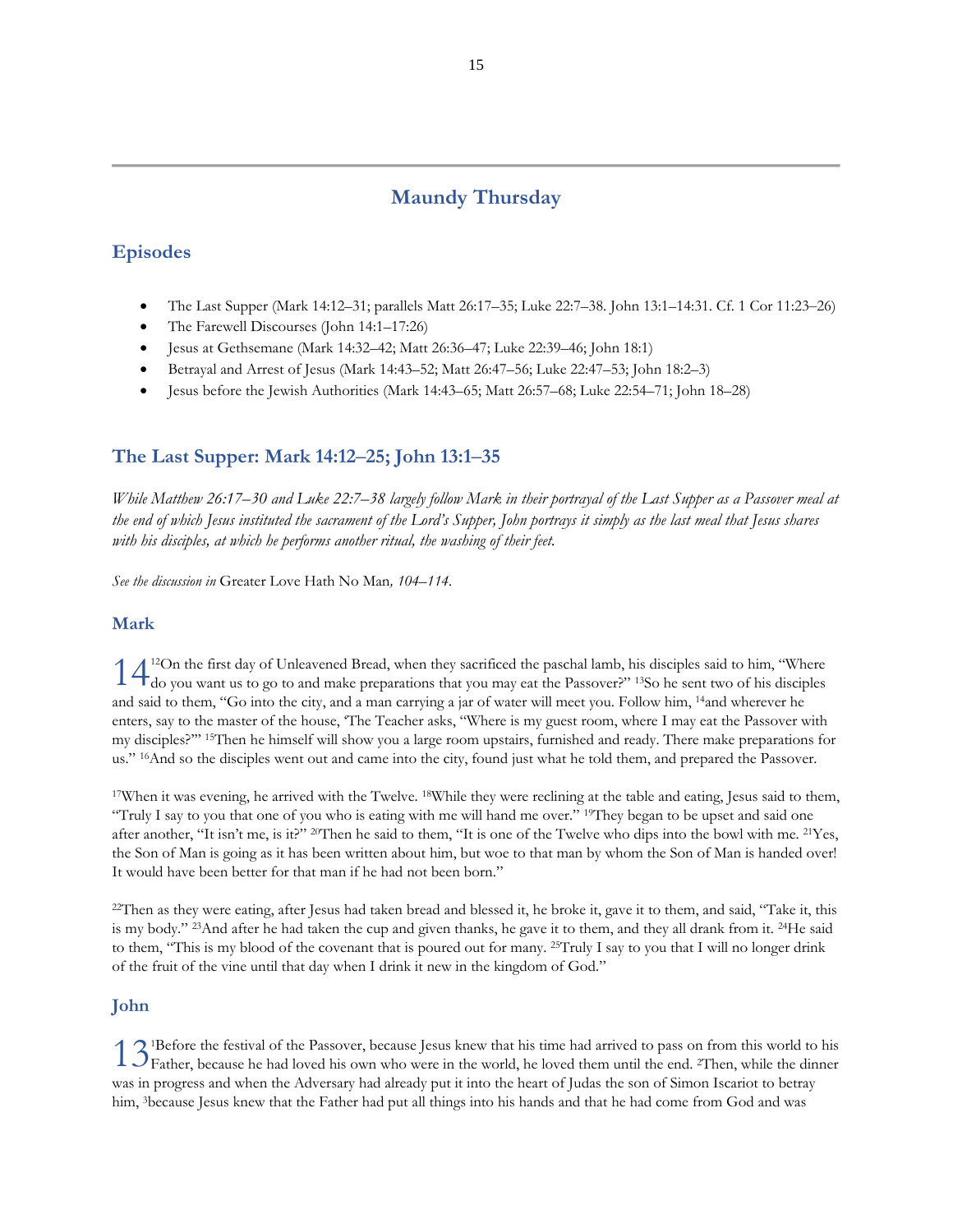## Maundy Thursday

### Episodes

- The Last Supper (Mark 14:12–31; parallels Matt 26:17–35; Luke 22:7–38. John 13:1–14:31. Cf. 1 Cor 11:23–26)
- The Farewell Discourses (John 14:1–17:26)
- Jesus at Gethsemane (Mark 14:32–42; Matt 26:36–47; Luke 22:39–46; John 18:1)
- Betrayal and Arrest of Jesus (Mark 14:43–52; Matt 26:47–56; Luke 22:47–53; John 18:2–3)
- Jesus before the Jewish Authorities (Mark 14:43–65; Matt 26:57–68; Luke 22:54–71; John 18–28)

### The Last Supper: Mark 14:12–25; John 13:1–35

*While Matthew 26:17–30 and Luke 22:7–38 largely follow Mark in their portrayal of the Last Supper as a Passover meal at the end of which Jesus instituted the sacrament of the Lord's Supper, John portrays it simply as the last meal that Jesus shares with his disciples, at which he performs another ritual, the washing of their feet.*

*See the discussion in* Greater Love Hath No Man*, 104–114.*

#### Mark

14 [12]On the first day of Unleavened Bread, when they sacrificed the paschal lamb, his disciples said to him, "Where do you want us to go to and make preparations that you may eat the Passover?" [13]So he sent two of his disciples and said to them, "Go into the city, and a man carrying a jar of water will meet you. Follow him, [14]and wherever he enters, say to the master of the house, 'The Teacher asks, "Where is my guest room, where I may eat the Passover with my disciples?"' [15]Then he himself will show you a large room upstairs, furnished and ready. There make preparations for us." [16]And so the disciples went out and came into the city, found just what he told them, and prepared the Passover.

[17]When it was evening, he arrived with the Twelve. [18]While they were reclining at the table and eating, Jesus said to them, "Truly I say to you that one of you who is eating with me will hand me over." [19]They began to be upset and said one after another, "It isn't me, is it?" [20]Then he said to them, "It is one of the Twelve who dips into the bowl with me. [21]Yes, the Son of Man is going as it has been written about him, but woe to that man by whom the Son of Man is handed over! It would have been better for that man if he had not been born."

[22]Then as they were eating, after Jesus had taken bread and blessed it, he broke it, gave it to them, and said, "Take it, this is my body." [23]And after he had taken the cup and given thanks, he gave it to them, and they all drank from it. [24]He said to them, "This is my blood of the covenant that is poured out for many. [25]Truly I say to you that I will no longer drink of the fruit of the vine until that day when I drink it new in the kingdom of God."

#### John

13 [1]Before the festival of the Passover, because Jesus knew that his time had arrived to pass on from this world to his Father, because he had loved his own who were in the world, he loved them until the end. [2]Then, while the dinner was in progress and when the Adversary had already put it into the heart of Judas the son of Simon Iscariot to betray him, [3]because Jesus knew that the Father had put all things into his hands and that he had come from God and was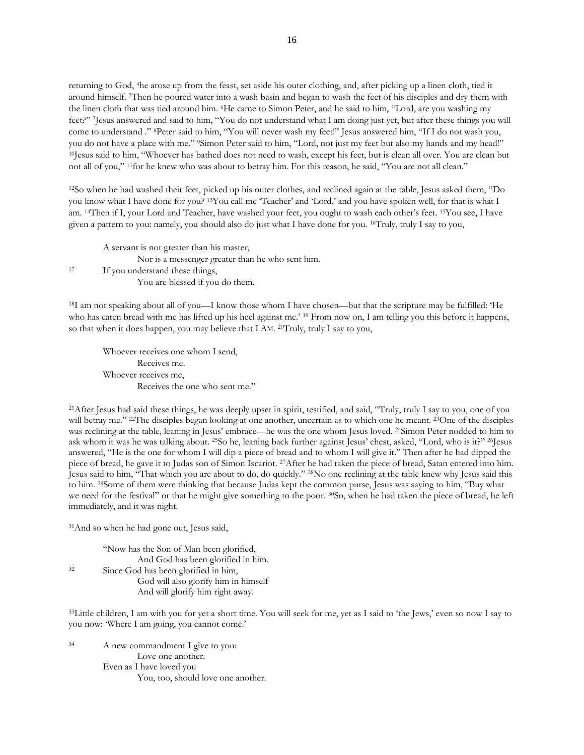returning to God, [4]he arose up from the feast, set aside his outer clothing, and, after picking up a linen cloth, tied it around himself. [5]Then he poured water into a wash basin and began to wash the feet of his disciples and dry them with the linen cloth that was tied around him. [6]He came to Simon Peter, and he said to him, "Lord, are you washing my feet?" [7]Jesus answered and said to him, "You do not understand what I am doing just yet, but after these things you will come to understand ." [8]Peter said to him, "You will never wash my feet!" Jesus answered him, "If I do not wash you, you do not have a place with me." [9]Simon Peter said to him, "Lord, not just my feet but also my hands and my head!" [10]Jesus said to him, "Whoever has bathed does not need to wash, except his feet, but is clean all over. You are clean but not all of you," [11]for he knew who was about to betray him. For this reason, he said, "You are not all clean."

[12]So when he had washed their feet, picked up his outer clothes, and reclined again at the table, Jesus asked them, "Do you know what I have done for you? [13]You call me 'Teacher' and 'Lord,' and you have spoken well, for that is what I am. [14]Then if I, your Lord and Teacher, have washed your feet, you ought to wash each other's feet. [15]You see, I have given a pattern to you: namely, you should also do just what I have done for you. [16]Truly, truly I say to you,

> A servant is not greater than his master,
> Nor is a messenger greater than he who sent him.
> [17] If you understand these things,
> You are blessed if you do them.

[18]I am not speaking about all of you—I know those whom I have chosen—but that the scripture may be fulfilled: 'He who has eaten bread with me has lifted up his heel against me.' [19] From now on, I am telling you this before it happens, so that when it does happen, you may believe that I AM. [20]Truly, truly I say to you,

> Whoever receives one whom I send,
> Receives me.
> Whoever receives me,
> Receives the one who sent me."

[21]After Jesus had said these things, he was deeply upset in spirit, testified, and said, "Truly, truly I say to you, one of you will betray me." [22]The disciples began looking at one another, uncertain as to which one he meant. [23]One of the disciples was reclining at the table, leaning in Jesus' embrace—he was the one whom Jesus loved. [24]Simon Peter nodded to him to ask whom it was he was talking about. [25]So he, leaning back further against Jesus' chest, asked, "Lord, who is it?" [26]Jesus answered, "He is the one for whom I will dip a piece of bread and to whom I will give it." Then after he had dipped the piece of bread, he gave it to Judas son of Simon Iscariot. [27]After he had taken the piece of bread, Satan entered into him. Jesus said to him, "That which you are about to do, do quickly." [28]No one reclining at the table knew why Jesus said this to him. [29]Some of them were thinking that because Judas kept the common purse, Jesus was saying to him, "Buy what we need for the festival" or that he might give something to the poor. [30]So, when he had taken the piece of bread, he left immediately, and it was night.

[31]And so when he had gone out, Jesus said,

> "Now has the Son of Man been glorified,
> And God has been glorified in him.
> [32] Since God has been glorified in him,
> God will also glorify him in himself
> And will glorify him right away.

[33]Little children, I am with you for yet a short time. You will seek for me, yet as I said to 'the Jews,' even so now I say to you now: 'Where I am going, you cannot come.'

> [34] A new commandment I give to you:
> Love one another.
> Even as I have loved you
> You, too, should love one another.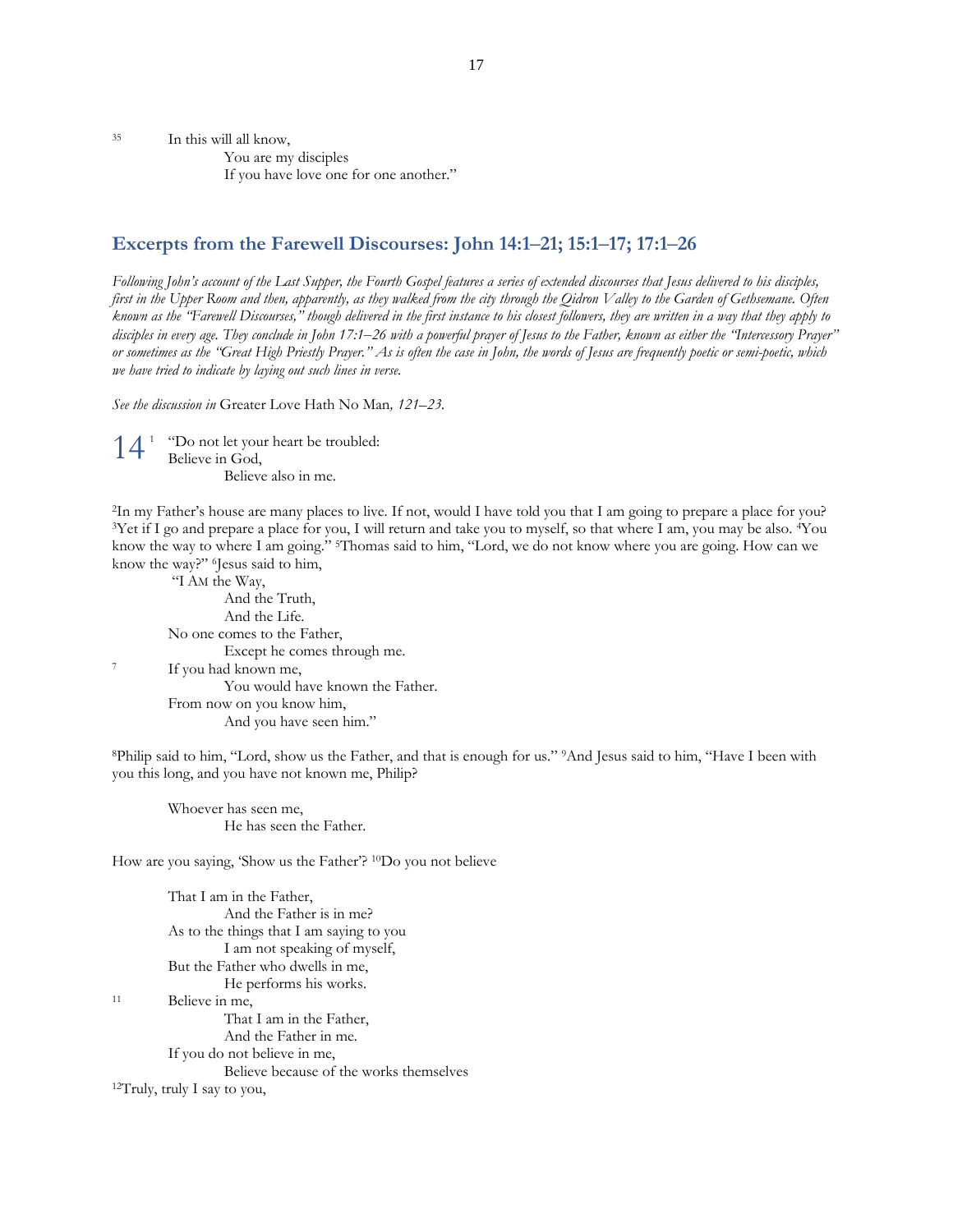[35] In this will all know,
You are my disciples
If you have love one for one another."

## Excerpts from the Farewell Discourses: John 14:1–21; 15:1–17; 17:1–26

*Following John's account of the Last Supper, the Fourth Gospel features a series of extended discourses that Jesus delivered to his disciples, first in the Upper Room and then, apparently, as they walked from the city through the Qidron Valley to the Garden of Gethsemane. Often known as the "Farewell Discourses," though delivered in the first instance to his closest followers, they are written in a way that they apply to disciples in every age. They conclude in John 17:1–26 with a powerful prayer of Jesus to the Father, known as either the "Intercessory Prayer" or sometimes as the "Great High Priestly Prayer." As is often the case in John, the words of Jesus are frequently poetic or semi-poetic, which we have tried to indicate by laying out such lines in verse.*

*See the discussion in* Greater Love Hath No Man*, 121–23.*

**14** [1] "Do not let your heart be troubled:
Believe in God,
Believe also in me.

[2]In my Father's house are many places to live. If not, would I have told you that I am going to prepare a place for you? [3]Yet if I go and prepare a place for you, I will return and take you to myself, so that where I am, you may be also. [4]You know the way to where I am going." [5]Thomas said to him, "Lord, we do not know where you are going. How can we know the way?" [6]Jesus said to him,

"I AM the Way,
And the Truth,
And the Life.
No one comes to the Father,
Except he comes through me.
[7] If you had known me,
You would have known the Father.
From now on you know him,
And you have seen him."

[8]Philip said to him, "Lord, show us the Father, and that is enough for us." [9]And Jesus said to him, "Have I been with you this long, and you have not known me, Philip?

Whoever has seen me,
He has seen the Father.

How are you saying, 'Show us the Father'? [10]Do you not believe

That I am in the Father,
And the Father is in me?
As to the things that I am saying to you
I am not speaking of myself,
But the Father who dwells in me,
He performs his works.
[11] Believe in me,
That I am in the Father,
And the Father in me.
If you do not believe in me,
Believe because of the works themselves

[12]Truly, truly I say to you,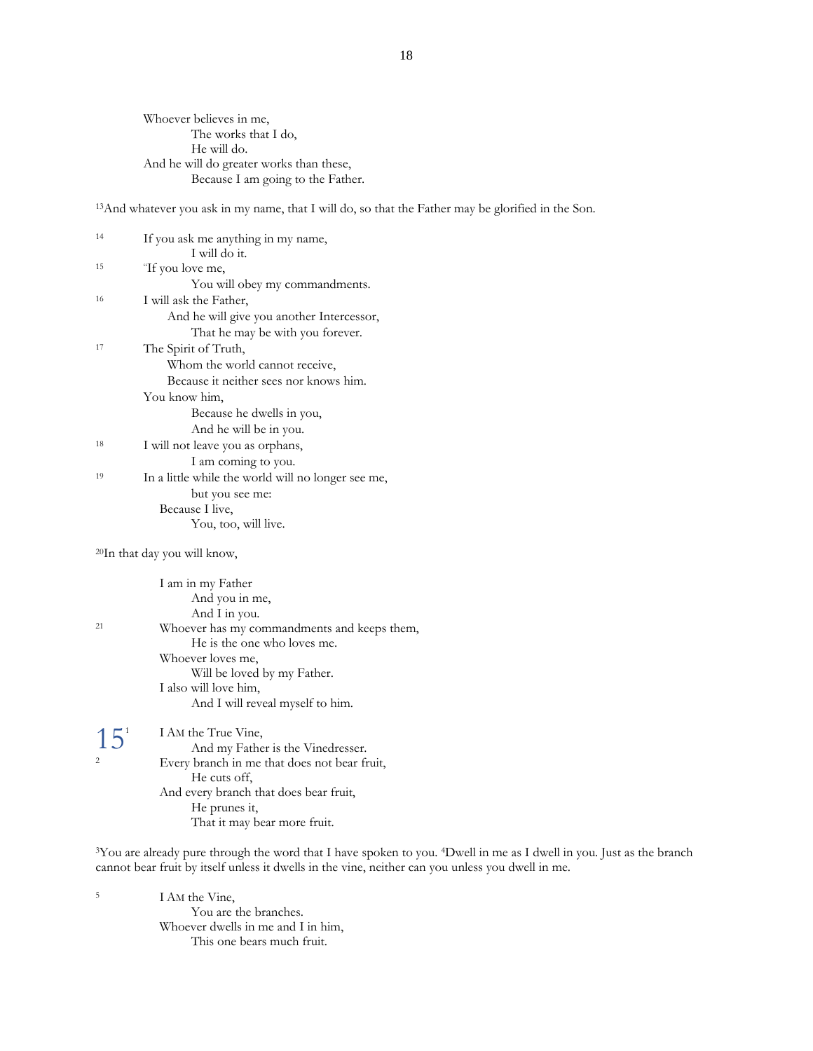Whoever believes in me,
The works that I do,
He will do.
And he will do greater works than these,
Because I am going to the Father.

[13]And whatever you ask in my name, that I will do, so that the Father may be glorified in the Son.

[14] If you ask me anything in my name,
I will do it.
[15] "If you love me,
You will obey my commandments.
[16] I will ask the Father,
And he will give you another Intercessor,
That he may be with you forever.
[17] The Spirit of Truth,
Whom the world cannot receive,
Because it neither sees nor knows him.
You know him,
Because he dwells in you,
And he will be in you.
[18] I will not leave you as orphans,
I am coming to you.
[19] In a little while the world will no longer see me,
but you see me:
Because I live,
You, too, will live.

[20]In that day you will know,

I am in my Father
And you in me,
And I in you.
[21] Whoever has my commandments and keeps them,
He is the one who loves me.
Whoever loves me,
Will be loved by my Father.
I also will love him,
And I will reveal myself to him.

15 [1] I AM the True Vine,
And my Father is the Vinedresser.
[2] Every branch in me that does not bear fruit,
He cuts off,
And every branch that does bear fruit,
He prunes it,
That it may bear more fruit.

[3]You are already pure through the word that I have spoken to you. [4]Dwell in me as I dwell in you. Just as the branch cannot bear fruit by itself unless it dwells in the vine, neither can you unless you dwell in me.

[5] I AM the Vine,
You are the branches.
Whoever dwells in me and I in him,
This one bears much fruit.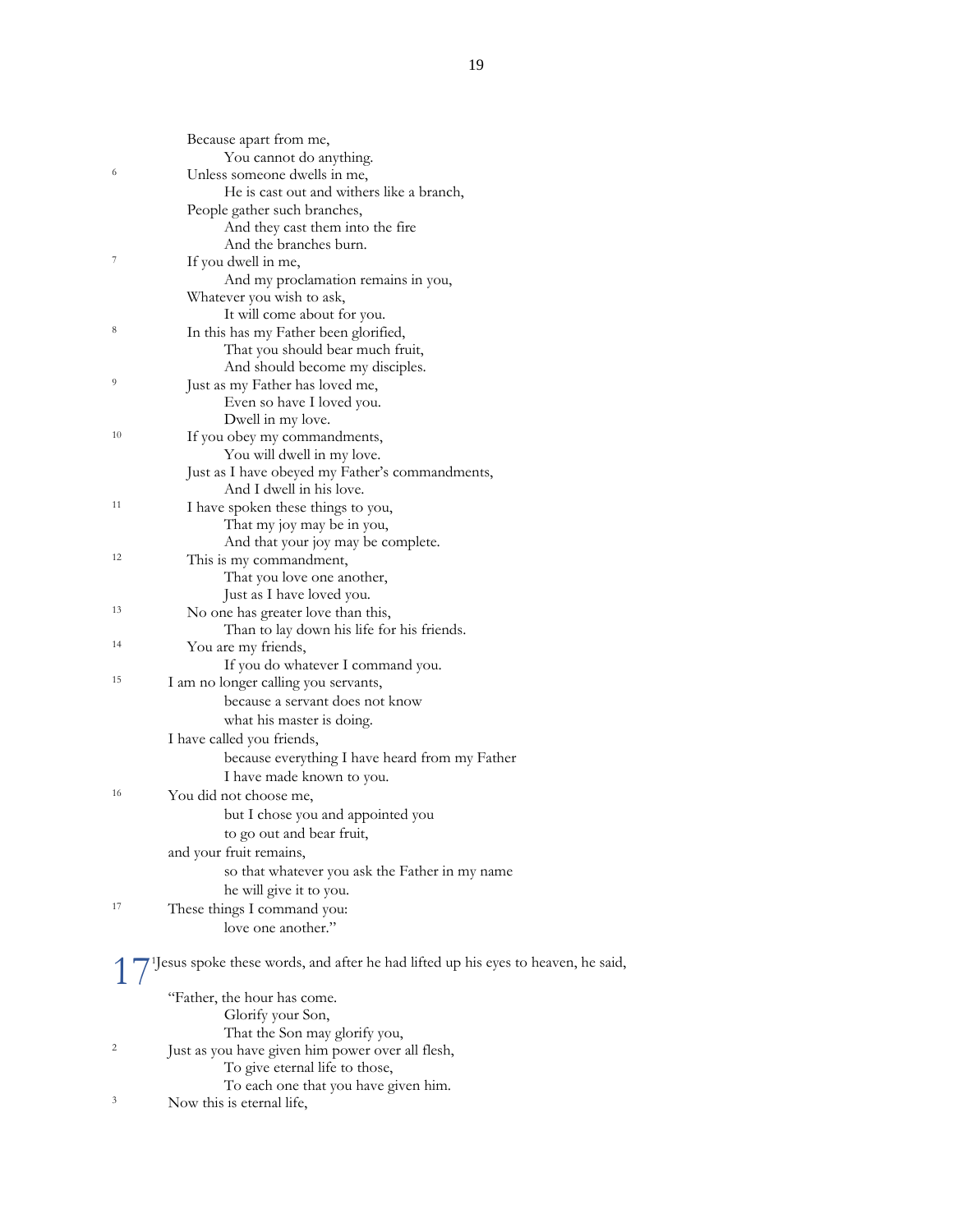Because apart from me,
You cannot do anything.

[6] Unless someone dwells in me,
He is cast out and withers like a branch,
People gather such branches,
And they cast them into the fire
And the branches burn.

[7] If you dwell in me,
And my proclamation remains in you,
Whatever you wish to ask,
It will come about for you.

[8] In this has my Father been glorified,
That you should bear much fruit,
And should become my disciples.

[9] Just as my Father has loved me,
Even so have I loved you.
Dwell in my love.

[10] If you obey my commandments,
You will dwell in my love.
Just as I have obeyed my Father's commandments,
And I dwell in his love.

[11] I have spoken these things to you,
That my joy may be in you,
And that your joy may be complete.

[12] This is my commandment,
That you love one another,
Just as I have loved you.

[13] No one has greater love than this,
Than to lay down his life for his friends.

[14] You are my friends,
If you do whatever I command you.

[15] I am no longer calling you servants,
because a servant does not know
what his master is doing.
I have called you friends,
because everything I have heard from my Father
I have made known to you.

[16] You did not choose me,
but I chose you and appointed you
to go out and bear fruit,
and your fruit remains,
so that whatever you ask the Father in my name
he will give it to you.

[17] These things I command you:
love one another."

# 17

[1]Jesus spoke these words, and after he had lifted up his eyes to heaven, he said,

"Father, the hour has come.
Glorify your Son,
That the Son may glorify you,

[2] Just as you have given him power over all flesh,
To give eternal life to those,
To each one that you have given him.

[3] Now this is eternal life,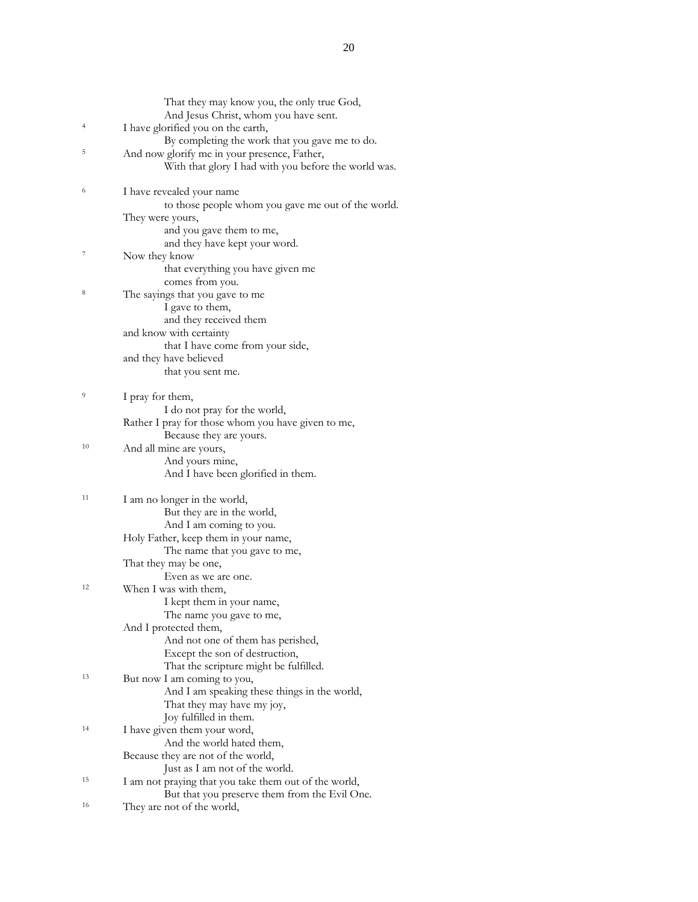That they may know you, the only true God,
  And Jesus Christ, whom you have sent.

[4] I have glorified you on the earth,
  By completing the work that you gave me to do.

[5] And now glorify me in your presence, Father,
  With that glory I had with you before the world was.

[6] I have revealed your name
  to those people whom you gave me out of the world.
They were yours,
  and you gave them to me,
  and they have kept your word.

[7] Now they know
  that everything you have given me
  comes from you.

[8] The sayings that you gave to me
  I gave to them,
  and they received them
and know with certainty
  that I have come from your side,
and they have believed
  that you sent me.

[9] I pray for them,
  I do not pray for the world,
Rather I pray for those whom you have given to me,
  Because they are yours.

[10] And all mine are yours,
  And yours mine,
  And I have been glorified in them.

[11] I am no longer in the world,
  But they are in the world,
  And I am coming to you.
Holy Father, keep them in your name,
  The name that you gave to me,
That they may be one,
  Even as we are one.

[12] When I was with them,
  I kept them in your name,
  The name you gave to me,
And I protected them,
  And not one of them has perished,
  Except the son of destruction,
  That the scripture might be fulfilled.

[13] But now I am coming to you,
  And I am speaking these things in the world,
  That they may have my joy,
  Joy fulfilled in them.

[14] I have given them your word,
  And the world hated them,
Because they are not of the world,
  Just as I am not of the world.

[15] I am not praying that you take them out of the world,
  But that you preserve them from the Evil One.

[16] They are not of the world,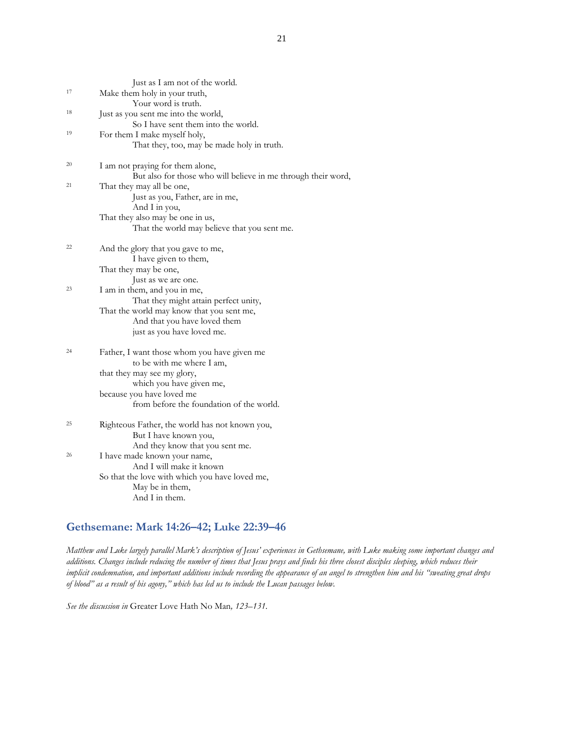Just as I am not of the world.

[17] Make them holy in your truth,
Your word is truth.

[18] Just as you sent me into the world,
So I have sent them into the world.

[19] For them I make myself holy,
That they, too, may be made holy in truth.

[20] I am not praying for them alone,
But also for those who will believe in me through their word,

[21] That they may all be one,
Just as you, Father, are in me,
And I in you,
That they also may be one in us,
That the world may believe that you sent me.

[22] And the glory that you gave to me,
I have given to them,
That they may be one,
Just as we are one.

[23] I am in them, and you in me,
That they might attain perfect unity,
That the world may know that you sent me,
And that you have loved them
just as you have loved me.

[24] Father, I want those whom you have given me
to be with me where I am,
that they may see my glory,
which you have given me,
because you have loved me
from before the foundation of the world.

[25] Righteous Father, the world has not known you,
But I have known you,
And they know that you sent me.

[26] I have made known your name,
And I will make it known
So that the love with which you have loved me,
May be in them,
And I in them.

## Gethsemane: Mark 14:26–42; Luke 22:39–46

*Matthew and Luke largely parallel Mark's description of Jesus' experiences in Gethsemane, with Luke making some important changes and additions. Changes include reducing the number of times that Jesus prays and finds his three closest disciples sleeping, which reduces their implicit condemnation, and important additions include recording the appearance of an angel to strengthen him and his "sweating great drops of blood" as a result of his agony," which has led us to include the Lucan passages below.*

*See the discussion in* Greater Love Hath No Man*, 123–131.*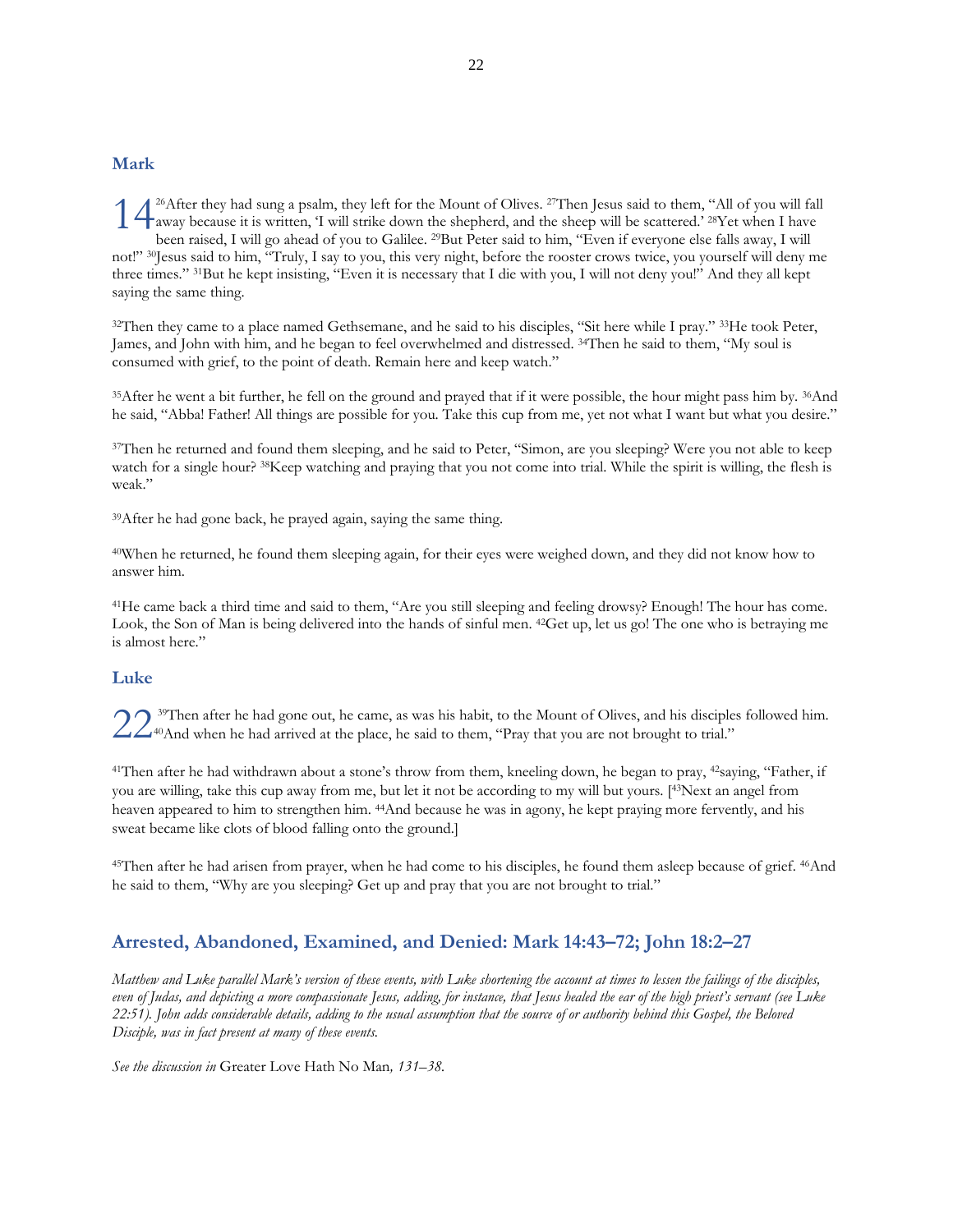### Mark

14 [26]After they had sung a psalm, they left for the Mount of Olives. [27]Then Jesus said to them, "All of you will fall away because it is written, 'I will strike down the shepherd, and the sheep will be scattered.' [28]Yet when I have been raised, I will go ahead of you to Galilee. [29]But Peter said to him, "Even if everyone else falls away, I will not!" [30]Jesus said to him, "Truly, I say to you, this very night, before the rooster crows twice, you yourself will deny me three times." [31]But he kept insisting, "Even it is necessary that I die with you, I will not deny you!" And they all kept saying the same thing.

[32]Then they came to a place named Gethsemane, and he said to his disciples, "Sit here while I pray." [33]He took Peter, James, and John with him, and he began to feel overwhelmed and distressed. [34]Then he said to them, "My soul is consumed with grief, to the point of death. Remain here and keep watch."

[35]After he went a bit further, he fell on the ground and prayed that if it were possible, the hour might pass him by. [36]And he said, "Abba! Father! All things are possible for you. Take this cup from me, yet not what I want but what you desire."

[37]Then he returned and found them sleeping, and he said to Peter, "Simon, are you sleeping? Were you not able to keep watch for a single hour? [38]Keep watching and praying that you not come into trial. While the spirit is willing, the flesh is weak."

[39]After he had gone back, he prayed again, saying the same thing.

[40]When he returned, he found them sleeping again, for their eyes were weighed down, and they did not know how to answer him.

[41]He came back a third time and said to them, "Are you still sleeping and feeling drowsy? Enough! The hour has come. Look, the Son of Man is being delivered into the hands of sinful men. [42]Get up, let us go! The one who is betraying me is almost here."

### Luke

22 [39]Then after he had gone out, he came, as was his habit, to the Mount of Olives, and his disciples followed him. [40]And when he had arrived at the place, he said to them, "Pray that you are not brought to trial."

[41]Then after he had withdrawn about a stone's throw from them, kneeling down, he began to pray, [42]saying, "Father, if you are willing, take this cup away from me, but let it not be according to my will but yours. [[43]Next an angel from heaven appeared to him to strengthen him. [44]And because he was in agony, he kept praying more fervently, and his sweat became like clots of blood falling onto the ground.]

[45]Then after he had arisen from prayer, when he had come to his disciples, he found them asleep because of grief. [46]And he said to them, "Why are you sleeping? Get up and pray that you are not brought to trial."

## Arrested, Abandoned, Examined, and Denied: Mark 14:43–72; John 18:2–27

*Matthew and Luke parallel Mark's version of these events, with Luke shortening the account at times to lessen the failings of the disciples, even of Judas, and depicting a more compassionate Jesus, adding, for instance, that Jesus healed the ear of the high priest's servant (see Luke 22:51). John adds considerable details, adding to the usual assumption that the source of or authority behind this Gospel, the Beloved Disciple, was in fact present at many of these events.*

*See the discussion in* Greater Love Hath No Man*, 131–38.*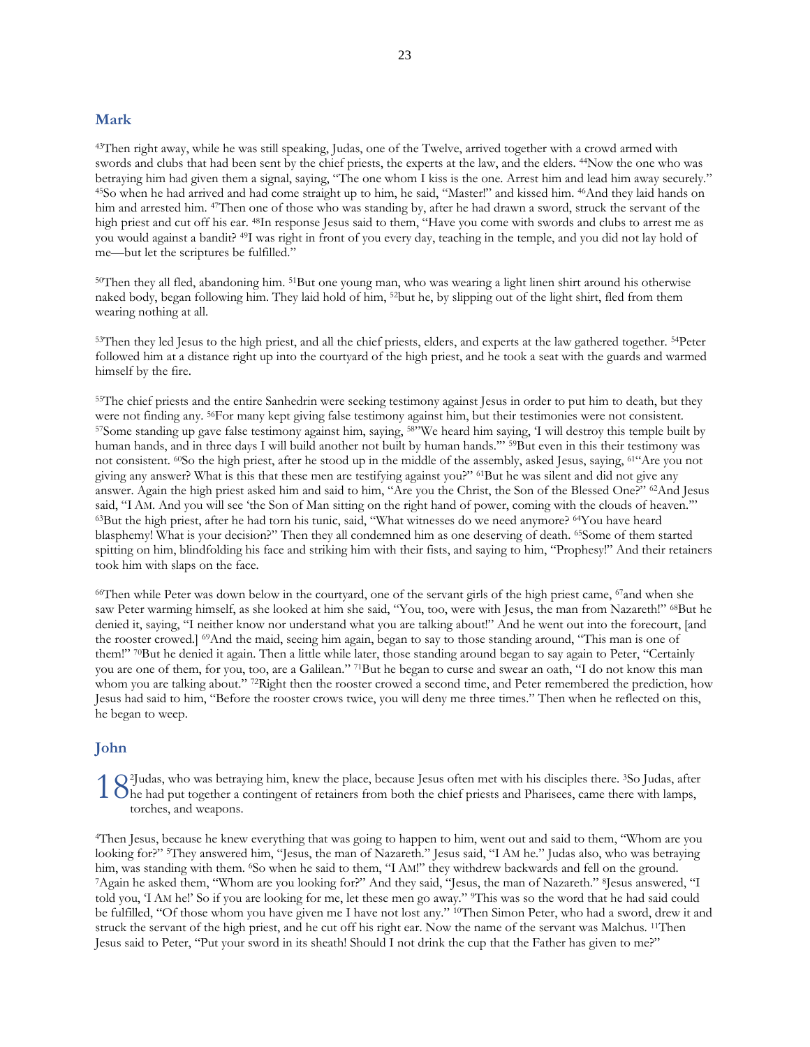## Mark

[43]Then right away, while he was still speaking, Judas, one of the Twelve, arrived together with a crowd armed with swords and clubs that had been sent by the chief priests, the experts at the law, and the elders. [44]Now the one who was betraying him had given them a signal, saying, "The one whom I kiss is the one. Arrest him and lead him away securely." [45]So when he had arrived and had come straight up to him, he said, "Master!" and kissed him. [46]And they laid hands on him and arrested him. [47]Then one of those who was standing by, after he had drawn a sword, struck the servant of the high priest and cut off his ear. [48]In response Jesus said to them, "Have you come with swords and clubs to arrest me as you would against a bandit? [49]I was right in front of you every day, teaching in the temple, and you did not lay hold of me—but let the scriptures be fulfilled."

[50]Then they all fled, abandoning him. [51]But one young man, who was wearing a light linen shirt around his otherwise naked body, began following him. They laid hold of him, [52]but he, by slipping out of the light shirt, fled from them wearing nothing at all.

[53]Then they led Jesus to the high priest, and all the chief priests, elders, and experts at the law gathered together. [54]Peter followed him at a distance right up into the courtyard of the high priest, and he took a seat with the guards and warmed himself by the fire.

[55]The chief priests and the entire Sanhedrin were seeking testimony against Jesus in order to put him to death, but they were not finding any. [56]For many kept giving false testimony against him, but their testimonies were not consistent. [57]Some standing up gave false testimony against him, saying, [58]"We heard him saying, 'I will destroy this temple built by human hands, and in three days I will build another not built by human hands.'" [59]But even in this their testimony was not consistent. [60]So the high priest, after he stood up in the middle of the assembly, asked Jesus, saying, [61]"Are you not giving any answer? What is this that these men are testifying against you?" [61]But he was silent and did not give any answer. Again the high priest asked him and said to him, "Are you the Christ, the Son of the Blessed One?" [62]And Jesus said, "I AM. And you will see 'the Son of Man sitting on the right hand of power, coming with the clouds of heaven.'" [63]But the high priest, after he had torn his tunic, said, "What witnesses do we need anymore? [64]You have heard blasphemy! What is your decision?" Then they all condemned him as one deserving of death. [65]Some of them started spitting on him, blindfolding his face and striking him with their fists, and saying to him, "Prophesy!" And their retainers took him with slaps on the face.

[66]Then while Peter was down below in the courtyard, one of the servant girls of the high priest came, [67]and when she saw Peter warming himself, as she looked at him she said, "You, too, were with Jesus, the man from Nazareth!" [68]But he denied it, saying, "I neither know nor understand what you are talking about!" And he went out into the forecourt, [and the rooster crowed.] [69]And the maid, seeing him again, began to say to those standing around, "This man is one of them!" [70]But he denied it again. Then a little while later, those standing around began to say again to Peter, "Certainly you are one of them, for you, too, are a Galilean." [71]But he began to curse and swear an oath, "I do not know this man whom you are talking about." [72]Right then the rooster crowed a second time, and Peter remembered the prediction, how Jesus had said to him, "Before the rooster crows twice, you will deny me three times." Then when he reflected on this, he began to weep.

## John

18 [2]Judas, who was betraying him, knew the place, because Jesus often met with his disciples there. [3]So Judas, after he had put together a contingent of retainers from both the chief priests and Pharisees, came there with lamps, torches, and weapons.

[4]Then Jesus, because he knew everything that was going to happen to him, went out and said to them, "Whom are you looking for?" [5]They answered him, "Jesus, the man of Nazareth." Jesus said, "I AM he." Judas also, who was betraying him, was standing with them. [6]So when he said to them, "I AM!" they withdrew backwards and fell on the ground. [7]Again he asked them, "Whom are you looking for?" And they said, "Jesus, the man of Nazareth." [8]Jesus answered, "I told you, 'I AM he!' So if you are looking for me, let these men go away." [9]This was so the word that he had said could be fulfilled, "Of those whom you have given me I have not lost any." [10]Then Simon Peter, who had a sword, drew it and struck the servant of the high priest, and he cut off his right ear. Now the name of the servant was Malchus. [11]Then Jesus said to Peter, "Put your sword in its sheath! Should I not drink the cup that the Father has given to me?"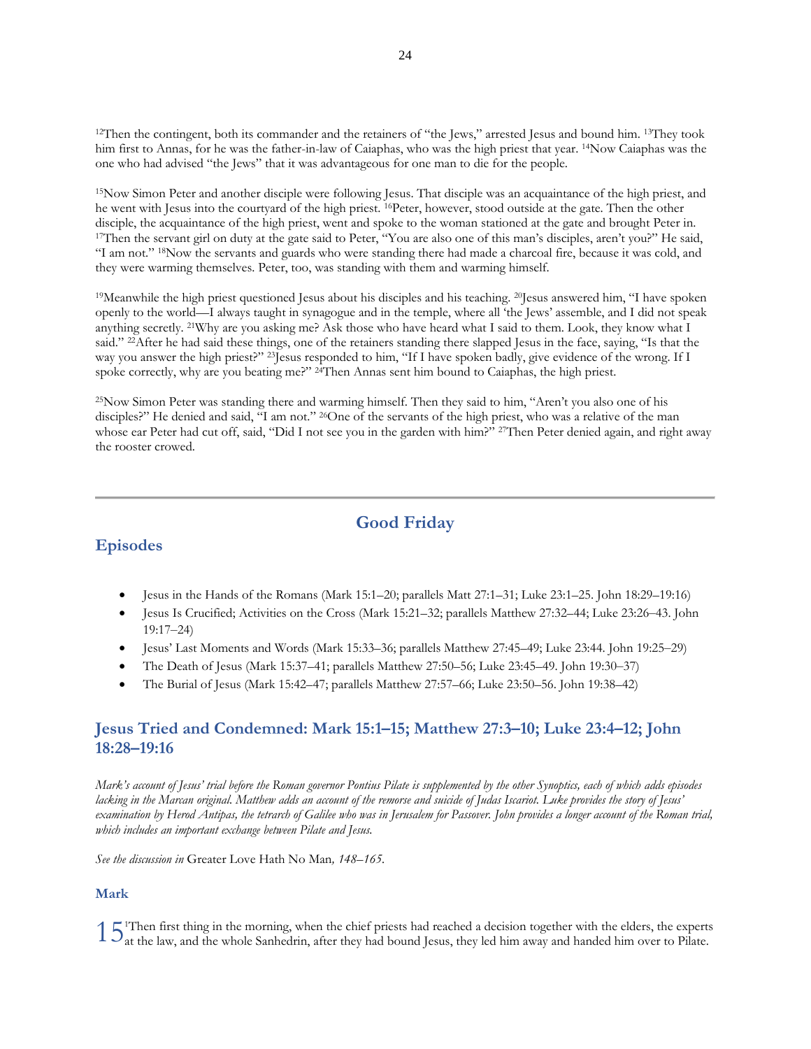[12]Then the contingent, both its commander and the retainers of "the Jews," arrested Jesus and bound him. [13]They took him first to Annas, for he was the father-in-law of Caiaphas, who was the high priest that year. [14]Now Caiaphas was the one who had advised "the Jews" that it was advantageous for one man to die for the people.

[15]Now Simon Peter and another disciple were following Jesus. That disciple was an acquaintance of the high priest, and he went with Jesus into the courtyard of the high priest. [16]Peter, however, stood outside at the gate. Then the other disciple, the acquaintance of the high priest, went and spoke to the woman stationed at the gate and brought Peter in. [17]Then the servant girl on duty at the gate said to Peter, "You are also one of this man's disciples, aren't you?" He said, "I am not." [18]Now the servants and guards who were standing there had made a charcoal fire, because it was cold, and they were warming themselves. Peter, too, was standing with them and warming himself.

[19]Meanwhile the high priest questioned Jesus about his disciples and his teaching. [20]Jesus answered him, "I have spoken openly to the world—I always taught in synagogue and in the temple, where all 'the Jews' assemble, and I did not speak anything secretly. [21]Why are you asking me? Ask those who have heard what I said to them. Look, they know what I said." [22]After he had said these things, one of the retainers standing there slapped Jesus in the face, saying, "Is that the way you answer the high priest?" [23]Jesus responded to him, "If I have spoken badly, give evidence of the wrong. If I spoke correctly, why are you beating me?" [24]Then Annas sent him bound to Caiaphas, the high priest.

[25]Now Simon Peter was standing there and warming himself. Then they said to him, "Aren't you also one of his disciples?" He denied and said, "I am not." [26]One of the servants of the high priest, who was a relative of the man whose ear Peter had cut off, said, "Did I not see you in the garden with him?" [27]Then Peter denied again, and right away the rooster crowed.

---

# Good Friday

## Episodes

- Jesus in the Hands of the Romans (Mark 15:1–20; parallels Matt 27:1–31; Luke 23:1–25. John 18:29–19:16)
- Jesus Is Crucified; Activities on the Cross (Mark 15:21–32; parallels Matthew 27:32–44; Luke 23:26–43. John 19:17–24)
- Jesus' Last Moments and Words (Mark 15:33–36; parallels Matthew 27:45–49; Luke 23:44. John 19:25–29)
- The Death of Jesus (Mark 15:37–41; parallels Matthew 27:50–56; Luke 23:45–49. John 19:30–37)
- The Burial of Jesus (Mark 15:42–47; parallels Matthew 27:57–66; Luke 23:50–56. John 19:38–42)

## Jesus Tried and Condemned: Mark 15:1–15; Matthew 27:3–10; Luke 23:4–12; John 18:28–19:16

*Mark's account of Jesus' trial before the Roman governor Pontius Pilate is supplemented by the other Synoptics, each of which adds episodes lacking in the Marcan original. Matthew adds an account of the remorse and suicide of Judas Iscariot. Luke provides the story of Jesus' examination by Herod Antipas, the tetrarch of Galilee who was in Jerusalem for Passover. John provides a longer account of the Roman trial, which includes an important exchange between Pilate and Jesus.*

*See the discussion in* Greater Love Hath No Man*, 148–165.*

### Mark

15 [1]Then first thing in the morning, when the chief priests had reached a decision together with the elders, the experts at the law, and the whole Sanhedrin, after they had bound Jesus, they led him away and handed him over to Pilate.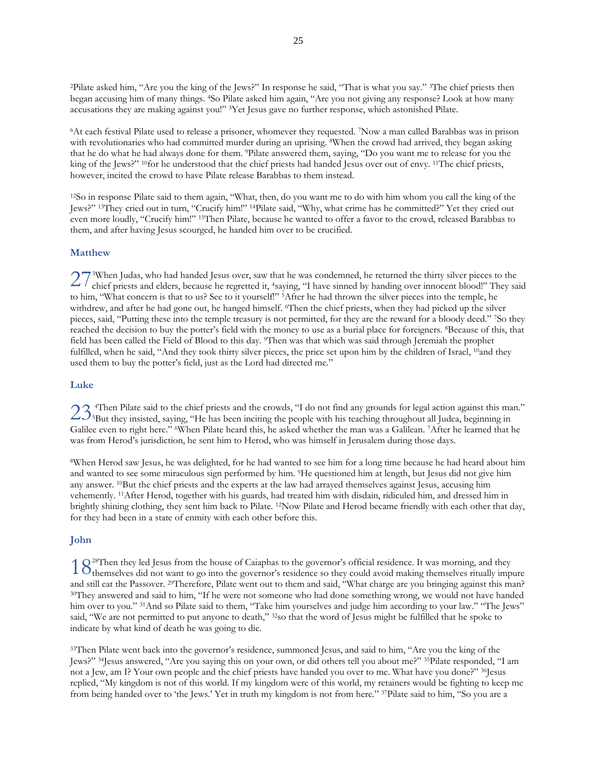[2]Pilate asked him, "Are you the king of the Jews?" In response he said, "That is what you say." [3]The chief priests then began accusing him of many things. [4]So Pilate asked him again, "Are you not giving any response? Look at how many accusations they are making against you!" [5]Yet Jesus gave no further response, which astonished Pilate.

[6]At each festival Pilate used to release a prisoner, whomever they requested. [7]Now a man called Barabbas was in prison with revolutionaries who had committed murder during an uprising. [8]When the crowd had arrived, they began asking that he do what he had always done for them. [9]Pilate answered them, saying, "Do you want me to release for you the king of the Jews?" [10]for he understood that the chief priests had handed Jesus over out of envy. [11]The chief priests, however, incited the crowd to have Pilate release Barabbas to them instead.

[12]So in response Pilate said to them again, "What, then, do you want me to do with him whom you call the king of the Jews?" [13]They cried out in turn, "Crucify him!" [14]Pilate said, "Why, what crime has he committed?" Yet they cried out even more loudly, "Crucify him!" [15]Then Pilate, because he wanted to offer a favor to the crowd, released Barabbas to them, and after having Jesus scourged, he handed him over to be crucified.

### Matthew

27 [3]When Judas, who had handed Jesus over, saw that he was condemned, he returned the thirty silver pieces to the chief priests and elders, because he regretted it, [4]saying, "I have sinned by handing over innocent blood!" They said to him, "What concern is that to us? See to it yourself!" [5]After he had thrown the silver pieces into the temple, he withdrew, and after he had gone out, he hanged himself. [6]Then the chief priests, when they had picked up the silver pieces, said, "Putting these into the temple treasury is not permitted, for they are the reward for a bloody deed." [7]So they reached the decision to buy the potter's field with the money to use as a burial place for foreigners. [8]Because of this, that field has been called the Field of Blood to this day. [9]Then was that which was said through Jeremiah the prophet fulfilled, when he said, "And they took thirty silver pieces, the price set upon him by the children of Israel, [10]and they used them to buy the potter's field, just as the Lord had directed me."

### Luke

23 [4]Then Pilate said to the chief priests and the crowds, "I do not find any grounds for legal action against this man." [5]But they insisted, saying, "He has been inciting the people with his teaching throughout all Judea, beginning in Galilee even to right here." [6]When Pilate heard this, he asked whether the man was a Galilean. [7]After he learned that he was from Herod's jurisdiction, he sent him to Herod, who was himself in Jerusalem during those days.

[8]When Herod saw Jesus, he was delighted, for he had wanted to see him for a long time because he had heard about him and wanted to see some miraculous sign performed by him. [9]He questioned him at length, but Jesus did not give him any answer. [10]But the chief priests and the experts at the law had arrayed themselves against Jesus, accusing him vehemently. [11]After Herod, together with his guards, had treated him with disdain, ridiculed him, and dressed him in brightly shining clothing, they sent him back to Pilate. [12]Now Pilate and Herod became friendly with each other that day, for they had been in a state of enmity with each other before this.

### John

18 [28]Then they led Jesus from the house of Caiaphas to the governor's official residence. It was morning, and they themselves did not want to go into the governor's residence so they could avoid making themselves ritually impure and still eat the Passover. [29]Therefore, Pilate went out to them and said, "What charge are you bringing against this man? [30]They answered and said to him, "If he were not someone who had done something wrong, we would not have handed him over to you." [31]And so Pilate said to them, "Take him yourselves and judge him according to your law." "The Jews" said, "We are not permitted to put anyone to death," [32]so that the word of Jesus might be fulfilled that he spoke to indicate by what kind of death he was going to die.

[33]Then Pilate went back into the governor's residence, summoned Jesus, and said to him, "Are you the king of the Jews?" [34]Jesus answered, "Are you saying this on your own, or did others tell you about me?" [35]Pilate responded, "I am not a Jew, am I? Your own people and the chief priests have handed you over to me. What have you done?" [36]Jesus replied, "My kingdom is not of this world. If my kingdom were of this world, my retainers would be fighting to keep me from being handed over to 'the Jews.' Yet in truth my kingdom is not from here." [37]Pilate said to him, "So you are a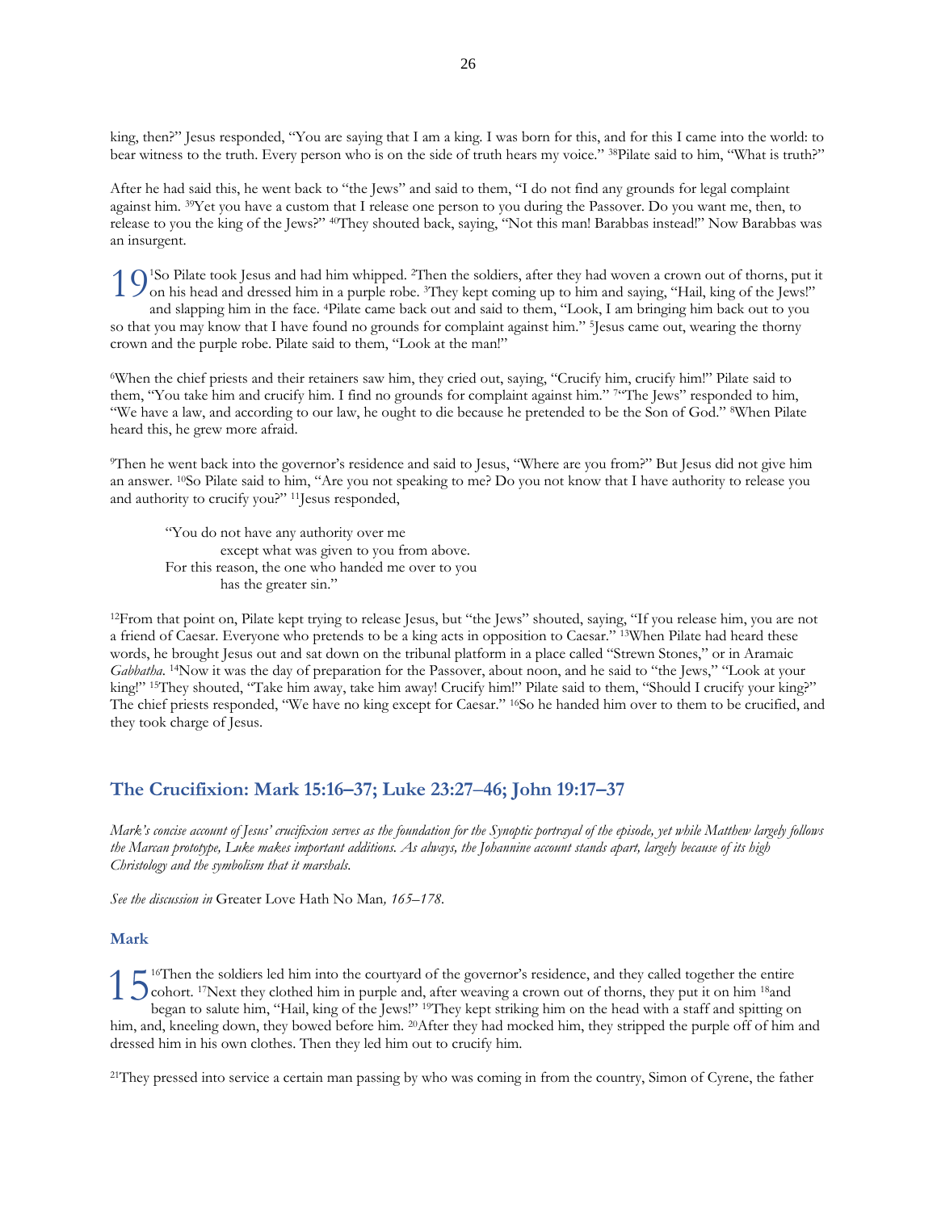king, then?" Jesus responded, "You are saying that I am a king. I was born for this, and for this I came into the world: to bear witness to the truth. Every person who is on the side of truth hears my voice." [38]Pilate said to him, "What is truth?"

After he had said this, he went back to "the Jews" and said to them, "I do not find any grounds for legal complaint against him. [39]Yet you have a custom that I release one person to you during the Passover. Do you want me, then, to release to you the king of the Jews?" [40]They shouted back, saying, "Not this man! Barabbas instead!" Now Barabbas was an insurgent.

19 [1]So Pilate took Jesus and had him whipped. [2]Then the soldiers, after they had woven a crown out of thorns, put it on his head and dressed him in a purple robe. [3]They kept coming up to him and saying, "Hail, king of the Jews!" and slapping him in the face. [4]Pilate came back out and said to them, "Look, I am bringing him back out to you so that you may know that I have found no grounds for complaint against him." [5]Jesus came out, wearing the thorny crown and the purple robe. Pilate said to them, "Look at the man!"

[6]When the chief priests and their retainers saw him, they cried out, saying, "Crucify him, crucify him!" Pilate said to them, "You take him and crucify him. I find no grounds for complaint against him." [7]"The Jews" responded to him, "We have a law, and according to our law, he ought to die because he pretended to be the Son of God." [8]When Pilate heard this, he grew more afraid.

[9]Then he went back into the governor's residence and said to Jesus, "Where are you from?" But Jesus did not give him an answer. [10]So Pilate said to him, "Are you not speaking to me? Do you not know that I have authority to release you and authority to crucify you?" [11]Jesus responded,

> "You do not have any authority over me
> except what was given to you from above.
> For this reason, the one who handed me over to you
> has the greater sin."

[12]From that point on, Pilate kept trying to release Jesus, but "the Jews" shouted, saying, "If you release him, you are not a friend of Caesar. Everyone who pretends to be a king acts in opposition to Caesar." [13]When Pilate had heard these words, he brought Jesus out and sat down on the tribunal platform in a place called "Strewn Stones," or in Aramaic *Gabbatha*. [14]Now it was the day of preparation for the Passover, about noon, and he said to "the Jews," "Look at your king!" [15]They shouted, "Take him away, take him away! Crucify him!" Pilate said to them, "Should I crucify your king?" The chief priests responded, "We have no king except for Caesar." [16]So he handed him over to them to be crucified, and they took charge of Jesus.

## The Crucifixion: Mark 15:16–37; Luke 23:27–46; John 19:17–37

*Mark's concise account of Jesus' crucifixion serves as the foundation for the Synoptic portrayal of the episode, yet while Matthew largely follows the Marcan prototype, Luke makes important additions. As always, the Johannine account stands apart, largely because of its high Christology and the symbolism that it marshals.*

*See the discussion in* Greater Love Hath No Man*, 165–178.*

### Mark

15 [16]Then the soldiers led him into the courtyard of the governor's residence, and they called together the entire cohort. [17]Next they clothed him in purple and, after weaving a crown out of thorns, they put it on him [18]and began to salute him, "Hail, king of the Jews!" [19]They kept striking him on the head with a staff and spitting on him, and, kneeling down, they bowed before him. [20]After they had mocked him, they stripped the purple off of him and dressed him in his own clothes. Then they led him out to crucify him.

[21]They pressed into service a certain man passing by who was coming in from the country, Simon of Cyrene, the father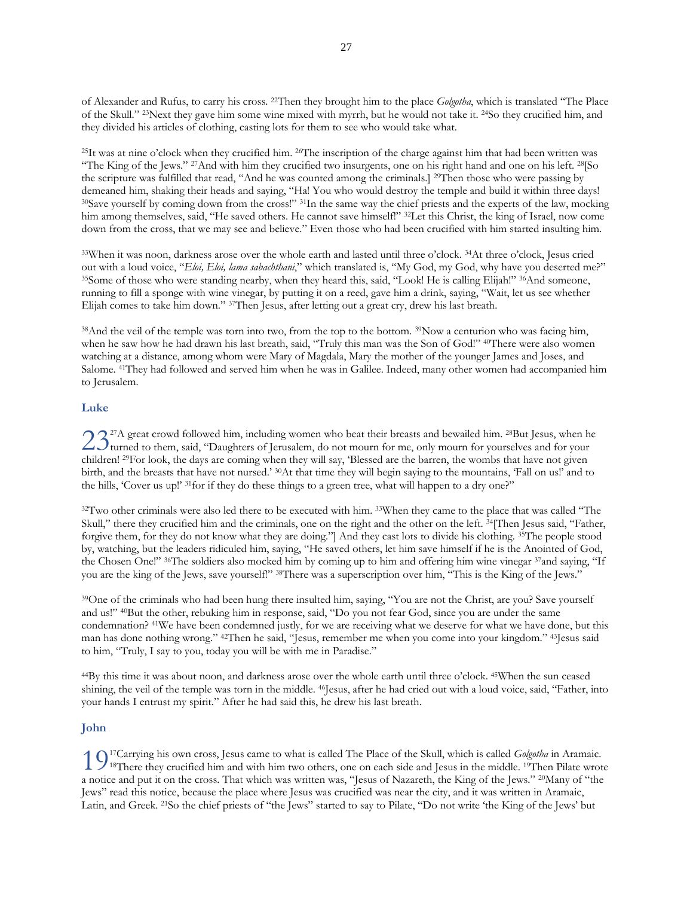of Alexander and Rufus, to carry his cross. [22]Then they brought him to the place *Golgotha*, which is translated "The Place of the Skull." [23]Next they gave him some wine mixed with myrrh, but he would not take it. [24]So they crucified him, and they divided his articles of clothing, casting lots for them to see who would take what.

[25]It was at nine o'clock when they crucified him. [26]The inscription of the charge against him that had been written was "The King of the Jews." [27]And with him they crucified two insurgents, one on his right hand and one on his left. [28][So the scripture was fulfilled that read, "And he was counted among the criminals.] [29]Then those who were passing by demeaned him, shaking their heads and saying, "Ha! You who would destroy the temple and build it within three days! [30]Save yourself by coming down from the cross!" [31]In the same way the chief priests and the experts of the law, mocking him among themselves, said, "He saved others. He cannot save himself!" [32]Let this Christ, the king of Israel, now come down from the cross, that we may see and believe." Even those who had been crucified with him started insulting him.

[33]When it was noon, darkness arose over the whole earth and lasted until three o'clock. [34]At three o'clock, Jesus cried out with a loud voice, "*Eloi, Eloi, lama sabachthani*," which translated is, "My God, my God, why have you deserted me?" [35]Some of those who were standing nearby, when they heard this, said, "Look! He is calling Elijah!" [36]And someone, running to fill a sponge with wine vinegar, by putting it on a reed, gave him a drink, saying, "Wait, let us see whether Elijah comes to take him down." [37]Then Jesus, after letting out a great cry, drew his last breath.

[38]And the veil of the temple was torn into two, from the top to the bottom. [39]Now a centurion who was facing him, when he saw how he had drawn his last breath, said, "Truly this man was the Son of God!" [40]There were also women watching at a distance, among whom were Mary of Magdala, Mary the mother of the younger James and Joses, and Salome. [41]They had followed and served him when he was in Galilee. Indeed, many other women had accompanied him to Jerusalem.

## Luke

23 [27]A great crowd followed him, including women who beat their breasts and bewailed him. [28]But Jesus, when he turned to them, said, "Daughters of Jerusalem, do not mourn for me, only mourn for yourselves and for your children! [29]For look, the days are coming when they will say, 'Blessed are the barren, the wombs that have not given birth, and the breasts that have not nursed.' [30]At that time they will begin saying to the mountains, 'Fall on us!' and to the hills, 'Cover us up!' [31]for if they do these things to a green tree, what will happen to a dry one?"

[32]Two other criminals were also led there to be executed with him. [33]When they came to the place that was called "The Skull," there they crucified him and the criminals, one on the right and the other on the left. [34][Then Jesus said, "Father, forgive them, for they do not know what they are doing."] And they cast lots to divide his clothing. [35]The people stood by, watching, but the leaders ridiculed him, saying, "He saved others, let him save himself if he is the Anointed of God, the Chosen One!" [36]The soldiers also mocked him by coming up to him and offering him wine vinegar [37]and saying, "If you are the king of the Jews, save yourself!" [38]There was a superscription over him, "This is the King of the Jews."

[39]One of the criminals who had been hung there insulted him, saying, "You are not the Christ, are you? Save yourself and us!" [40]But the other, rebuking him in response, said, "Do you not fear God, since you are under the same condemnation? [41]We have been condemned justly, for we are receiving what we deserve for what we have done, but this man has done nothing wrong." [42]Then he said, "Jesus, remember me when you come into your kingdom." [43]Jesus said to him, "Truly, I say to you, today you will be with me in Paradise."

[44]By this time it was about noon, and darkness arose over the whole earth until three o'clock. [45]When the sun ceased shining, the veil of the temple was torn in the middle. [46]Jesus, after he had cried out with a loud voice, said, "Father, into your hands I entrust my spirit." After he had said this, he drew his last breath.

## John

19 [17]Carrying his own cross, Jesus came to what is called The Place of the Skull, which is called *Golgotha* in Aramaic. [18]There they crucified him and with him two others, one on each side and Jesus in the middle. [19]Then Pilate wrote a notice and put it on the cross. That which was written was, "Jesus of Nazareth, the King of the Jews." [20]Many of "the Jews" read this notice, because the place where Jesus was crucified was near the city, and it was written in Aramaic, Latin, and Greek. [21]So the chief priests of "the Jews" started to say to Pilate, "Do not write 'the King of the Jews' but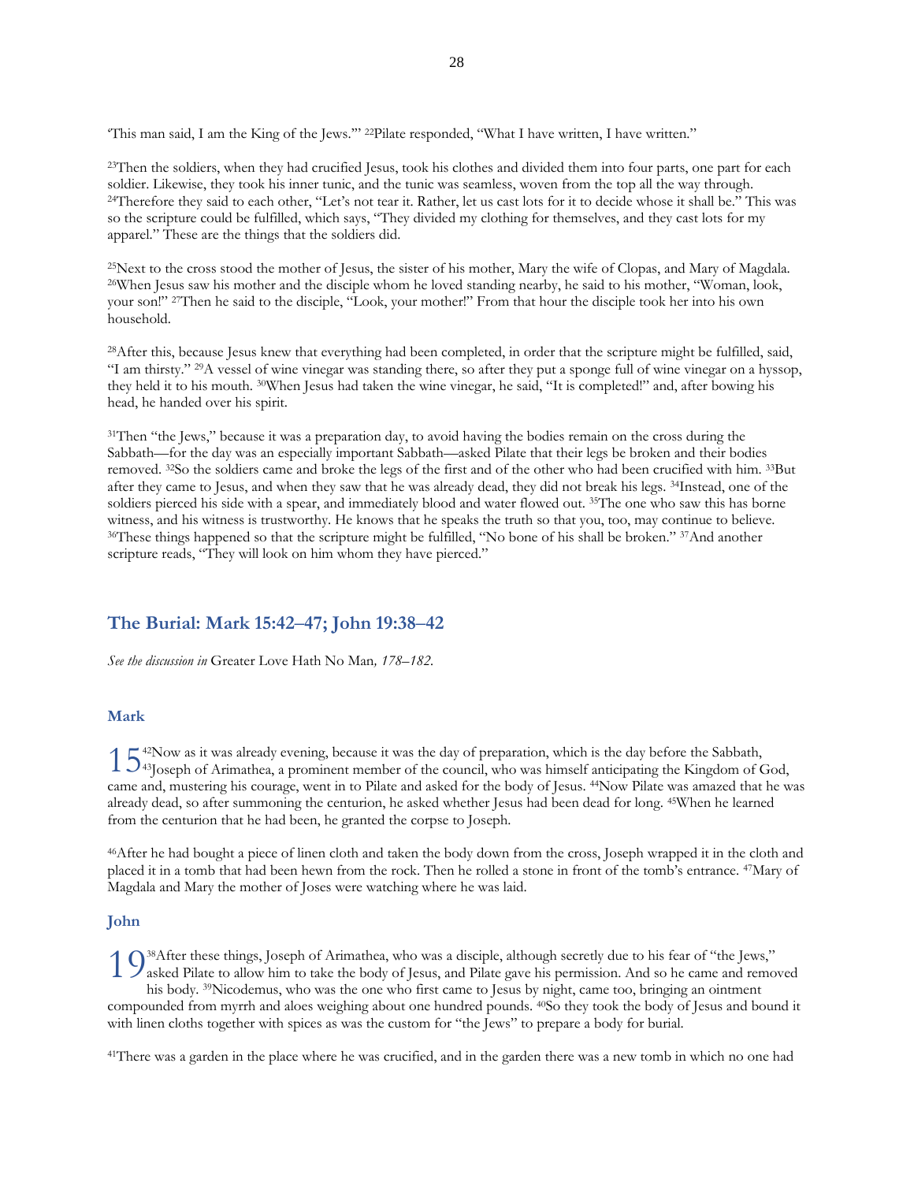'This man said, I am the King of the Jews.'" [22]Pilate responded, "What I have written, I have written."

[23]Then the soldiers, when they had crucified Jesus, took his clothes and divided them into four parts, one part for each soldier. Likewise, they took his inner tunic, and the tunic was seamless, woven from the top all the way through. [24]Therefore they said to each other, "Let's not tear it. Rather, let us cast lots for it to decide whose it shall be." This was so the scripture could be fulfilled, which says, "They divided my clothing for themselves, and they cast lots for my apparel." These are the things that the soldiers did.

[25]Next to the cross stood the mother of Jesus, the sister of his mother, Mary the wife of Clopas, and Mary of Magdala. [26]When Jesus saw his mother and the disciple whom he loved standing nearby, he said to his mother, "Woman, look, your son!" [27]Then he said to the disciple, "Look, your mother!" From that hour the disciple took her into his own household.

[28]After this, because Jesus knew that everything had been completed, in order that the scripture might be fulfilled, said, "I am thirsty." [29]A vessel of wine vinegar was standing there, so after they put a sponge full of wine vinegar on a hyssop, they held it to his mouth. [30]When Jesus had taken the wine vinegar, he said, "It is completed!" and, after bowing his head, he handed over his spirit.

[31]Then "the Jews," because it was a preparation day, to avoid having the bodies remain on the cross during the Sabbath—for the day was an especially important Sabbath—asked Pilate that their legs be broken and their bodies removed. [32]So the soldiers came and broke the legs of the first and of the other who had been crucified with him. [33]But after they came to Jesus, and when they saw that he was already dead, they did not break his legs. [34]Instead, one of the soldiers pierced his side with a spear, and immediately blood and water flowed out. [35]The one who saw this has borne witness, and his witness is trustworthy. He knows that he speaks the truth so that you, too, may continue to believe. [36]These things happened so that the scripture might be fulfilled, "No bone of his shall be broken." [37]And another scripture reads, "They will look on him whom they have pierced."

## The Burial: Mark 15:42–47; John 19:38–42

*See the discussion in* Greater Love Hath No Man*, 178–182.*

### Mark

15 [42]Now as it was already evening, because it was the day of preparation, which is the day before the Sabbath, [43]Joseph of Arimathea, a prominent member of the council, who was himself anticipating the Kingdom of God, came and, mustering his courage, went in to Pilate and asked for the body of Jesus. [44]Now Pilate was amazed that he was already dead, so after summoning the centurion, he asked whether Jesus had been dead for long. [45]When he learned from the centurion that he had been, he granted the corpse to Joseph.

[46]After he had bought a piece of linen cloth and taken the body down from the cross, Joseph wrapped it in the cloth and placed it in a tomb that had been hewn from the rock. Then he rolled a stone in front of the tomb's entrance. [47]Mary of Magdala and Mary the mother of Joses were watching where he was laid.

### John

19 [38]After these things, Joseph of Arimathea, who was a disciple, although secretly due to his fear of "the Jews," asked Pilate to allow him to take the body of Jesus, and Pilate gave his permission. And so he came and removed his body. [39]Nicodemus, who was the one who first came to Jesus by night, came too, bringing an ointment compounded from myrrh and aloes weighing about one hundred pounds. [40]So they took the body of Jesus and bound it with linen cloths together with spices as was the custom for "the Jews" to prepare a body for burial.

[41]There was a garden in the place where he was crucified, and in the garden there was a new tomb in which no one had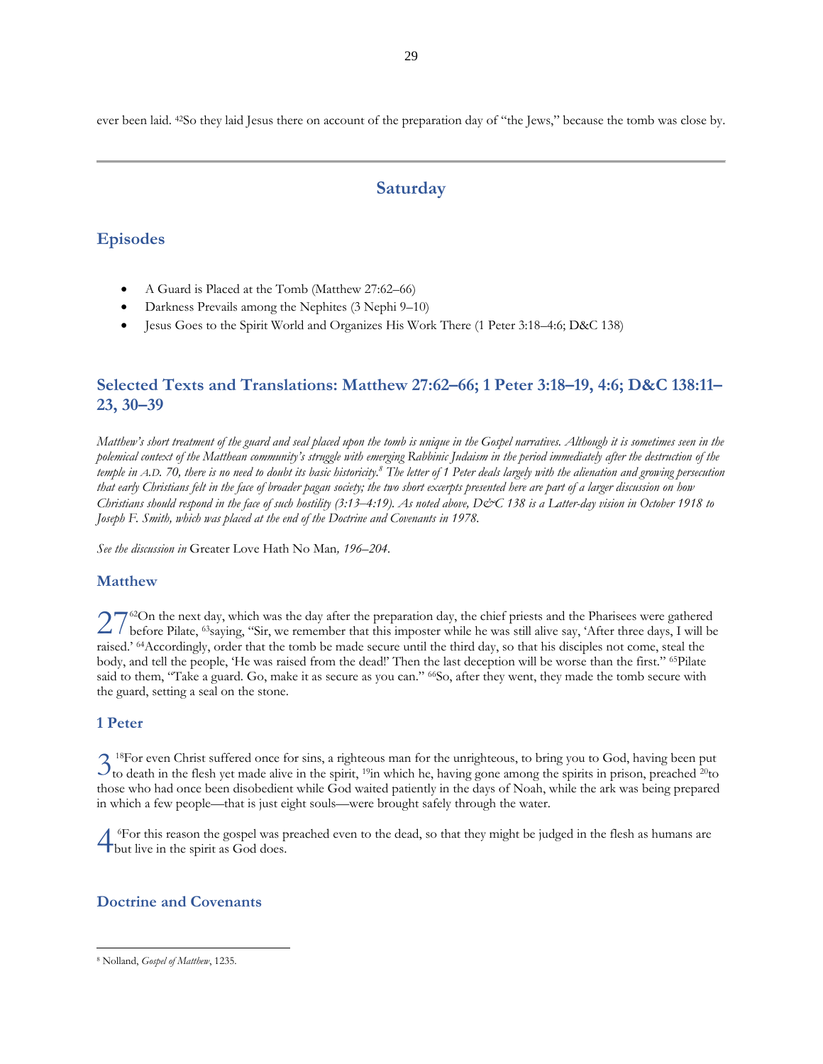ever been laid. [42]So they laid Jesus there on account of the preparation day of "the Jews," because the tomb was close by.

---

## Saturday

### Episodes

- A Guard is Placed at the Tomb (Matthew 27:62–66)
- Darkness Prevails among the Nephites (3 Nephi 9–10)
- Jesus Goes to the Spirit World and Organizes His Work There (1 Peter 3:18–4:6; D&C 138)

### Selected Texts and Translations: Matthew 27:62–66; 1 Peter 3:18–19, 4:6; D&C 138:11–23, 30–39

*Matthew's short treatment of the guard and seal placed upon the tomb is unique in the Gospel narratives. Although it is sometimes seen in the polemical context of the Matthean community's struggle with emerging Rabbinic Judaism in the period immediately after the destruction of the temple in A.D. 70, there is no need to doubt its basic historicity.[8] The letter of 1 Peter deals largely with the alienation and growing persecution that early Christians felt in the face of broader pagan society; the two short excerpts presented here are part of a larger discussion on how Christians should respond in the face of such hostility (3:13–4:19). As noted above, D&C 138 is a Latter-day vision in October 1918 to Joseph F. Smith, which was placed at the end of the Doctrine and Covenants in 1978.*

*See the discussion in* Greater Love Hath No Man*, 196–204.*

### Matthew

27 [62]On the next day, which was the day after the preparation day, the chief priests and the Pharisees were gathered before Pilate, [63]saying, "Sir, we remember that this imposter while he was still alive say, 'After three days, I will be raised.' [64]Accordingly, order that the tomb be made secure until the third day, so that his disciples not come, steal the body, and tell the people, 'He was raised from the dead!' Then the last deception will be worse than the first." [65]Pilate said to them, "Take a guard. Go, make it as secure as you can." [66]So, after they went, they made the tomb secure with the guard, setting a seal on the stone.

### 1 Peter

3 [18]For even Christ suffered once for sins, a righteous man for the unrighteous, to bring you to God, having been put to death in the flesh yet made alive in the spirit, [19]in which he, having gone among the spirits in prison, preached [20]to those who had once been disobedient while God waited patiently in the days of Noah, while the ark was being prepared in which a few people—that is just eight souls—were brought safely through the water.

4 [6]For this reason the gospel was preached even to the dead, so that they might be judged in the flesh as humans are but live in the spirit as God does.

### Doctrine and Covenants

---

[8] Nolland, *Gospel of Matthew*, 1235.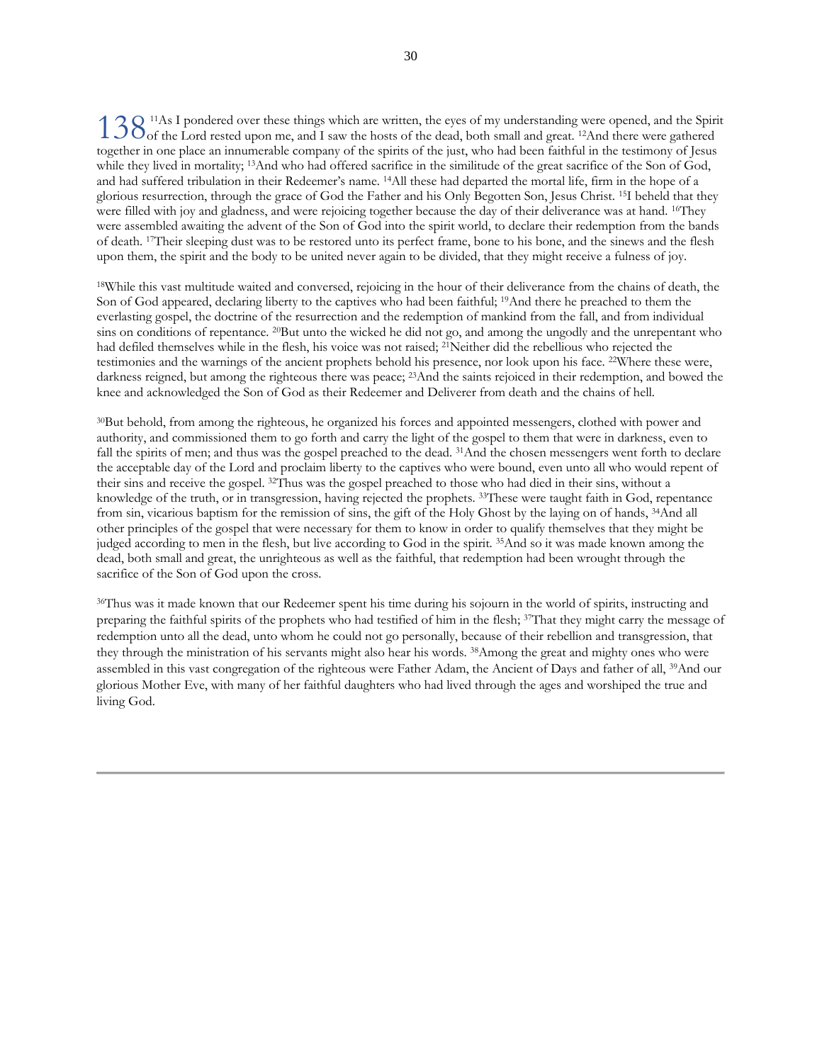138 [11]As I pondered over these things which are written, the eyes of my understanding were opened, and the Spirit of the Lord rested upon me, and I saw the hosts of the dead, both small and great. [12]And there were gathered together in one place an innumerable company of the spirits of the just, who had been faithful in the testimony of Jesus while they lived in mortality; [13]And who had offered sacrifice in the similitude of the great sacrifice of the Son of God, and had suffered tribulation in their Redeemer's name. [14]All these had departed the mortal life, firm in the hope of a glorious resurrection, through the grace of God the Father and his Only Begotten Son, Jesus Christ. [15]I beheld that they were filled with joy and gladness, and were rejoicing together because the day of their deliverance was at hand. [16]They were assembled awaiting the advent of the Son of God into the spirit world, to declare their redemption from the bands of death. [17]Their sleeping dust was to be restored unto its perfect frame, bone to his bone, and the sinews and the flesh upon them, the spirit and the body to be united never again to be divided, that they might receive a fulness of joy.

[18]While this vast multitude waited and conversed, rejoicing in the hour of their deliverance from the chains of death, the Son of God appeared, declaring liberty to the captives who had been faithful; [19]And there he preached to them the everlasting gospel, the doctrine of the resurrection and the redemption of mankind from the fall, and from individual sins on conditions of repentance. [20]But unto the wicked he did not go, and among the ungodly and the unrepentant who had defiled themselves while in the flesh, his voice was not raised; [21]Neither did the rebellious who rejected the testimonies and the warnings of the ancient prophets behold his presence, nor look upon his face. [22]Where these were, darkness reigned, but among the righteous there was peace; [23]And the saints rejoiced in their redemption, and bowed the knee and acknowledged the Son of God as their Redeemer and Deliverer from death and the chains of hell.

[30]But behold, from among the righteous, he organized his forces and appointed messengers, clothed with power and authority, and commissioned them to go forth and carry the light of the gospel to them that were in darkness, even to fall the spirits of men; and thus was the gospel preached to the dead. [31]And the chosen messengers went forth to declare the acceptable day of the Lord and proclaim liberty to the captives who were bound, even unto all who would repent of their sins and receive the gospel. [32]Thus was the gospel preached to those who had died in their sins, without a knowledge of the truth, or in transgression, having rejected the prophets. [33]These were taught faith in God, repentance from sin, vicarious baptism for the remission of sins, the gift of the Holy Ghost by the laying on of hands, [34]And all other principles of the gospel that were necessary for them to know in order to qualify themselves that they might be judged according to men in the flesh, but live according to God in the spirit. [35]And so it was made known among the dead, both small and great, the unrighteous as well as the faithful, that redemption had been wrought through the sacrifice of the Son of God upon the cross.

[36]Thus was it made known that our Redeemer spent his time during his sojourn in the world of spirits, instructing and preparing the faithful spirits of the prophets who had testified of him in the flesh; [37]That they might carry the message of redemption unto all the dead, unto whom he could not go personally, because of their rebellion and transgression, that they through the ministration of his servants might also hear his words. [38]Among the great and mighty ones who were assembled in this vast congregation of the righteous were Father Adam, the Ancient of Days and father of all, [39]And our glorious Mother Eve, with many of her faithful daughters who had lived through the ages and worshiped the true and living God.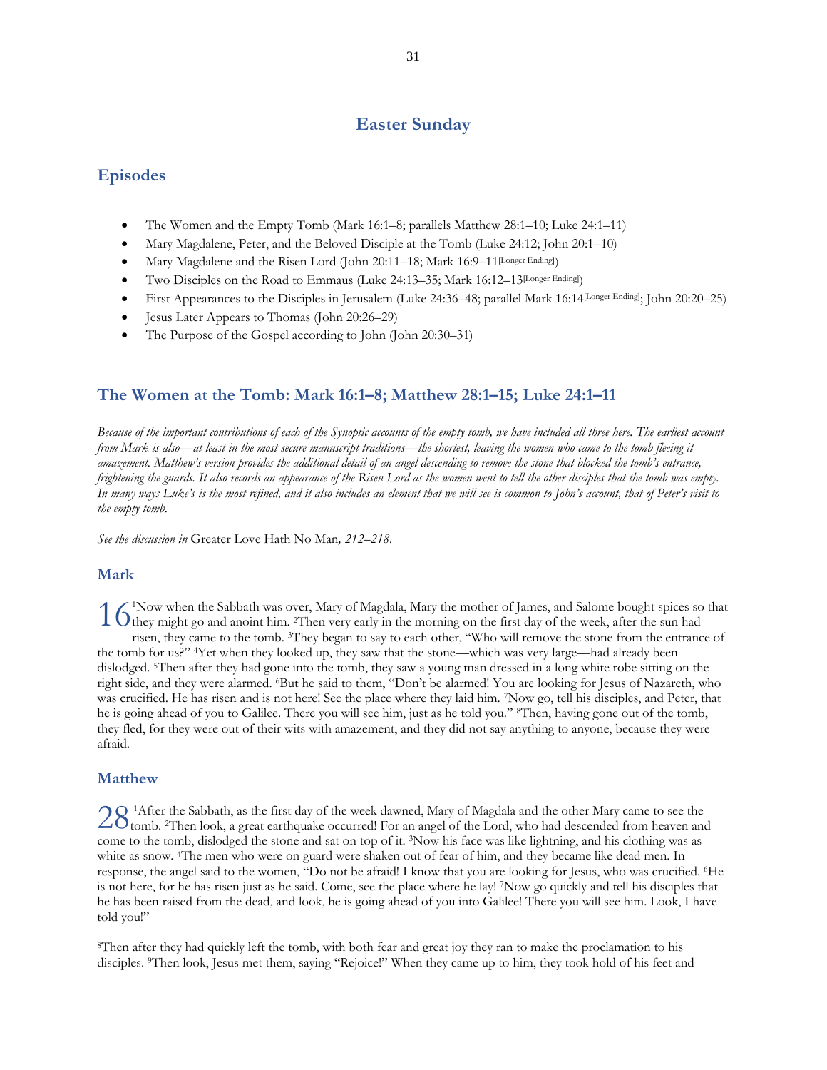# Easter Sunday

## Episodes

- The Women and the Empty Tomb (Mark 16:1–8; parallels Matthew 28:1–10; Luke 24:1–11)
- Mary Magdalene, Peter, and the Beloved Disciple at the Tomb (Luke 24:12; John 20:1–10)
- Mary Magdalene and the Risen Lord (John 20:11–18; Mark 16:9–11[Longer Ending])
- Two Disciples on the Road to Emmaus (Luke 24:13–35; Mark 16:12–13[Longer Ending])
- First Appearances to the Disciples in Jerusalem (Luke 24:36–48; parallel Mark 16:14[Longer Ending]; John 20:20–25)
- Jesus Later Appears to Thomas (John 20:26–29)
- The Purpose of the Gospel according to John (John 20:30–31)

## The Women at the Tomb: Mark 16:1–8; Matthew 28:1–15; Luke 24:1–11

*Because of the important contributions of each of the Synoptic accounts of the empty tomb, we have included all three here. The earliest account from Mark is also—at least in the most secure manuscript traditions—the shortest, leaving the women who came to the tomb fleeing it amazement. Matthew's version provides the additional detail of an angel descending to remove the stone that blocked the tomb's entrance, frightening the guards. It also records an appearance of the Risen Lord as the women went to tell the other disciples that the tomb was empty. In many ways Luke's is the most refined, and it also includes an element that we will see is common to John's account, that of Peter's visit to the empty tomb.*

*See the discussion in* Greater Love Hath No Man*, 212–218.*

### Mark

16 [1]Now when the Sabbath was over, Mary of Magdala, Mary the mother of James, and Salome bought spices so that they might go and anoint him. [2]Then very early in the morning on the first day of the week, after the sun had risen, they came to the tomb. [3]They began to say to each other, "Who will remove the stone from the entrance of the tomb for us?" [4]Yet when they looked up, they saw that the stone—which was very large—had already been dislodged. [5]Then after they had gone into the tomb, they saw a young man dressed in a long white robe sitting on the right side, and they were alarmed. [6]But he said to them, "Don't be alarmed! You are looking for Jesus of Nazareth, who was crucified. He has risen and is not here! See the place where they laid him. [7]Now go, tell his disciples, and Peter, that he is going ahead of you to Galilee. There you will see him, just as he told you." [8]Then, having gone out of the tomb, they fled, for they were out of their wits with amazement, and they did not say anything to anyone, because they were afraid.

### Matthew

28 [1]After the Sabbath, as the first day of the week dawned, Mary of Magdala and the other Mary came to see the tomb. [2]Then look, a great earthquake occurred! For an angel of the Lord, who had descended from heaven and come to the tomb, dislodged the stone and sat on top of it. [3]Now his face was like lightning, and his clothing was as white as snow. [4]The men who were on guard were shaken out of fear of him, and they became like dead men. In response, the angel said to the women, "Do not be afraid! I know that you are looking for Jesus, who was crucified. [6]He is not here, for he has risen just as he said. Come, see the place where he lay! [7]Now go quickly and tell his disciples that he has been raised from the dead, and look, he is going ahead of you into Galilee! There you will see him. Look, I have told you!"

[8]Then after they had quickly left the tomb, with both fear and great joy they ran to make the proclamation to his disciples. [9]Then look, Jesus met them, saying "Rejoice!" When they came up to him, they took hold of his feet and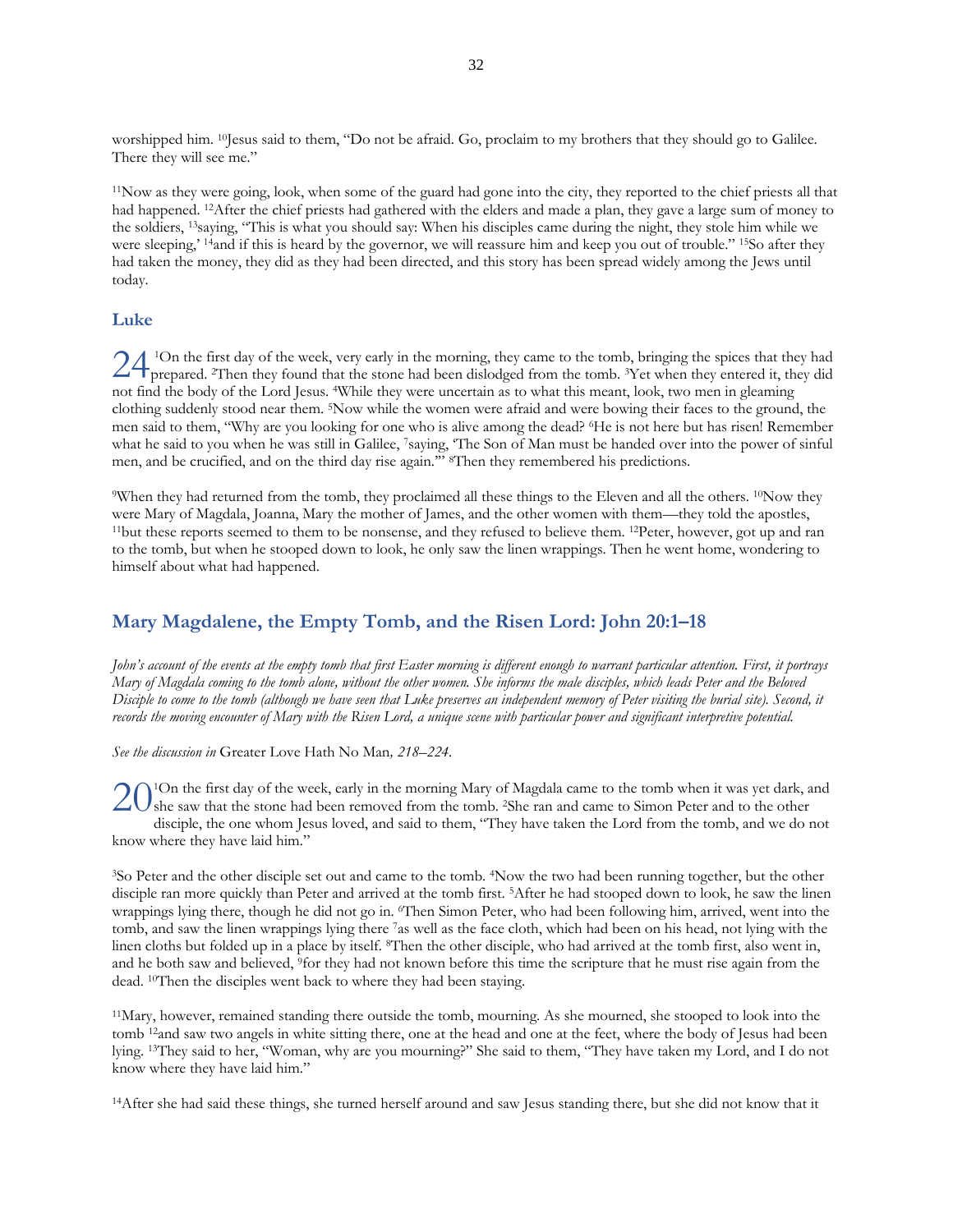worshipped him. [10]Jesus said to them, "Do not be afraid. Go, proclaim to my brothers that they should go to Galilee. There they will see me."

[11]Now as they were going, look, when some of the guard had gone into the city, they reported to the chief priests all that had happened. [12]After the chief priests had gathered with the elders and made a plan, they gave a large sum of money to the soldiers, [13]saying, "This is what you should say: When his disciples came during the night, they stole him while we were sleeping,' [14]and if this is heard by the governor, we will reassure him and keep you out of trouble." [15]So after they had taken the money, they did as they had been directed, and this story has been spread widely among the Jews until today.

### Luke

24 [1]On the first day of the week, very early in the morning, they came to the tomb, bringing the spices that they had prepared. [2]Then they found that the stone had been dislodged from the tomb. [3]Yet when they entered it, they did not find the body of the Lord Jesus. [4]While they were uncertain as to what this meant, look, two men in gleaming clothing suddenly stood near them. [5]Now while the women were afraid and were bowing their faces to the ground, the men said to them, "Why are you looking for one who is alive among the dead? [6]He is not here but has risen! Remember what he said to you when he was still in Galilee, [7]saying, 'The Son of Man must be handed over into the power of sinful men, and be crucified, and on the third day rise again.'" [8]Then they remembered his predictions.

[9]When they had returned from the tomb, they proclaimed all these things to the Eleven and all the others. [10]Now they were Mary of Magdala, Joanna, Mary the mother of James, and the other women with them—they told the apostles, [11]but these reports seemed to them to be nonsense, and they refused to believe them. [12]Peter, however, got up and ran to the tomb, but when he stooped down to look, he only saw the linen wrappings. Then he went home, wondering to himself about what had happened.

## Mary Magdalene, the Empty Tomb, and the Risen Lord: John 20:1–18

*John's account of the events at the empty tomb that first Easter morning is different enough to warrant particular attention. First, it portrays Mary of Magdala coming to the tomb alone, without the other women. She informs the male disciples, which leads Peter and the Beloved Disciple to come to the tomb (although we have seen that Luke preserves an independent memory of Peter visiting the burial site). Second, it records the moving encounter of Mary with the Risen Lord, a unique scene with particular power and significant interpretive potential.*

*See the discussion in* Greater Love Hath No Man*, 218–224.*

20 [1]On the first day of the week, early in the morning Mary of Magdala came to the tomb when it was yet dark, and she saw that the stone had been removed from the tomb. [2]She ran and came to Simon Peter and to the other disciple, the one whom Jesus loved, and said to them, "They have taken the Lord from the tomb, and we do not know where they have laid him."

[3]So Peter and the other disciple set out and came to the tomb. [4]Now the two had been running together, but the other disciple ran more quickly than Peter and arrived at the tomb first. [5]After he had stooped down to look, he saw the linen wrappings lying there, though he did not go in. [6]Then Simon Peter, who had been following him, arrived, went into the tomb, and saw the linen wrappings lying there [7]as well as the face cloth, which had been on his head, not lying with the linen cloths but folded up in a place by itself. [8]Then the other disciple, who had arrived at the tomb first, also went in, and he both saw and believed, [9]for they had not known before this time the scripture that he must rise again from the dead. [10]Then the disciples went back to where they had been staying.

[11]Mary, however, remained standing there outside the tomb, mourning. As she mourned, she stooped to look into the tomb [12]and saw two angels in white sitting there, one at the head and one at the feet, where the body of Jesus had been lying. [13]They said to her, "Woman, why are you mourning?" She said to them, "They have taken my Lord, and I do not know where they have laid him."

[14]After she had said these things, she turned herself around and saw Jesus standing there, but she did not know that it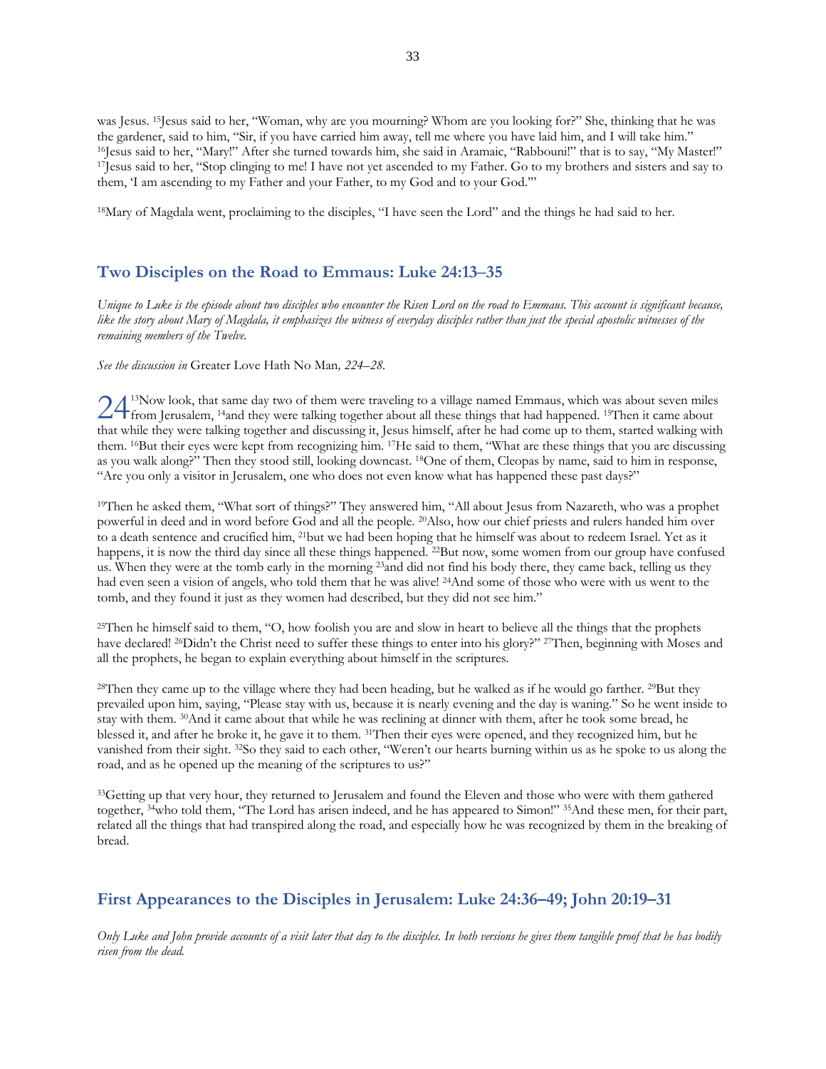was Jesus. [15]Jesus said to her, "Woman, why are you mourning? Whom are you looking for?" She, thinking that he was the gardener, said to him, "Sir, if you have carried him away, tell me where you have laid him, and I will take him." [16]Jesus said to her, "Mary!" After she turned towards him, she said in Aramaic, "Rabbouni!" that is to say, "My Master!" [17]Jesus said to her, "Stop clinging to me! I have not yet ascended to my Father. Go to my brothers and sisters and say to them, 'I am ascending to my Father and your Father, to my God and to your God.'"

[18]Mary of Magdala went, proclaiming to the disciples, "I have seen the Lord" and the things he had said to her.

## Two Disciples on the Road to Emmaus: Luke 24:13–35

*Unique to Luke is the episode about two disciples who encounter the Risen Lord on the road to Emmaus. This account is significant because, like the story about Mary of Magdala, it emphasizes the witness of everyday disciples rather than just the special apostolic witnesses of the remaining members of the Twelve.*

*See the discussion in* Greater Love Hath No Man*, 224–28.*

24 [13]Now look, that same day two of them were traveling to a village named Emmaus, which was about seven miles from Jerusalem, [14]and they were talking together about all these things that had happened. [15]Then it came about that while they were talking together and discussing it, Jesus himself, after he had come up to them, started walking with them. [16]But their eyes were kept from recognizing him. [17]He said to them, "What are these things that you are discussing as you walk along?" Then they stood still, looking downcast. [18]One of them, Cleopas by name, said to him in response, "Are you only a visitor in Jerusalem, one who does not even know what has happened these past days?"

[19]Then he asked them, "What sort of things?" They answered him, "All about Jesus from Nazareth, who was a prophet powerful in deed and in word before God and all the people. [20]Also, how our chief priests and rulers handed him over to a death sentence and crucified him, [21]but we had been hoping that he himself was about to redeem Israel. Yet as it happens, it is now the third day since all these things happened. [22]But now, some women from our group have confused us. When they were at the tomb early in the morning [23]and did not find his body there, they came back, telling us they had even seen a vision of angels, who told them that he was alive! [24]And some of those who were with us went to the tomb, and they found it just as they women had described, but they did not see him."

[25]Then he himself said to them, "O, how foolish you are and slow in heart to believe all the things that the prophets have declared! [26]Didn't the Christ need to suffer these things to enter into his glory?" [27]Then, beginning with Moses and all the prophets, he began to explain everything about himself in the scriptures.

[28]Then they came up to the village where they had been heading, but he walked as if he would go farther. [29]But they prevailed upon him, saying, "Please stay with us, because it is nearly evening and the day is waning." So he went inside to stay with them. [30]And it came about that while he was reclining at dinner with them, after he took some bread, he blessed it, and after he broke it, he gave it to them. [31]Then their eyes were opened, and they recognized him, but he vanished from their sight. [32]So they said to each other, "Weren't our hearts burning within us as he spoke to us along the road, and as he opened up the meaning of the scriptures to us?"

[33]Getting up that very hour, they returned to Jerusalem and found the Eleven and those who were with them gathered together, [34]who told them, "The Lord has arisen indeed, and he has appeared to Simon!" [35]And these men, for their part, related all the things that had transpired along the road, and especially how he was recognized by them in the breaking of bread.

## First Appearances to the Disciples in Jerusalem: Luke 24:36–49; John 20:19–31

*Only Luke and John provide accounts of a visit later that day to the disciples. In both versions he gives them tangible proof that he has bodily risen from the dead.*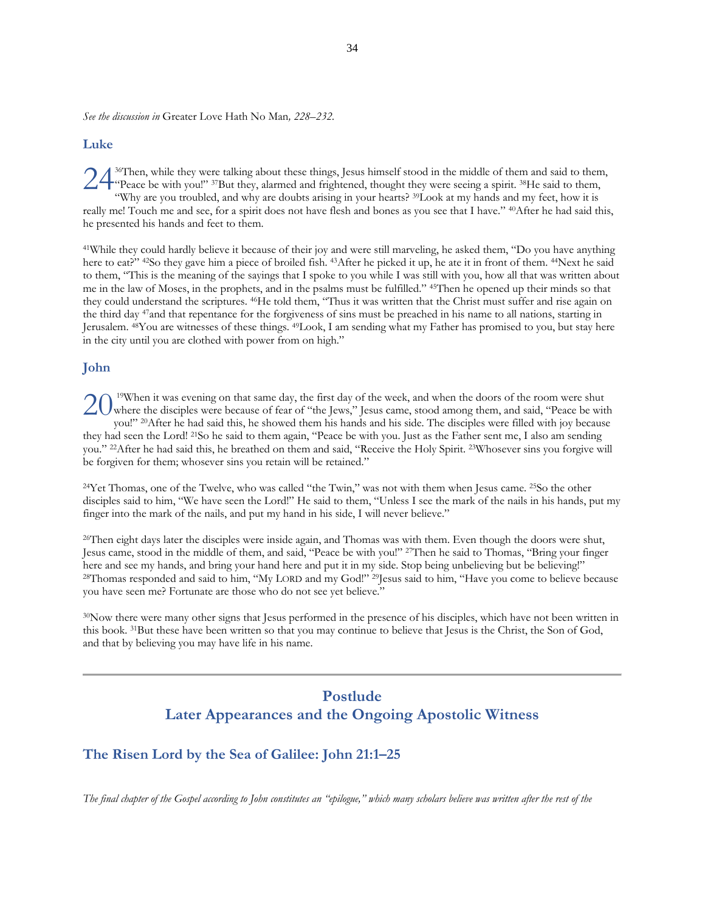*See the discussion in* Greater Love Hath No Man*, 228–232.*

### Luke

**24** [36]Then, while they were talking about these things, Jesus himself stood in the middle of them and said to them, "Peace be with you!" [37]But they, alarmed and frightened, thought they were seeing a spirit. [38]He said to them, "Why are you troubled, and why are doubts arising in your hearts? [39]Look at my hands and my feet, how it is really me! Touch me and see, for a spirit does not have flesh and bones as you see that I have." [40]After he had said this, he presented his hands and feet to them.

[41]While they could hardly believe it because of their joy and were still marveling, he asked them, "Do you have anything here to eat?" [42]So they gave him a piece of broiled fish. [43]After he picked it up, he ate it in front of them. [44]Next he said to them, "This is the meaning of the sayings that I spoke to you while I was still with you, how all that was written about me in the law of Moses, in the prophets, and in the psalms must be fulfilled." [45]Then he opened up their minds so that they could understand the scriptures. [46]He told them, "Thus it was written that the Christ must suffer and rise again on the third day [47]and that repentance for the forgiveness of sins must be preached in his name to all nations, starting in Jerusalem. [48]You are witnesses of these things. [49]Look, I am sending what my Father has promised to you, but stay here in the city until you are clothed with power from on high."

### John

**20** [19]When it was evening on that same day, the first day of the week, and when the doors of the room were shut where the disciples were because of fear of "the Jews," Jesus came, stood among them, and said, "Peace be with you!" [20]After he had said this, he showed them his hands and his side. The disciples were filled with joy because they had seen the Lord! [21]So he said to them again, "Peace be with you. Just as the Father sent me, I also am sending you." [22]After he had said this, he breathed on them and said, "Receive the Holy Spirit. [23]Whosever sins you forgive will be forgiven for them; whosever sins you retain will be retained."

[24]Yet Thomas, one of the Twelve, who was called "the Twin," was not with them when Jesus came. [25]So the other disciples said to him, "We have seen the Lord!" He said to them, "Unless I see the mark of the nails in his hands, put my finger into the mark of the nails, and put my hand in his side, I will never believe."

[26]Then eight days later the disciples were inside again, and Thomas was with them. Even though the doors were shut, Jesus came, stood in the middle of them, and said, "Peace be with you!" [27]Then he said to Thomas, "Bring your finger here and see my hands, and bring your hand here and put it in my side. Stop being unbelieving but be believing!" [28]Thomas responded and said to him, "My LORD and my God!" [29]Jesus said to him, "Have you come to believe because you have seen me? Fortunate are those who do not see yet believe."

[30]Now there were many other signs that Jesus performed in the presence of his disciples, which have not been written in this book. [31]But these have been written so that you may continue to believe that Jesus is the Christ, the Son of God, and that by believing you may have life in his name.

---

## Postlude
## Later Appearances and the Ongoing Apostolic Witness

### The Risen Lord by the Sea of Galilee: John 21:1–25

*The final chapter of the Gospel according to John constitutes an "epilogue," which many scholars believe was written after the rest of the*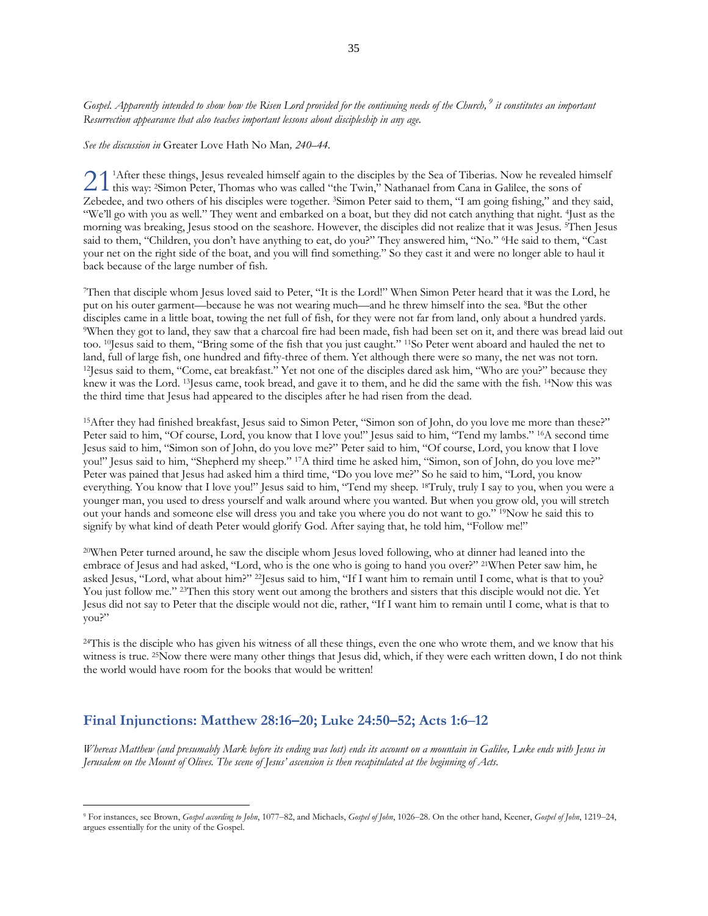*Gospel. Apparently intended to show how the Risen Lord provided for the continuing needs of the Church,[9] it constitutes an important Resurrection appearance that also teaches important lessons about discipleship in any age.*

*See the discussion in* Greater Love Hath No Man*, 240–44.*

21 [1]After these things, Jesus revealed himself again to the disciples by the Sea of Tiberias. Now he revealed himself this way: [2]Simon Peter, Thomas who was called "the Twin," Nathanael from Cana in Galilee, the sons of Zebedee, and two others of his disciples were together. [3]Simon Peter said to them, "I am going fishing," and they said, "We'll go with you as well." They went and embarked on a boat, but they did not catch anything that night. [4]Just as the morning was breaking, Jesus stood on the seashore. However, the disciples did not realize that it was Jesus. [5]Then Jesus said to them, "Children, you don't have anything to eat, do you?" They answered him, "No." [6]He said to them, "Cast your net on the right side of the boat, and you will find something." So they cast it and were no longer able to haul it back because of the large number of fish.

[7]Then that disciple whom Jesus loved said to Peter, "It is the Lord!" When Simon Peter heard that it was the Lord, he put on his outer garment—because he was not wearing much—and he threw himself into the sea. [8]But the other disciples came in a little boat, towing the net full of fish, for they were not far from land, only about a hundred yards. [9]When they got to land, they saw that a charcoal fire had been made, fish had been set on it, and there was bread laid out too. [10]Jesus said to them, "Bring some of the fish that you just caught." [11]So Peter went aboard and hauled the net to land, full of large fish, one hundred and fifty-three of them. Yet although there were so many, the net was not torn. [12]Jesus said to them, "Come, eat breakfast." Yet not one of the disciples dared ask him, "Who are you?" because they knew it was the Lord. [13]Jesus came, took bread, and gave it to them, and he did the same with the fish. [14]Now this was the third time that Jesus had appeared to the disciples after he had risen from the dead.

[15]After they had finished breakfast, Jesus said to Simon Peter, "Simon son of John, do you love me more than these?" Peter said to him, "Of course, Lord, you know that I love you!" Jesus said to him, "Tend my lambs." [16]A second time Jesus said to him, "Simon son of John, do you love me?" Peter said to him, "Of course, Lord, you know that I love you!" Jesus said to him, "Shepherd my sheep." [17]A third time he asked him, "Simon, son of John, do you love me?" Peter was pained that Jesus had asked him a third time, "Do you love me?" So he said to him, "Lord, you know everything. You know that I love you!" Jesus said to him, "Tend my sheep. [18]Truly, truly I say to you, when you were a younger man, you used to dress yourself and walk around where you wanted. But when you grow old, you will stretch out your hands and someone else will dress you and take you where you do not want to go." [19]Now he said this to signify by what kind of death Peter would glorify God. After saying that, he told him, "Follow me!"

[20]When Peter turned around, he saw the disciple whom Jesus loved following, who at dinner had leaned into the embrace of Jesus and had asked, "Lord, who is the one who is going to hand you over?" [21]When Peter saw him, he asked Jesus, "Lord, what about him?" [22]Jesus said to him, "If I want him to remain until I come, what is that to you? You just follow me." [23]Then this story went out among the brothers and sisters that this disciple would not die. Yet Jesus did not say to Peter that the disciple would not die, rather, "If I want him to remain until I come, what is that to you?"

[24]This is the disciple who has given his witness of all these things, even the one who wrote them, and we know that his witness is true. [25]Now there were many other things that Jesus did, which, if they were each written down, I do not think the world would have room for the books that would be written!

## Final Injunctions: Matthew 28:16–20; Luke 24:50–52; Acts 1:6–12

*Whereas Matthew (and presumably Mark before its ending was lost) ends its account on a mountain in Galilee, Luke ends with Jesus in Jerusalem on the Mount of Olives. The scene of Jesus' ascension is then recapitulated at the beginning of Acts.*

---

[9] For instances, see Brown, *Gospel according to John*, 1077–82, and Michaels, *Gospel of John*, 1026–28. On the other hand, Keener, *Gospel of John*, 1219–24, argues essentially for the unity of the Gospel.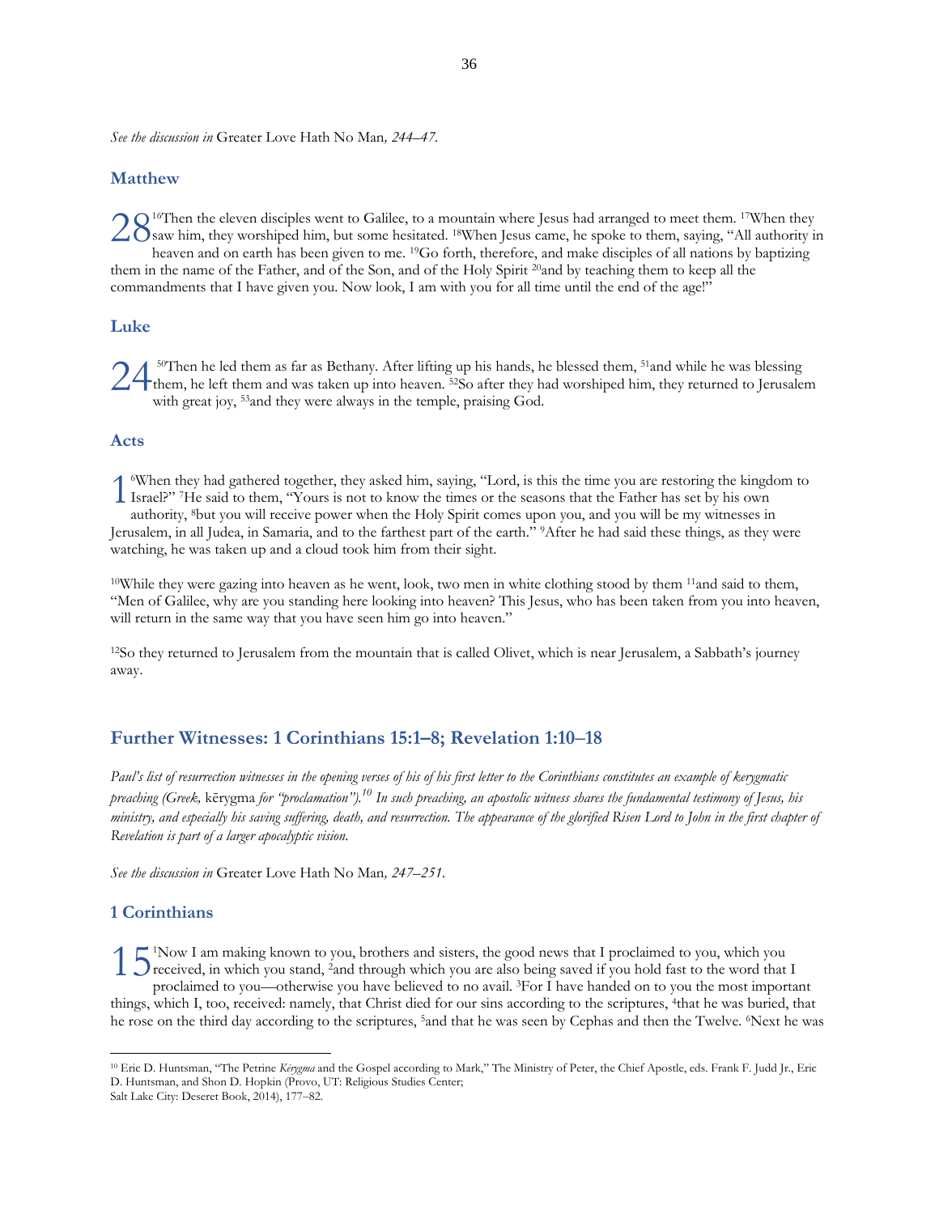*See the discussion in* Greater Love Hath No Man*, 244–47.*

### Matthew

28 [16]Then the eleven disciples went to Galilee, to a mountain where Jesus had arranged to meet them. [17]When they saw him, they worshiped him, but some hesitated. [18]When Jesus came, he spoke to them, saying, "All authority in heaven and on earth has been given to me. [19]Go forth, therefore, and make disciples of all nations by baptizing them in the name of the Father, and of the Son, and of the Holy Spirit [20]and by teaching them to keep all the commandments that I have given you. Now look, I am with you for all time until the end of the age!"

### Luke

24 [50]Then he led them as far as Bethany. After lifting up his hands, he blessed them, [51]and while he was blessing them, he left them and was taken up into heaven. [52]So after they had worshiped him, they returned to Jerusalem with great joy, [53]and they were always in the temple, praising God.

### Acts

1 [6]When they had gathered together, they asked him, saying, "Lord, is this the time you are restoring the kingdom to Israel?" [7]He said to them, "Yours is not to know the times or the seasons that the Father has set by his own authority, [8]but you will receive power when the Holy Spirit comes upon you, and you will be my witnesses in Jerusalem, in all Judea, in Samaria, and to the farthest part of the earth." [9]After he had said these things, as they were watching, he was taken up and a cloud took him from their sight.

[10]While they were gazing into heaven as he went, look, two men in white clothing stood by them [11]and said to them, "Men of Galilee, why are you standing here looking into heaven? This Jesus, who has been taken from you into heaven, will return in the same way that you have seen him go into heaven."

[12]So they returned to Jerusalem from the mountain that is called Olivet, which is near Jerusalem, a Sabbath's journey away.

## Further Witnesses: 1 Corinthians 15:1–8; Revelation 1:10–18

*Paul's list of resurrection witnesses in the opening verses of his of his first letter to the Corinthians constitutes an example of kerygmatic preaching (Greek,* kērygma *for "proclamation").[10] In such preaching, an apostolic witness shares the fundamental testimony of Jesus, his ministry, and especially his saving suffering, death, and resurrection. The appearance of the glorified Risen Lord to John in the first chapter of Revelation is part of a larger apocalyptic vision.*

*See the discussion in* Greater Love Hath No Man*, 247–251.*

### 1 Corinthians

15 [1]Now I am making known to you, brothers and sisters, the good news that I proclaimed to you, which you received, in which you stand, [2]and through which you are also being saved if you hold fast to the word that I proclaimed to you—otherwise you have believed to no avail. [3]For I have handed on to you the most important things, which I, too, received: namely, that Christ died for our sins according to the scriptures, [4]that he was buried, that he rose on the third day according to the scriptures, [5]and that he was seen by Cephas and then the Twelve. [6]Next he was

---

[10] Eric D. Huntsman, "The Petrine *Kērygma* and the Gospel according to Mark," The Ministry of Peter, the Chief Apostle, eds. Frank F. Judd Jr., Eric D. Huntsman, and Shon D. Hopkin (Provo, UT: Religious Studies Center; Salt Lake City: Deseret Book, 2014), 177–82.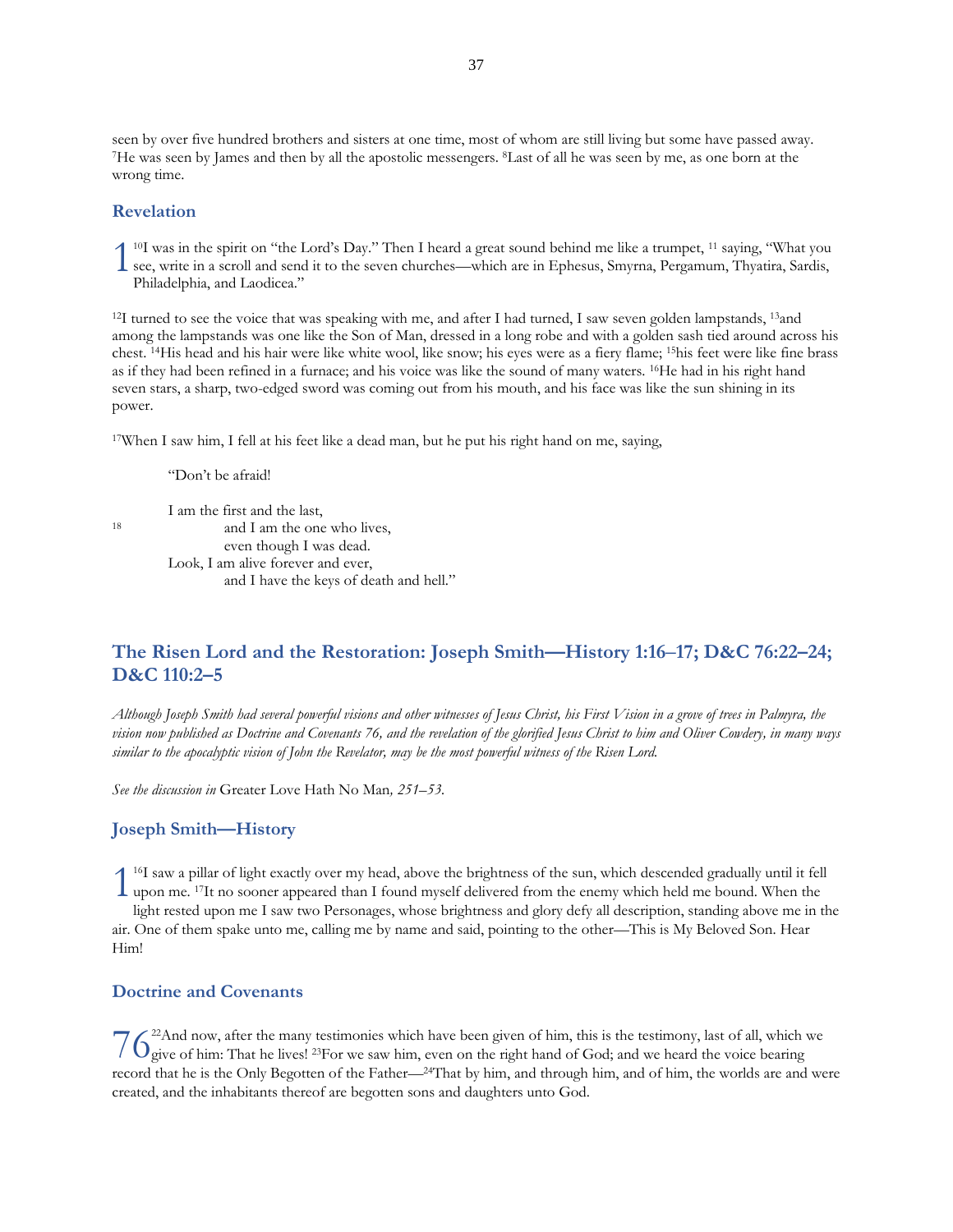seen by over five hundred brothers and sisters at one time, most of whom are still living but some have passed away. [7]He was seen by James and then by all the apostolic messengers. [8]Last of all he was seen by me, as one born at the wrong time.

## Revelation

1 [10]I was in the spirit on "the Lord's Day." Then I heard a great sound behind me like a trumpet, [11] saying, "What you see, write in a scroll and send it to the seven churches—which are in Ephesus, Smyrna, Pergamum, Thyatira, Sardis, Philadelphia, and Laodicea."

[12]I turned to see the voice that was speaking with me, and after I had turned, I saw seven golden lampstands, [13]and among the lampstands was one like the Son of Man, dressed in a long robe and with a golden sash tied around across his chest. [14]His head and his hair were like white wool, like snow; his eyes were as a fiery flame; [15]his feet were like fine brass as if they had been refined in a furnace; and his voice was like the sound of many waters. [16]He had in his right hand seven stars, a sharp, two-edged sword was coming out from his mouth, and his face was like the sun shining in its power.

[17]When I saw him, I fell at his feet like a dead man, but he put his right hand on me, saying,

"Don't be afraid!

[18] I am the first and the last,
and I am the one who lives,
even though I was dead.
Look, I am alive forever and ever,
and I have the keys of death and hell."

## The Risen Lord and the Restoration: Joseph Smith—History 1:16–17; D&C 76:22–24; D&C 110:2–5

*Although Joseph Smith had several powerful visions and other witnesses of Jesus Christ, his First Vision in a grove of trees in Palmyra, the vision now published as Doctrine and Covenants 76, and the revelation of the glorified Jesus Christ to him and Oliver Cowdery, in many ways similar to the apocalyptic vision of John the Revelator, may be the most powerful witness of the Risen Lord.*

*See the discussion in* Greater Love Hath No Man*, 251–53.*

## Joseph Smith—History

1 [16]I saw a pillar of light exactly over my head, above the brightness of the sun, which descended gradually until it fell upon me. [17]It no sooner appeared than I found myself delivered from the enemy which held me bound. When the light rested upon me I saw two Personages, whose brightness and glory defy all description, standing above me in the air. One of them spake unto me, calling me by name and said, pointing to the other—This is My Beloved Son. Hear Him!

## Doctrine and Covenants

76 [22]And now, after the many testimonies which have been given of him, this is the testimony, last of all, which we give of him: That he lives! [23]For we saw him, even on the right hand of God; and we heard the voice bearing record that he is the Only Begotten of the Father—[24]That by him, and through him, and of him, the worlds are and were created, and the inhabitants thereof are begotten sons and daughters unto God.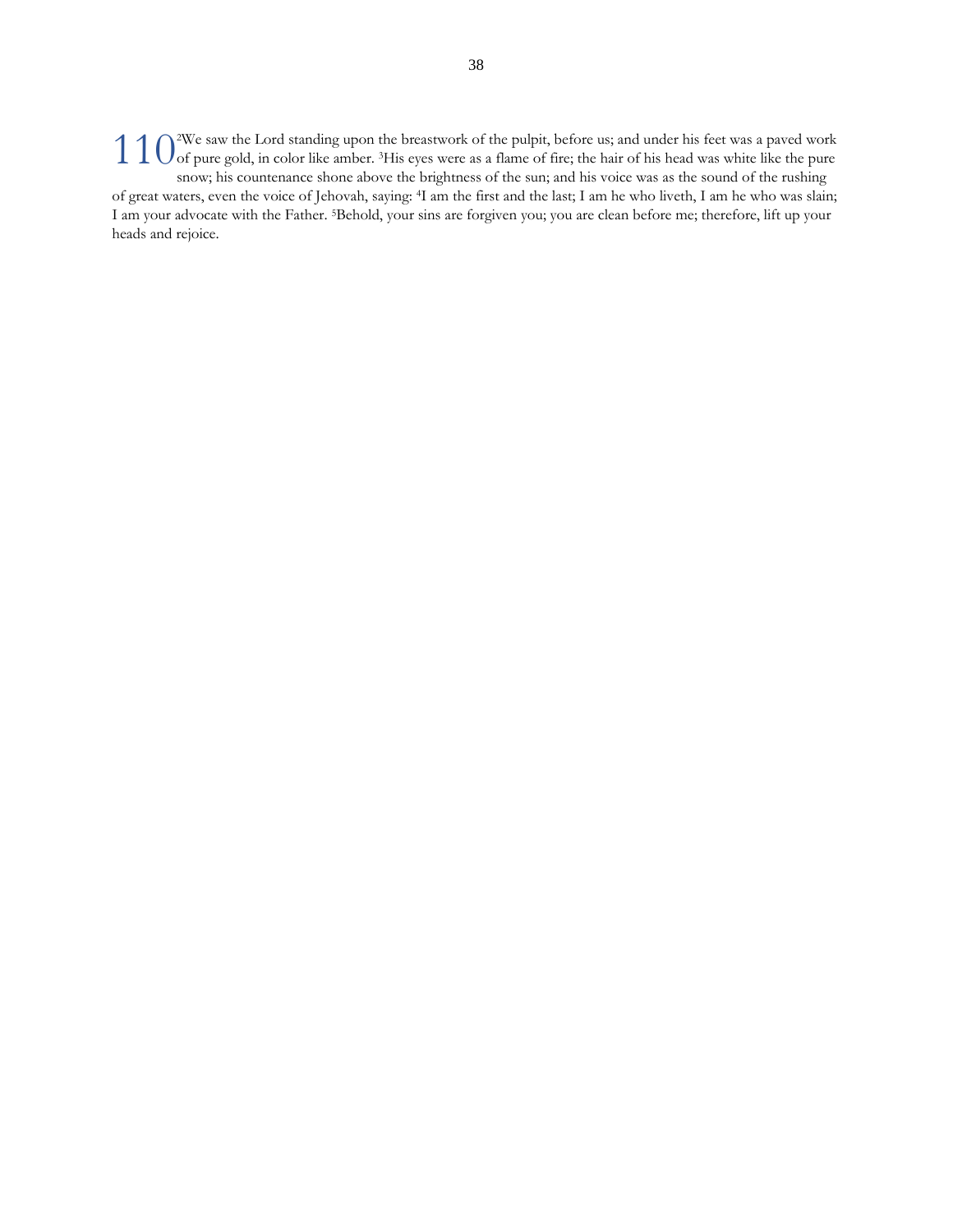110 [2]We saw the Lord standing upon the breastwork of the pulpit, before us; and under his feet was a paved work of pure gold, in color like amber. [3]His eyes were as a flame of fire; the hair of his head was white like the pure snow; his countenance shone above the brightness of the sun; and his voice was as the sound of the rushing of great waters, even the voice of Jehovah, saying: [4]I am the first and the last; I am he who liveth, I am he who was slain; I am your advocate with the Father. [5]Behold, your sins are forgiven you; you are clean before me; therefore, lift up your heads and rejoice.